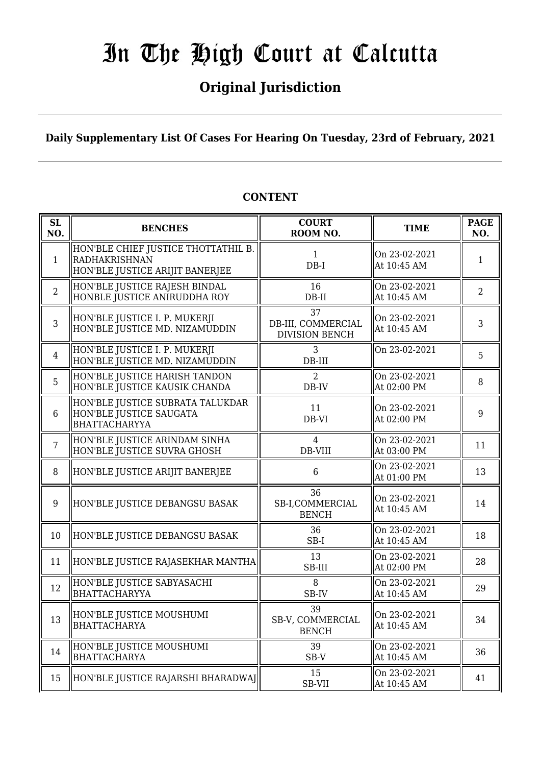# In The High Court at Calcutta

## Original Jurisdiction

**Daily Supplementary List Of Cases For Hearing On Tuesday, 23rd of February, 2021**

**CONTENT**

| SL NO. | BENCHES | COURT ROOM NO. | TIME | PAGE NO. |
|---|---|---|---|---|
| 1 | HON'BLE CHIEF JUSTICE THOTTATHIL B. RADHAKRISHNAN<br>HON'BLE JUSTICE ARIJIT BANERJEE | 1<br>DB-I | On 23-02-2021<br>At 10:45 AM | 1 |
| 2 | HON'BLE JUSTICE RAJESH BINDAL<br>HONBLE JUSTICE ANIRUDDHA ROY | 16<br>DB-II | On 23-02-2021<br>At 10:45 AM | 2 |
| 3 | HON'BLE JUSTICE I. P. MUKERJI<br>HON'BLE JUSTICE MD. NIZAMUDDIN | 37<br>DB-III, COMMERCIAL DIVISION BENCH | On 23-02-2021<br>At 10:45 AM | 3 |
| 4 | HON'BLE JUSTICE I. P. MUKERJI<br>HON'BLE JUSTICE MD. NIZAMUDDIN | 3<br>DB-III | On 23-02-2021 | 5 |
| 5 | HON'BLE JUSTICE HARISH TANDON<br>HON'BLE JUSTICE KAUSIK CHANDA | 2<br>DB-IV | On 23-02-2021<br>At 02:00 PM | 8 |
| 6 | HON'BLE JUSTICE SUBRATA TALUKDAR<br>HON'BLE JUSTICE SAUGATA BHATTACHARYYA | 11<br>DB-VI | On 23-02-2021<br>At 02:00 PM | 9 |
| 7 | HON'BLE JUSTICE ARINDAM SINHA<br>HON'BLE JUSTICE SUVRA GHOSH | 4<br>DB-VIII | On 23-02-2021<br>At 03:00 PM | 11 |
| 8 | HON'BLE JUSTICE ARIJIT BANERJEE | 6 | On 23-02-2021<br>At 01:00 PM | 13 |
| 9 | HON'BLE JUSTICE DEBANGSU BASAK | 36<br>SB-I,COMMERCIAL BENCH | On 23-02-2021<br>At 10:45 AM | 14 |
| 10 | HON'BLE JUSTICE DEBANGSU BASAK | 36<br>SB-I | On 23-02-2021<br>At 10:45 AM | 18 |
| 11 | HON'BLE JUSTICE RAJASEKHAR MANTHA | 13<br>SB-III | On 23-02-2021<br>At 02:00 PM | 28 |
| 12 | HON'BLE JUSTICE SABYASACHI BHATTACHARYYA | 8<br>SB-IV | On 23-02-2021<br>At 10:45 AM | 29 |
| 13 | HON'BLE JUSTICE MOUSHUMI BHATTACHARYA | 39<br>SB-V, COMMERCIAL BENCH | On 23-02-2021<br>At 10:45 AM | 34 |
| 14 | HON'BLE JUSTICE MOUSHUMI BHATTACHARYA | 39<br>SB-V | On 23-02-2021<br>At 10:45 AM | 36 |
| 15 | HON'BLE JUSTICE RAJARSHI BHARADWAJ | 15<br>SB-VII | On 23-02-2021<br>At 10:45 AM | 41 |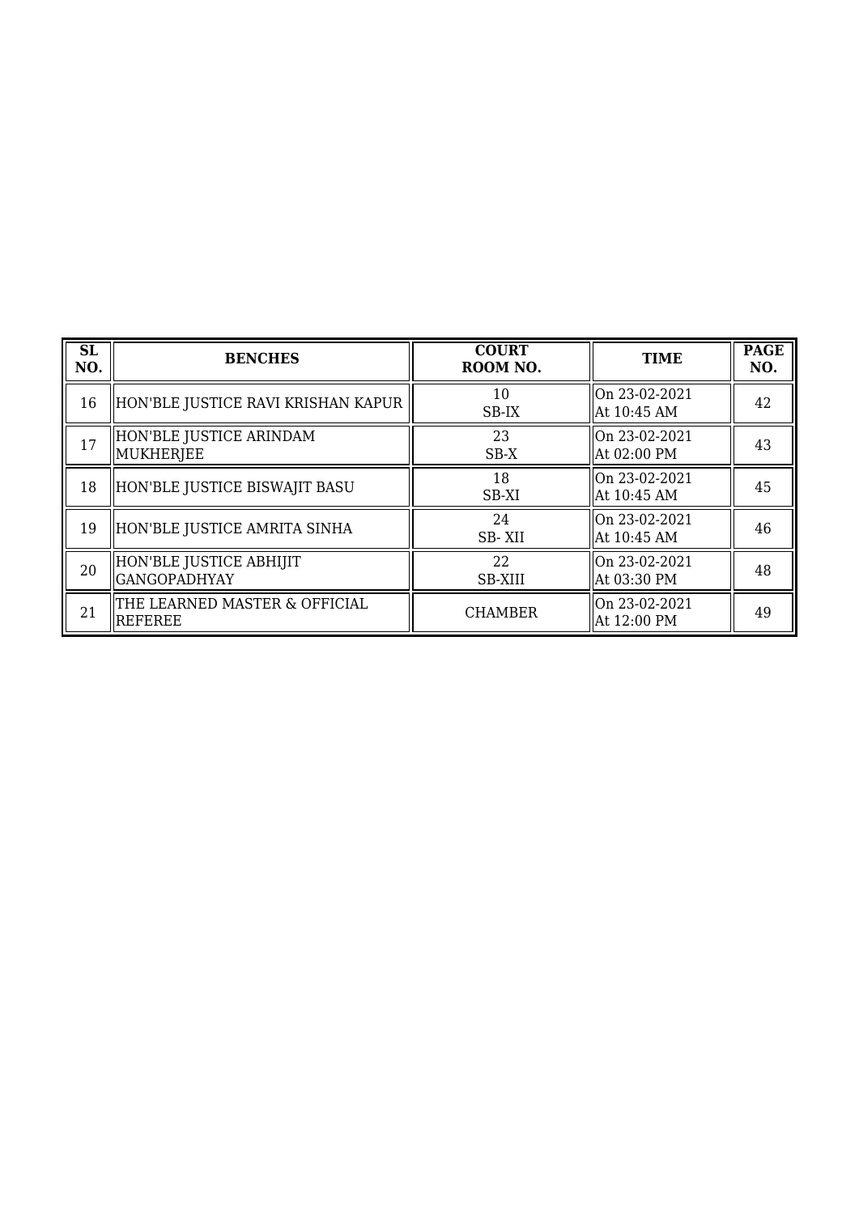| SL NO. | BENCHES | COURT ROOM NO. | TIME | PAGE NO. |
|---|---|---|---|---|
| 16 | HON'BLE JUSTICE RAVI KRISHAN KAPUR | 10 SB-IX | On 23-02-2021 At 10:45 AM | 42 |
| 17 | HON'BLE JUSTICE ARINDAM MUKHERJEE | 23 SB-X | On 23-02-2021 At 02:00 PM | 43 |
| 18 | HON'BLE JUSTICE BISWAJIT BASU | 18 SB-XI | On 23-02-2021 At 10:45 AM | 45 |
| 19 | HON'BLE JUSTICE AMRITA SINHA | 24 SB- XII | On 23-02-2021 At 10:45 AM | 46 |
| 20 | HON'BLE JUSTICE ABHIJIT GANGOPADHYAY | 22 SB-XIII | On 23-02-2021 At 03:30 PM | 48 |
| 21 | THE LEARNED MASTER & OFFICIAL REFEREE | CHAMBER | On 23-02-2021 At 12:00 PM | 49 |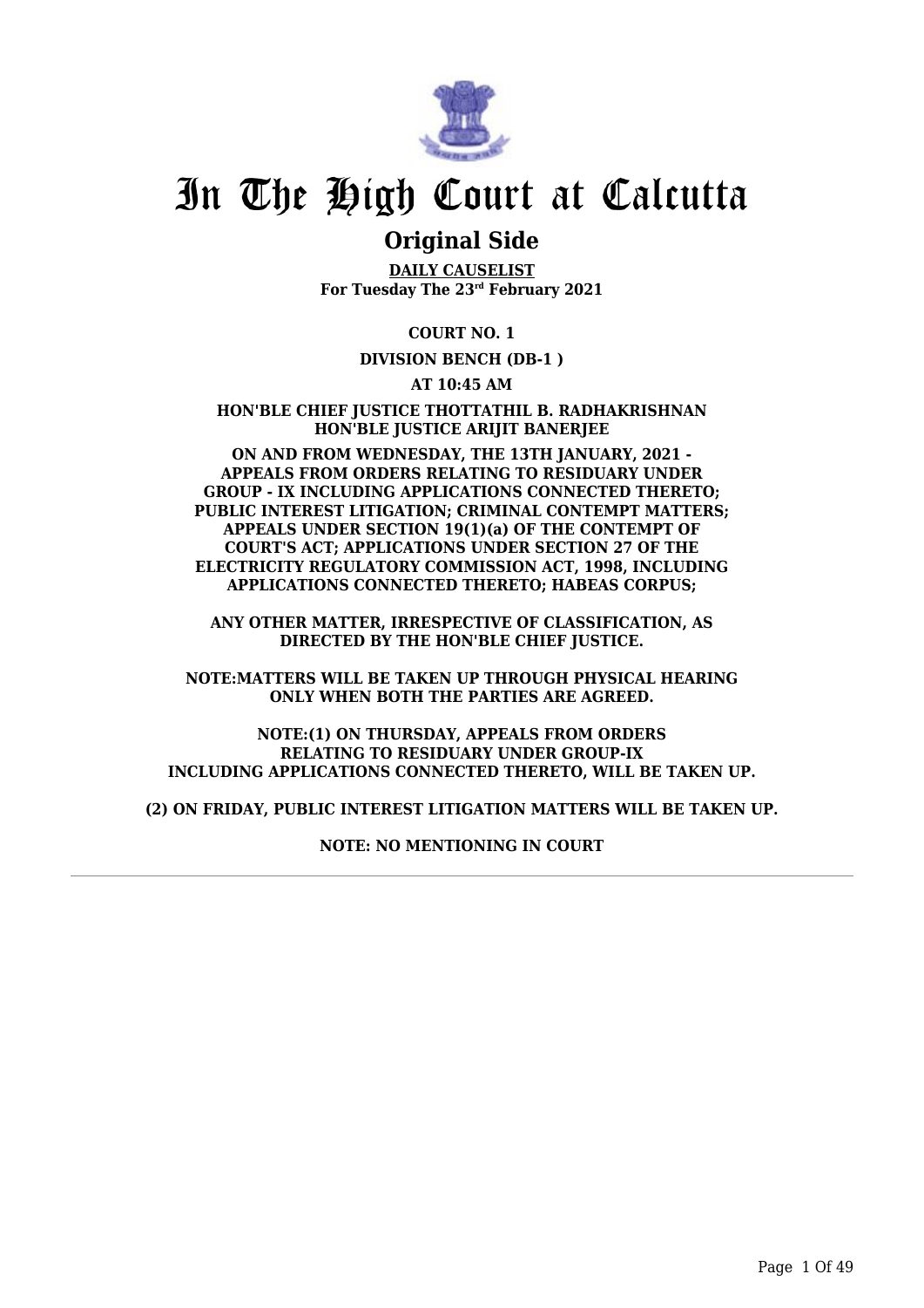# In The High Court at Calcutta

## Original Side

**DAILY CAUSELIST**
**For Tuesday The 23rd February 2021**

**COURT NO. 1**

**DIVISION BENCH (DB-1 )**

**AT 10:45 AM**

**HON'BLE CHIEF JUSTICE THOTTATHIL B. RADHAKRISHNAN**
**HON'BLE JUSTICE ARIJIT BANERJEE**

**ON AND FROM WEDNESDAY, THE 13TH JANUARY, 2021 - APPEALS FROM ORDERS RELATING TO RESIDUARY UNDER GROUP - IX INCLUDING APPLICATIONS CONNECTED THERETO; PUBLIC INTEREST LITIGATION; CRIMINAL CONTEMPT MATTERS; APPEALS UNDER SECTION 19(1)(a) OF THE CONTEMPT OF COURT'S ACT; APPLICATIONS UNDER SECTION 27 OF THE ELECTRICITY REGULATORY COMMISSION ACT, 1998, INCLUDING APPLICATIONS CONNECTED THERETO; HABEAS CORPUS;**

**ANY OTHER MATTER, IRRESPECTIVE OF CLASSIFICATION, AS DIRECTED BY THE HON'BLE CHIEF JUSTICE.**

**NOTE:MATTERS WILL BE TAKEN UP THROUGH PHYSICAL HEARING ONLY WHEN BOTH THE PARTIES ARE AGREED.**

**NOTE:(1) ON THURSDAY, APPEALS FROM ORDERS RELATING TO RESIDUARY UNDER GROUP-IX INCLUDING APPLICATIONS CONNECTED THERETO, WILL BE TAKEN UP.**

**(2) ON FRIDAY, PUBLIC INTEREST LITIGATION MATTERS WILL BE TAKEN UP.**

**NOTE: NO MENTIONING IN COURT**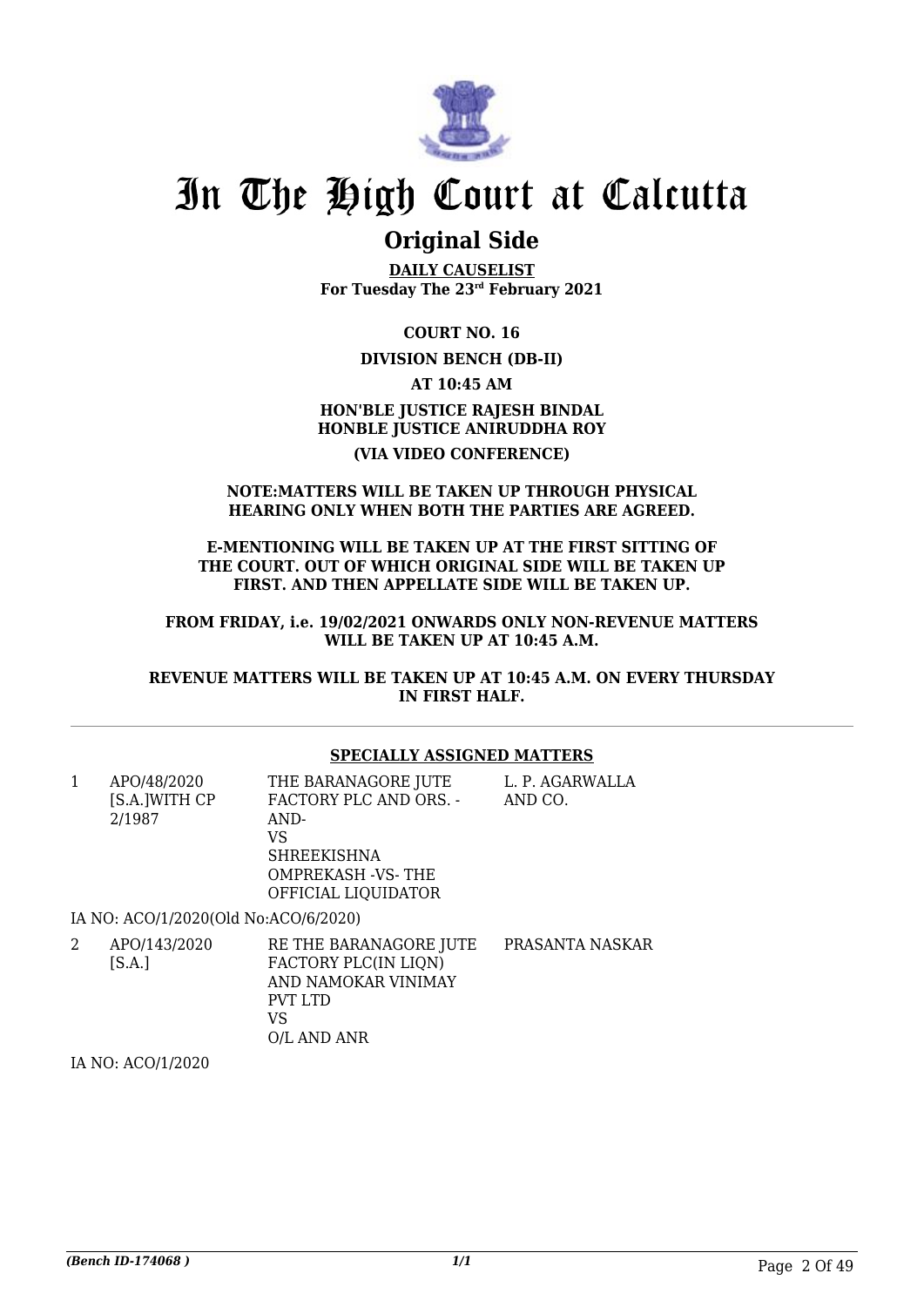# In The High Court at Calcutta

## Original Side

**DAILY CAUSELIST**
**For Tuesday The 23rd February 2021**

**COURT NO. 16**

**DIVISION BENCH (DB-II)**

**AT 10:45 AM**

**HON'BLE JUSTICE RAJESH BINDAL**
**HONBLE JUSTICE ANIRUDDHA ROY**

**(VIA VIDEO CONFERENCE)**

**NOTE:MATTERS WILL BE TAKEN UP THROUGH PHYSICAL HEARING ONLY WHEN BOTH THE PARTIES ARE AGREED.**

**E-MENTIONING WILL BE TAKEN UP AT THE FIRST SITTING OF THE COURT. OUT OF WHICH ORIGINAL SIDE WILL BE TAKEN UP FIRST. AND THEN APPELLATE SIDE WILL BE TAKEN UP.**

**FROM FRIDAY, i.e. 19/02/2021 ONWARDS ONLY NON-REVENUE MATTERS WILL BE TAKEN UP AT 10:45 A.M.**

**REVENUE MATTERS WILL BE TAKEN UP AT 10:45 A.M. ON EVERY THURSDAY IN FIRST HALF.**

---

**SPECIALLY ASSIGNED MATTERS**

| | | | |
|---|---|---|---|
| 1 | APO/48/2020 [S.A.]WITH CP 2/1987 | THE BARANAGORE JUTE FACTORY PLC AND ORS. -AND-<br>VS<br>SHREEKISHNA OMPREKASH -VS- THE OFFICIAL LIQUIDATOR | L. P. AGARWALLA AND CO. |

IA NO: ACO/1/2020(Old No:ACO/6/2020)

| | | | |
|---|---|---|---|
| 2 | APO/143/2020 [S.A.] | RE THE BARANAGORE JUTE FACTORY PLC(IN LIQN) AND NAMOKAR VINIMAY PVT LTD<br>VS<br>O/L AND ANR | PRASANTA NASKAR |

IA NO: ACO/1/2020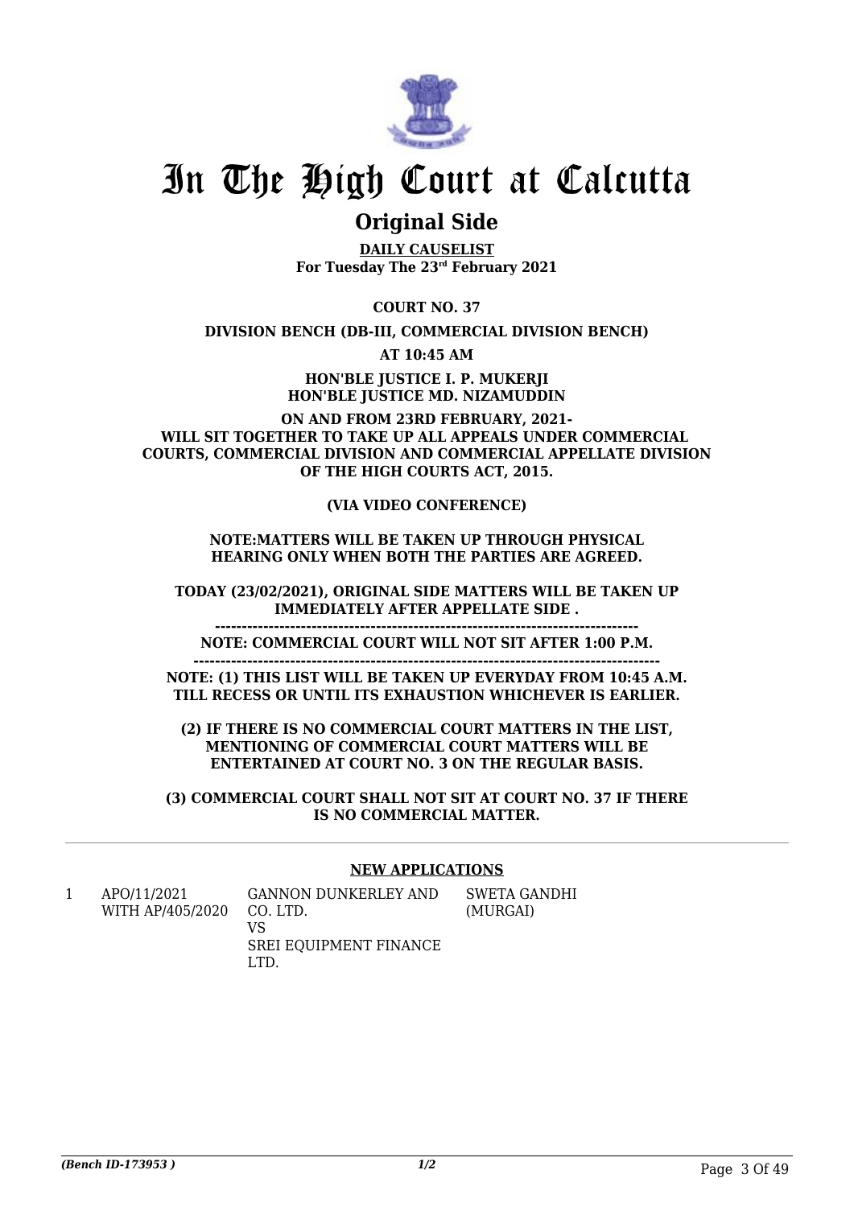# In The High Court at Calcutta

## Original Side

**DAILY CAUSELIST**
**For Tuesday The 23rd February 2021**

**COURT NO. 37**

**DIVISION BENCH (DB-III, COMMERCIAL DIVISION BENCH)**

**AT 10:45 AM**

**HON'BLE JUSTICE I. P. MUKERJI**
**HON'BLE JUSTICE MD. NIZAMUDDIN**

**ON AND FROM 23RD FEBRUARY, 2021- WILL SIT TOGETHER TO TAKE UP ALL APPEALS UNDER COMMERCIAL COURTS, COMMERCIAL DIVISION AND COMMERCIAL APPELLATE DIVISION OF THE HIGH COURTS ACT, 2015.**

**(VIA VIDEO CONFERENCE)**

**NOTE:MATTERS WILL BE TAKEN UP THROUGH PHYSICAL HEARING ONLY WHEN BOTH THE PARTIES ARE AGREED.**

**TODAY (23/02/2021), ORIGINAL SIDE MATTERS WILL BE TAKEN UP IMMEDIATELY AFTER APPELLATE SIDE .**

**------------------------------------------------------------------------------**

**NOTE: COMMERCIAL COURT WILL NOT SIT AFTER 1:00 P.M.**

**-----------------------------------------------------------------------------------**

**NOTE: (1) THIS LIST WILL BE TAKEN UP EVERYDAY FROM 10:45 A.M. TILL RECESS OR UNTIL ITS EXHAUSTION WHICHEVER IS EARLIER.**

**(2) IF THERE IS NO COMMERCIAL COURT MATTERS IN THE LIST, MENTIONING OF COMMERCIAL COURT MATTERS WILL BE ENTERTAINED AT COURT NO. 3 ON THE REGULAR BASIS.**

**(3) COMMERCIAL COURT SHALL NOT SIT AT COURT NO. 37 IF THERE IS NO COMMERCIAL MATTER.**

### NEW APPLICATIONS

| | | | |
|---|---|---|---|
| 1 | APO/11/2021 WITH AP/405/2020 | GANNON DUNKERLEY AND CO. LTD. VS SREI EQUIPMENT FINANCE LTD. | SWETA GANDHI (MURGAI) |

*(Bench ID-173953 )* 1/2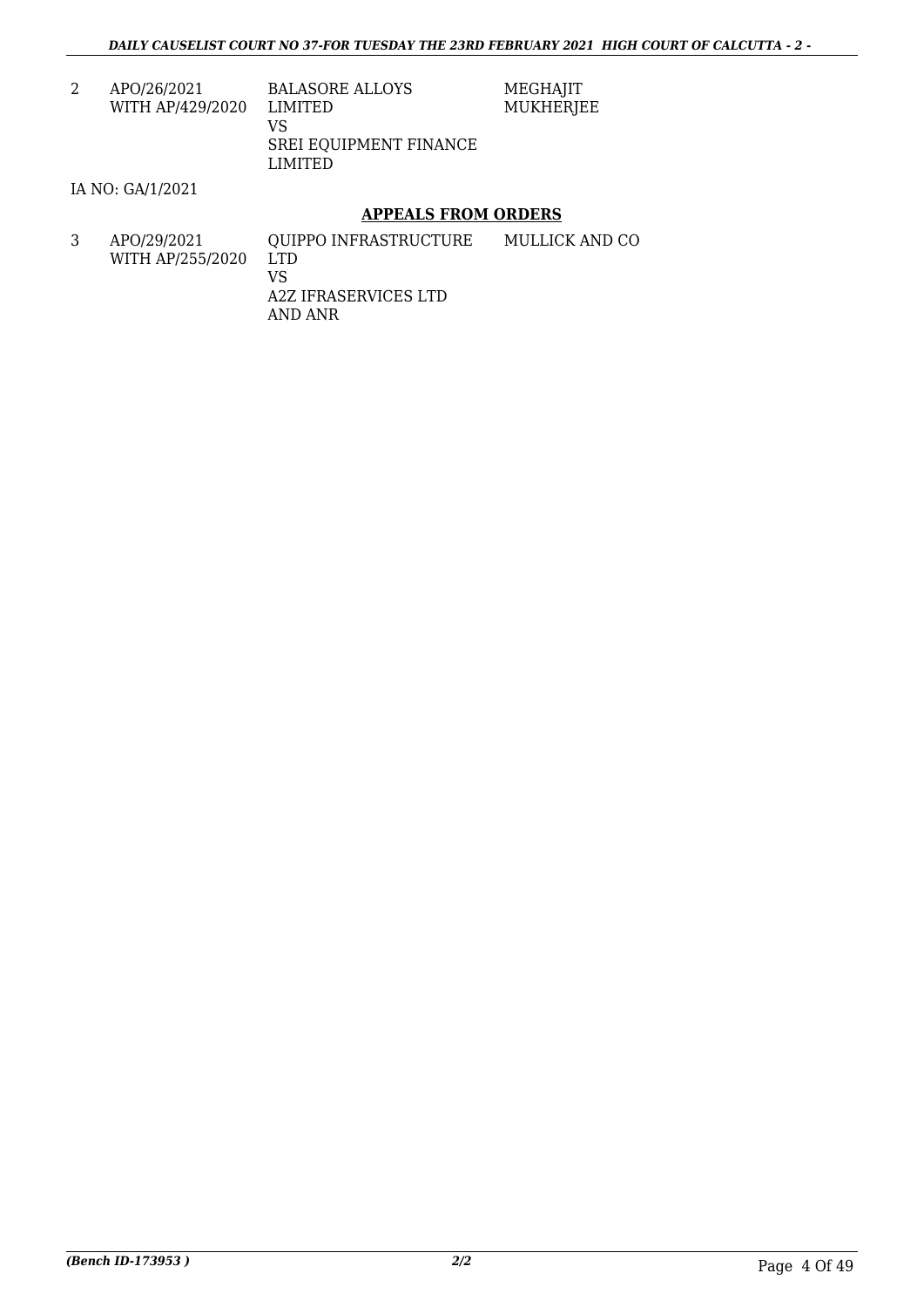| | | | |
|---|---|---|---|
| 2 | APO/26/2021 WITH AP/429/2020 | BALASORE ALLOYS LIMITED VS SREI EQUIPMENT FINANCE LIMITED | MEGHAJIT MUKHERJEE |

IA NO: GA/1/2021

## APPEALS FROM ORDERS

| | | | |
|---|---|---|---|
| 3 | APO/29/2021 WITH AP/255/2020 | QUIPPO INFRASTRUCTURE LTD VS A2Z IFRASERVICES LTD AND ANR | MULLICK AND CO |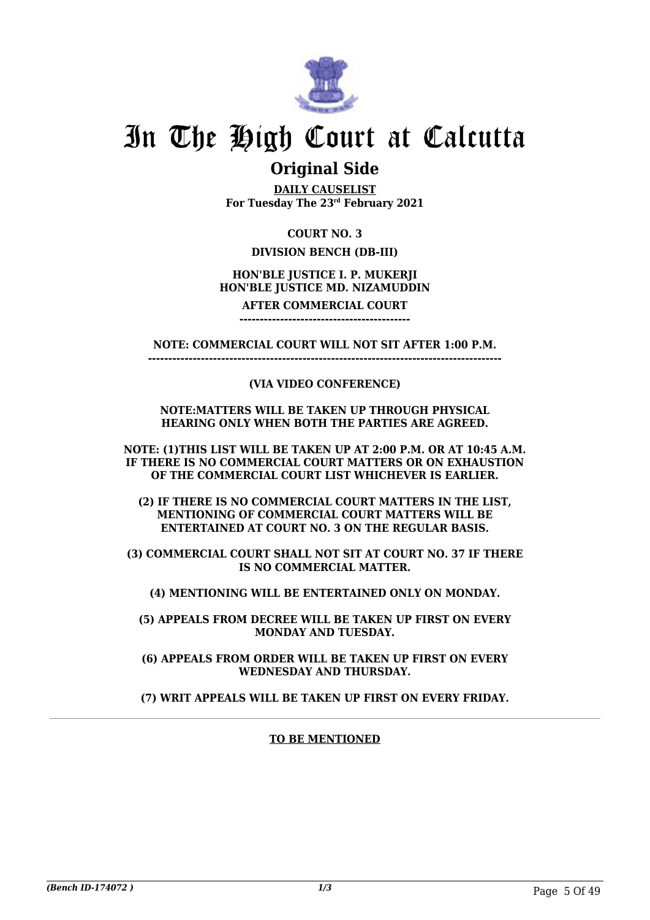# In The High Court at Calcutta

## Original Side

**DAILY CAUSELIST**
**For Tuesday The 23rd February 2021**

**COURT NO. 3**

**DIVISION BENCH (DB-III)**

**HON'BLE JUSTICE I. P. MUKERJI**
**HON'BLE JUSTICE MD. NIZAMUDDIN**

**AFTER COMMERCIAL COURT**

**-----------------------------------------**

**NOTE: COMMERCIAL COURT WILL NOT SIT AFTER 1:00 P.M.**

**--------------------------------------------------------------------------------------**

**(VIA VIDEO CONFERENCE)**

**NOTE:MATTERS WILL BE TAKEN UP THROUGH PHYSICAL HEARING ONLY WHEN BOTH THE PARTIES ARE AGREED.**

**NOTE: (1)THIS LIST WILL BE TAKEN UP AT 2:00 P.M. OR AT 10:45 A.M. IF THERE IS NO COMMERCIAL COURT MATTERS OR ON EXHAUSTION OF THE COMMERCIAL COURT LIST WHICHEVER IS EARLIER.**

**(2) IF THERE IS NO COMMERCIAL COURT MATTERS IN THE LIST, MENTIONING OF COMMERCIAL COURT MATTERS WILL BE ENTERTAINED AT COURT NO. 3 ON THE REGULAR BASIS.**

**(3) COMMERCIAL COURT SHALL NOT SIT AT COURT NO. 37 IF THERE IS NO COMMERCIAL MATTER.**

**(4) MENTIONING WILL BE ENTERTAINED ONLY ON MONDAY.**

**(5) APPEALS FROM DECREE WILL BE TAKEN UP FIRST ON EVERY MONDAY AND TUESDAY.**

**(6) APPEALS FROM ORDER WILL BE TAKEN UP FIRST ON EVERY WEDNESDAY AND THURSDAY.**

**(7) WRIT APPEALS WILL BE TAKEN UP FIRST ON EVERY FRIDAY.**

---

**TO BE MENTIONED**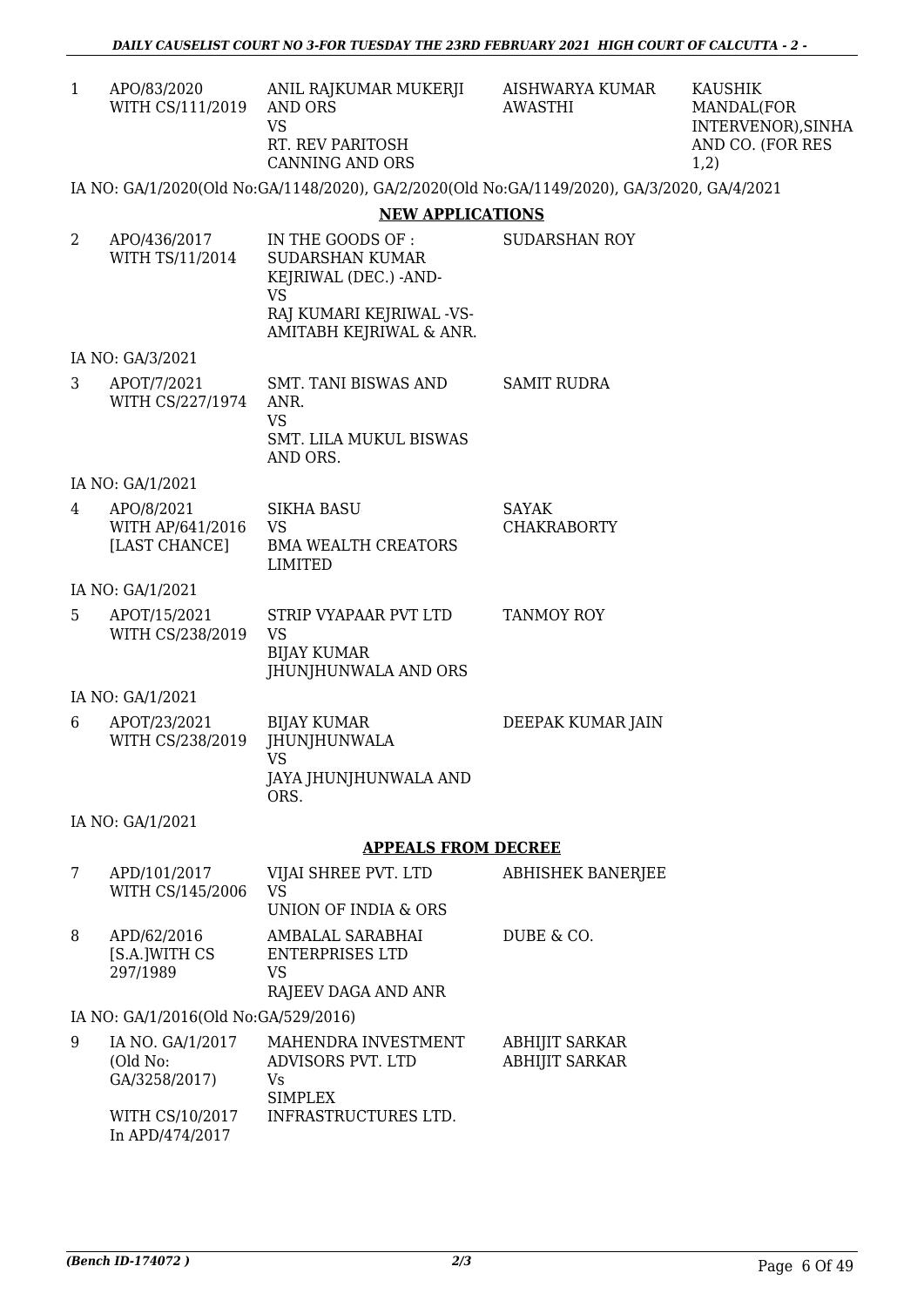| | | | | |
|---|---|---|---|---|
| 1 | APO/83/2020 WITH CS/111/2019 | ANIL RAJKUMAR MUKERJI AND ORS VS RT. REV PARITOSH CANNING AND ORS | AISHWARYA KUMAR AWASTHI | KAUSHIK MANDAL(FOR INTERVENOR),SINHA AND CO. (FOR RES 1,2) |

IA NO: GA/1/2020(Old No:GA/1148/2020), GA/2/2020(Old No:GA/1149/2020), GA/3/2020, GA/4/2021

## NEW APPLICATIONS

| | | | |
|---|---|---|---|
| 2 | APO/436/2017 WITH TS/11/2014 | IN THE GOODS OF : SUDARSHAN KUMAR KEJRIWAL (DEC.) -AND- VS RAJ KUMARI KEJRIWAL -VS- AMITABH KEJRIWAL & ANR. | SUDARSHAN ROY |

IA NO: GA/3/2021

| | | | |
|---|---|---|---|
| 3 | APOT/7/2021 WITH CS/227/1974 | SMT. TANI BISWAS AND ANR. VS SMT. LILA MUKUL BISWAS AND ORS. | SAMIT RUDRA |

IA NO: GA/1/2021

| | | | |
|---|---|---|---|
| 4 | APO/8/2021 WITH AP/641/2016 [LAST CHANCE] | SIKHA BASU VS BMA WEALTH CREATORS LIMITED | SAYAK CHAKRABORTY |

IA NO: GA/1/2021

| | | | |
|---|---|---|---|
| 5 | APOT/15/2021 WITH CS/238/2019 | STRIP VYAPAAR PVT LTD VS BIJAY KUMAR JHUNJHUNWALA AND ORS | TANMOY ROY |

IA NO: GA/1/2021

| | | | |
|---|---|---|---|
| 6 | APOT/23/2021 WITH CS/238/2019 | BIJAY KUMAR JHUNJHUNWALA VS JAYA JHUNJHUNWALA AND ORS. | DEEPAK KUMAR JAIN |

IA NO: GA/1/2021

## APPEALS FROM DECREE

| | | | |
|---|---|---|---|
| 7 | APD/101/2017 WITH CS/145/2006 | VIJAI SHREE PVT. LTD VS UNION OF INDIA & ORS | ABHISHEK BANERJEE |
| 8 | APD/62/2016 [S.A.]WITH CS 297/1989 | AMBALAL SARABHAI ENTERPRISES LTD VS RAJEEV DAGA AND ANR | DUBE & CO. |

IA NO: GA/1/2016(Old No:GA/529/2016)

| | | | |
|---|---|---|---|
| 9 | IA NO. GA/1/2017 (Old No: GA/3258/2017) WITH CS/10/2017 In APD/474/2017 | MAHENDRA INVESTMENT ADVISORS PVT. LTD Vs SIMPLEX INFRASTRUCTURES LTD. | ABHIJIT SARKAR ABHIJIT SARKAR |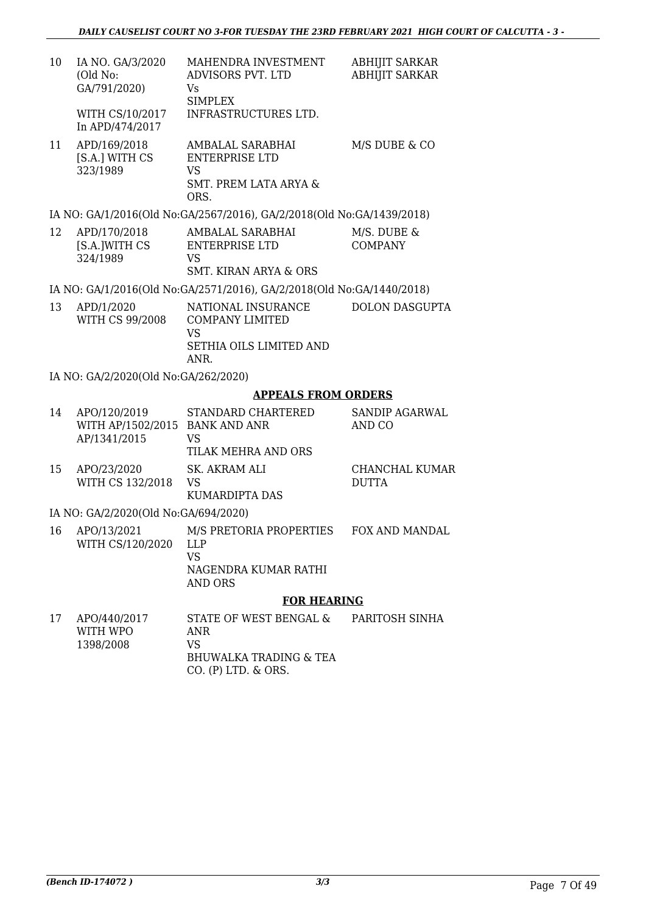| | | | |
|---|---|---|---|
| 10 | IA NO. GA/3/2020 (Old No: GA/791/2020) WITH CS/10/2017 In APD/474/2017 | MAHENDRA INVESTMENT ADVISORS PVT. LTD Vs SIMPLEX INFRASTRUCTURES LTD. | ABHIJIT SARKAR ABHIJIT SARKAR |
| 11 | APD/169/2018 [S.A.] WITH CS 323/1989 | AMBALAL SARABHAI ENTERPRISE LTD VS SMT. PREM LATA ARYA & ORS. | M/S DUBE & CO |

IA NO: GA/1/2016(Old No:GA/2567/2016), GA/2/2018(Old No:GA/1439/2018)

| | | | |
|---|---|---|---|
| 12 | APD/170/2018 [S.A.]WITH CS 324/1989 | AMBALAL SARABHAI ENTERPRISE LTD VS SMT. KIRAN ARYA & ORS | M/S. DUBE & COMPANY |

IA NO: GA/1/2016(Old No:GA/2571/2016), GA/2/2018(Old No:GA/1440/2018)

| | | | |
|---|---|---|---|
| 13 | APD/1/2020 WITH CS 99/2008 | NATIONAL INSURANCE COMPANY LIMITED VS SETHIA OILS LIMITED AND ANR. | DOLON DASGUPTA |

IA NO: GA/2/2020(Old No:GA/262/2020)

## APPEALS FROM ORDERS

| | | | |
|---|---|---|---|
| 14 | APO/120/2019 WITH AP/1502/2015 AP/1341/2015 | STANDARD CHARTERED BANK AND ANR VS TILAK MEHRA AND ORS | SANDIP AGARWAL AND CO |
| 15 | APO/23/2020 WITH CS 132/2018 | SK. AKRAM ALI VS KUMARDIPTA DAS | CHANCHAL KUMAR DUTTA |

IA NO: GA/2/2020(Old No:GA/694/2020)

| | | | |
|---|---|---|---|
| 16 | APO/13/2021 WITH CS/120/2020 | M/S PRETORIA PROPERTIES LLP VS NAGENDRA KUMAR RATHI AND ORS | FOX AND MANDAL |

## FOR HEARING

| | | | |
|---|---|---|---|
| 17 | APO/440/2017 WITH WPO 1398/2008 | STATE OF WEST BENGAL & ANR VS BHUWALKA TRADING & TEA CO. (P) LTD. & ORS. | PARITOSH SINHA |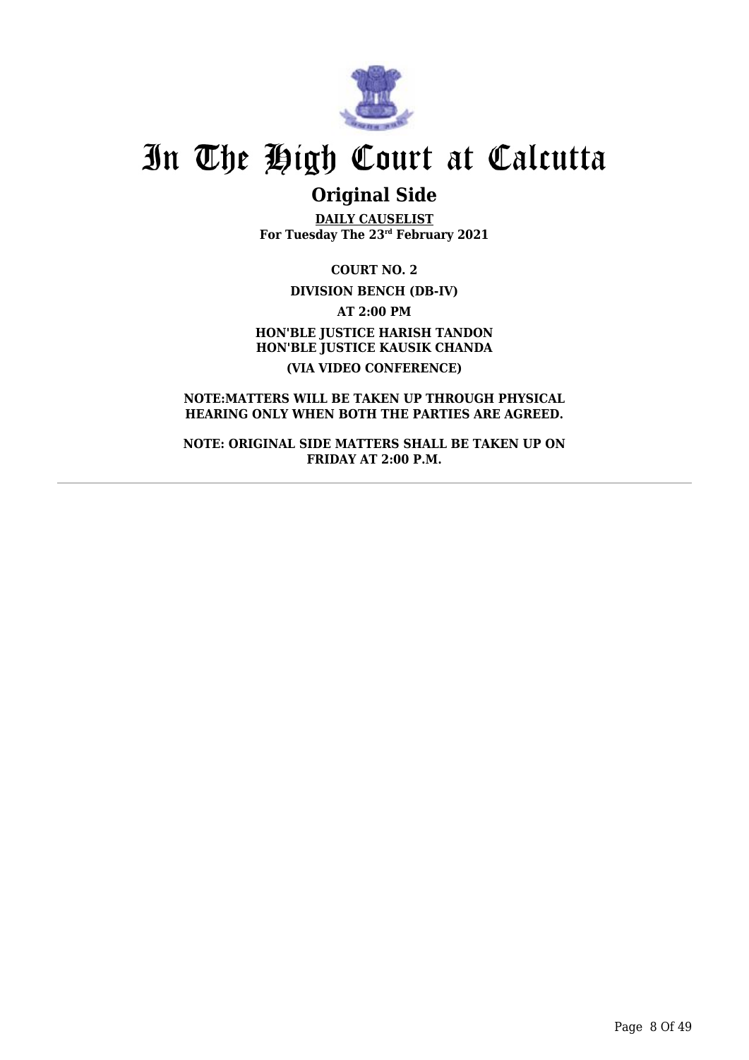# In The High Court at Calcutta

## Original Side

**DAILY CAUSELIST**
**For Tuesday The 23rd February 2021**

**COURT NO. 2**

**DIVISION BENCH (DB-IV)**

**AT 2:00 PM**

**HON'BLE JUSTICE HARISH TANDON**
**HON'BLE JUSTICE KAUSIK CHANDA**

**(VIA VIDEO CONFERENCE)**

**NOTE:MATTERS WILL BE TAKEN UP THROUGH PHYSICAL HEARING ONLY WHEN BOTH THE PARTIES ARE AGREED.**

**NOTE: ORIGINAL SIDE MATTERS SHALL BE TAKEN UP ON FRIDAY AT 2:00 P.M.**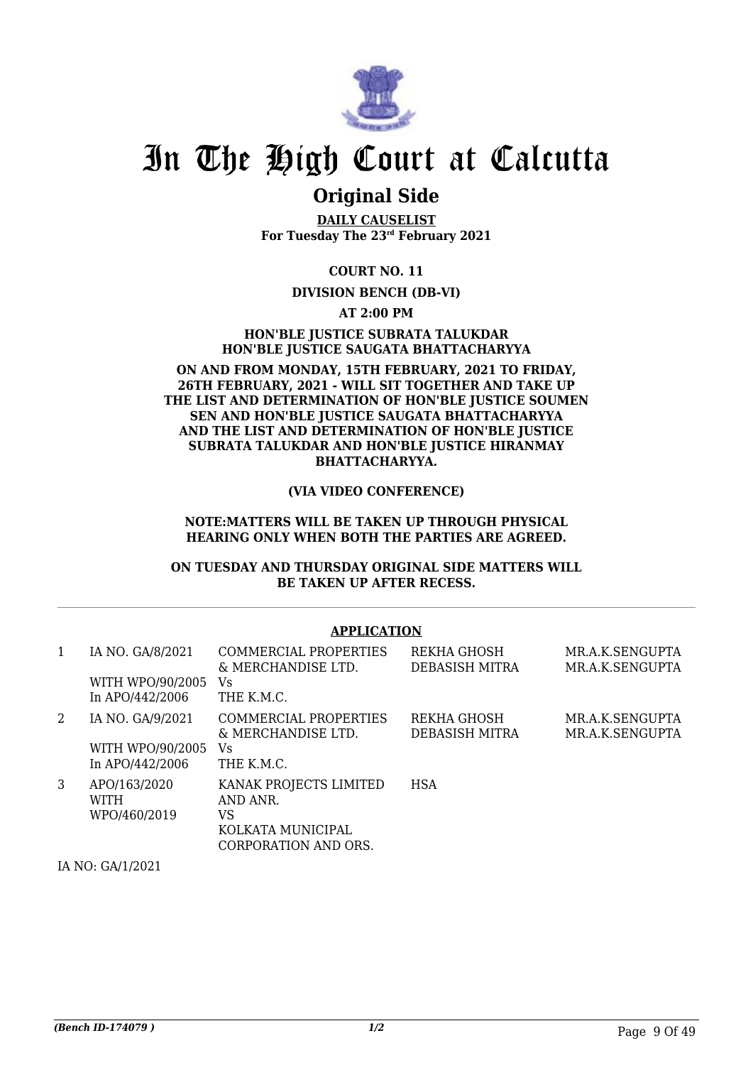# In The High Court at Calcutta

## Original Side

**DAILY CAUSELIST**
**For Tuesday The 23rd February 2021**

**COURT NO. 11**

**DIVISION BENCH (DB-VI)**

**AT 2:00 PM**

**HON'BLE JUSTICE SUBRATA TALUKDAR**
**HON'BLE JUSTICE SAUGATA BHATTACHARYYA**

**ON AND FROM MONDAY, 15TH FEBRUARY, 2021 TO FRIDAY, 26TH FEBRUARY, 2021 - WILL SIT TOGETHER AND TAKE UP THE LIST AND DETERMINATION OF HON'BLE JUSTICE SOUMEN SEN AND HON'BLE JUSTICE SAUGATA BHATTACHARYYA AND THE LIST AND DETERMINATION OF HON'BLE JUSTICE SUBRATA TALUKDAR AND HON'BLE JUSTICE HIRANMAY BHATTACHARYYA.**

**(VIA VIDEO CONFERENCE)**

**NOTE:MATTERS WILL BE TAKEN UP THROUGH PHYSICAL HEARING ONLY WHEN BOTH THE PARTIES ARE AGREED.**

**ON TUESDAY AND THURSDAY ORIGINAL SIDE MATTERS WILL BE TAKEN UP AFTER RECESS.**

**APPLICATION**

| | | | | |
|---|---|---|---|---|
| 1 | IA NO. GA/8/2021<br>WITH WPO/90/2005<br>In APO/442/2006 | COMMERCIAL PROPERTIES & MERCHANDISE LTD.<br>Vs<br>THE K.M.C. | REKHA GHOSH<br>DEBASISH MITRA | MR.A.K.SENGUPTA<br>MR.A.K.SENGUPTA |
| 2 | IA NO. GA/9/2021<br>WITH WPO/90/2005<br>In APO/442/2006 | COMMERCIAL PROPERTIES & MERCHANDISE LTD.<br>Vs<br>THE K.M.C. | REKHA GHOSH<br>DEBASISH MITRA | MR.A.K.SENGUPTA<br>MR.A.K.SENGUPTA |
| 3 | APO/163/2020<br>WITH<br>WPO/460/2019 | KANAK PROJECTS LIMITED AND ANR.<br>VS<br>KOLKATA MUNICIPAL CORPORATION AND ORS. | HSA | |

IA NO: GA/1/2021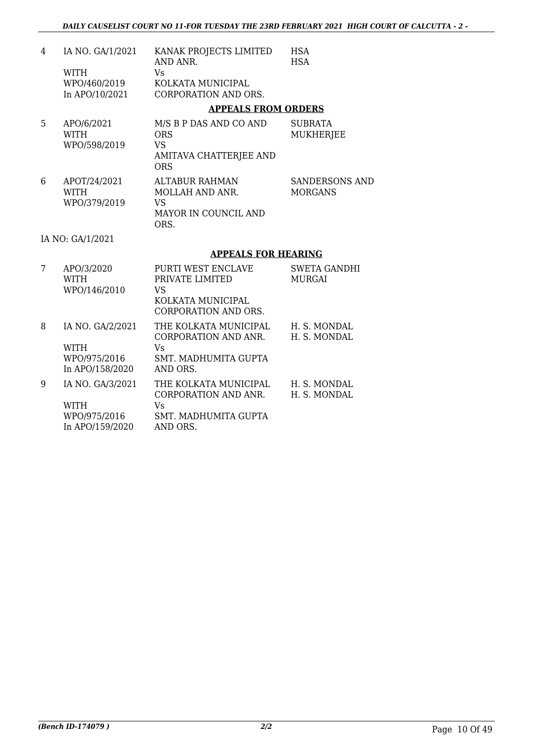| | | | |
|---|---|---|---|
| 4 | IA NO. GA/1/2021<br><br>WITH<br>WPO/460/2019<br>In APO/10/2021 | KANAK PROJECTS LIMITED AND ANR.<br>Vs<br>KOLKATA MUNICIPAL CORPORATION AND ORS. | HSA<br>HSA |

**APPEALS FROM ORDERS**

| | | | |
|---|---|---|---|
| 5 | APO/6/2021<br>WITH<br>WPO/598/2019 | M/S B P DAS AND CO AND ORS<br>VS<br>AMITAVA CHATTERJEE AND ORS | SUBRATA MUKHERJEE |
| 6 | APOT/24/2021<br>WITH<br>WPO/379/2019 | ALTABUR RAHMAN MOLLAH AND ANR.<br>VS<br>MAYOR IN COUNCIL AND ORS. | SANDERSONS AND MORGANS |

IA NO: GA/1/2021

**APPEALS FOR HEARING**

| | | | |
|---|---|---|---|
| 7 | APO/3/2020<br>WITH<br>WPO/146/2010 | PURTI WEST ENCLAVE PRIVATE LIMITED<br>VS<br>KOLKATA MUNICIPAL CORPORATION AND ORS. | SWETA GANDHI MURGAI |
| 8 | IA NO. GA/2/2021<br><br>WITH<br>WPO/975/2016<br>In APO/158/2020 | THE KOLKATA MUNICIPAL CORPORATION AND ANR.<br>Vs<br>SMT. MADHUMITA GUPTA AND ORS. | H. S. MONDAL<br>H. S. MONDAL |
| 9 | IA NO. GA/3/2021<br><br>WITH<br>WPO/975/2016<br>In APO/159/2020 | THE KOLKATA MUNICIPAL CORPORATION AND ANR.<br>Vs<br>SMT. MADHUMITA GUPTA AND ORS. | H. S. MONDAL<br>H. S. MONDAL |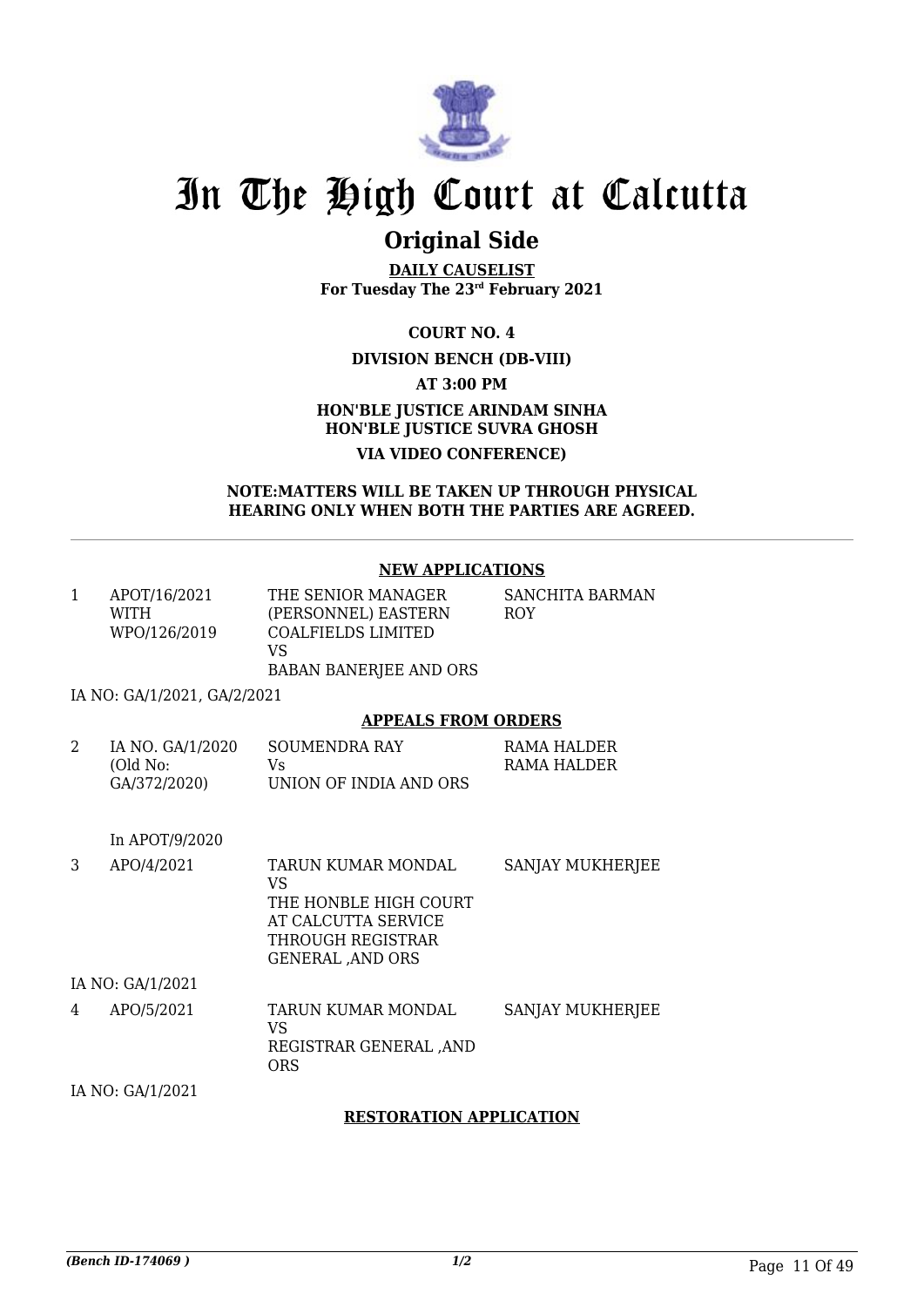# In The High Court at Calcutta

## Original Side

**DAILY CAUSELIST**
**For Tuesday The 23rd February 2021**

**COURT NO. 4**

**DIVISION BENCH (DB-VIII)**

**AT 3:00 PM**

**HON'BLE JUSTICE ARINDAM SINHA**
**HON'BLE JUSTICE SUVRA GHOSH**

**VIA VIDEO CONFERENCE)**

**NOTE:MATTERS WILL BE TAKEN UP THROUGH PHYSICAL HEARING ONLY WHEN BOTH THE PARTIES ARE AGREED.**

---

**NEW APPLICATIONS**

| | | | |
|---|---|---|---|
| 1 | APOT/16/2021 WITH WPO/126/2019 | THE SENIOR MANAGER (PERSONNEL) EASTERN COALFIELDS LIMITED VS BABAN BANERJEE AND ORS | SANCHITA BARMAN ROY |

IA NO: GA/1/2021, GA/2/2021

**APPEALS FROM ORDERS**

| | | | |
|---|---|---|---|
| 2 | IA NO. GA/1/2020 (Old No: GA/372/2020) In APOT/9/2020 | SOUMENDRA RAY Vs UNION OF INDIA AND ORS | RAMA HALDER RAMA HALDER |
| 3 | APO/4/2021 | TARUN KUMAR MONDAL VS THE HONBLE HIGH COURT AT CALCUTTA SERVICE THROUGH REGISTRAR GENERAL ,AND ORS | SANJAY MUKHERJEE |

IA NO: GA/1/2021

| | | | |
|---|---|---|---|
| 4 | APO/5/2021 | TARUN KUMAR MONDAL VS REGISTRAR GENERAL ,AND ORS | SANJAY MUKHERJEE |

IA NO: GA/1/2021

**RESTORATION APPLICATION**

*(Bench ID-174069 )* 1/2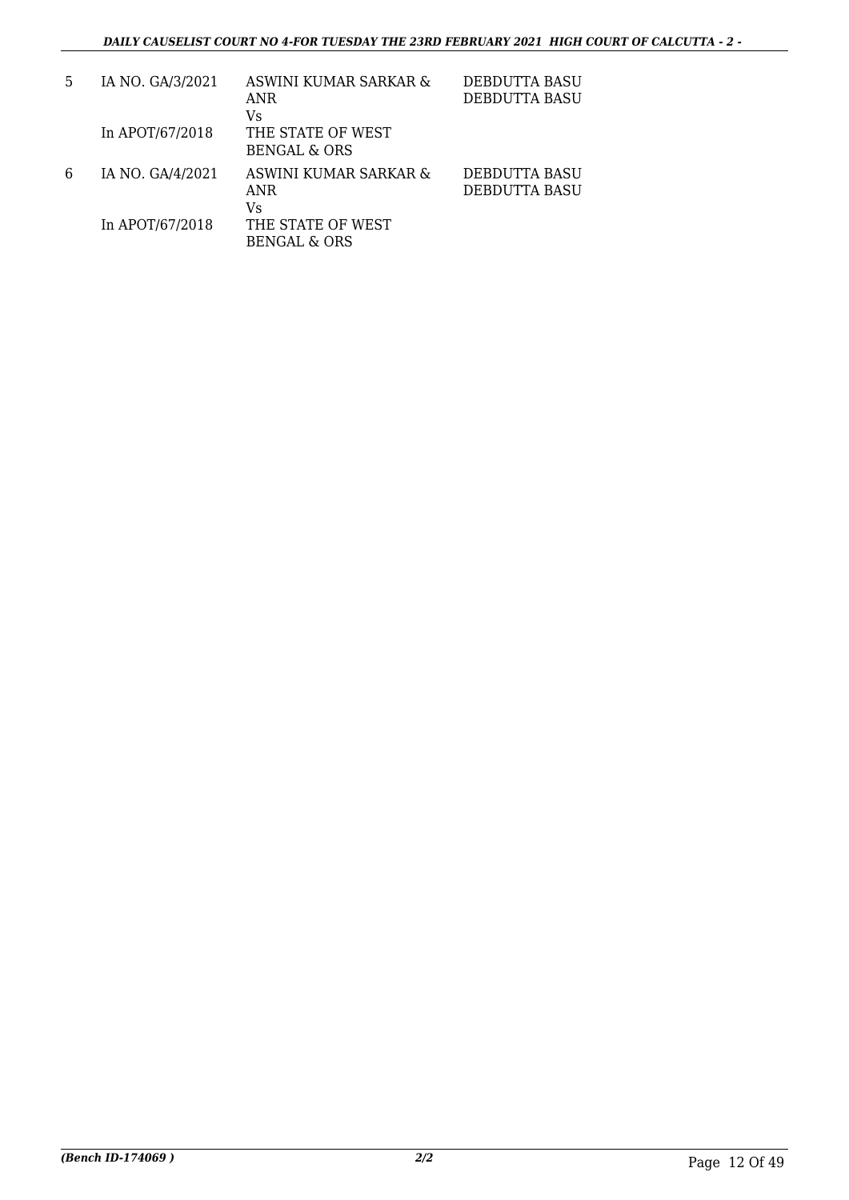| | | | |
|---|---|---|---|
| 5 | IA NO. GA/3/2021<br><br>In APOT/67/2018 | ASWINI KUMAR SARKAR & ANR<br>Vs<br>THE STATE OF WEST BENGAL & ORS | DEBDUTTA BASU<br>DEBDUTTA BASU |
| 6 | IA NO. GA/4/2021<br><br>In APOT/67/2018 | ASWINI KUMAR SARKAR & ANR<br>Vs<br>THE STATE OF WEST BENGAL & ORS | DEBDUTTA BASU<br>DEBDUTTA BASU |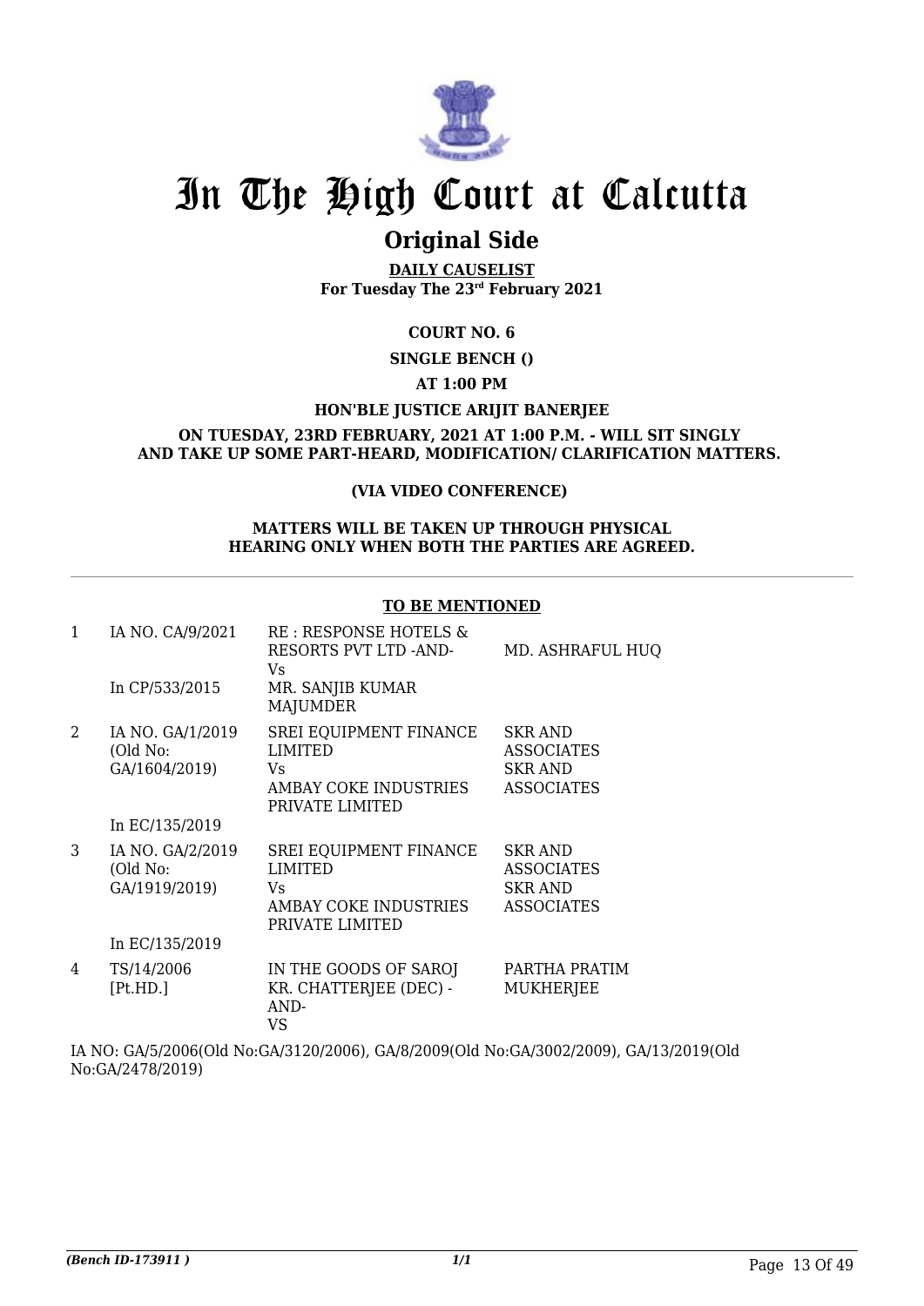# In The High Court at Calcutta

## Original Side

**DAILY CAUSELIST**
**For Tuesday The 23rd February 2021**

**COURT NO. 6**

**SINGLE BENCH ()**

**AT 1:00 PM**

**HON'BLE JUSTICE ARIJIT BANERJEE**

**ON TUESDAY, 23RD FEBRUARY, 2021 AT 1:00 P.M. - WILL SIT SINGLY AND TAKE UP SOME PART-HEARD, MODIFICATION/ CLARIFICATION MATTERS.**

**(VIA VIDEO CONFERENCE)**

**MATTERS WILL BE TAKEN UP THROUGH PHYSICAL HEARING ONLY WHEN BOTH THE PARTIES ARE AGREED.**

**TO BE MENTIONED**

| | | | |
|---|---|---|---|
| 1 | IA NO. CA/9/2021<br><br>In CP/533/2015 | RE : RESPONSE HOTELS & RESORTS PVT LTD -AND-<br>Vs<br>MR. SANJIB KUMAR MAJUMDER | MD. ASHRAFUL HUQ |
| 2 | IA NO. GA/1/2019 (Old No: GA/1604/2019)<br><br>In EC/135/2019 | SREI EQUIPMENT FINANCE LIMITED<br>Vs<br>AMBAY COKE INDUSTRIES PRIVATE LIMITED | SKR AND ASSOCIATES<br>SKR AND ASSOCIATES |
| 3 | IA NO. GA/2/2019 (Old No: GA/1919/2019)<br><br>In EC/135/2019 | SREI EQUIPMENT FINANCE LIMITED<br>Vs<br>AMBAY COKE INDUSTRIES PRIVATE LIMITED | SKR AND ASSOCIATES<br>SKR AND ASSOCIATES |
| 4 | TS/14/2006 [Pt.HD.] | IN THE GOODS OF SAROJ KR. CHATTERJEE (DEC) -AND-<br>VS | PARTHA PRATIM MUKHERJEE |

IA NO: GA/5/2006(Old No:GA/3120/2006), GA/8/2009(Old No:GA/3002/2009), GA/13/2019(Old No:GA/2478/2019)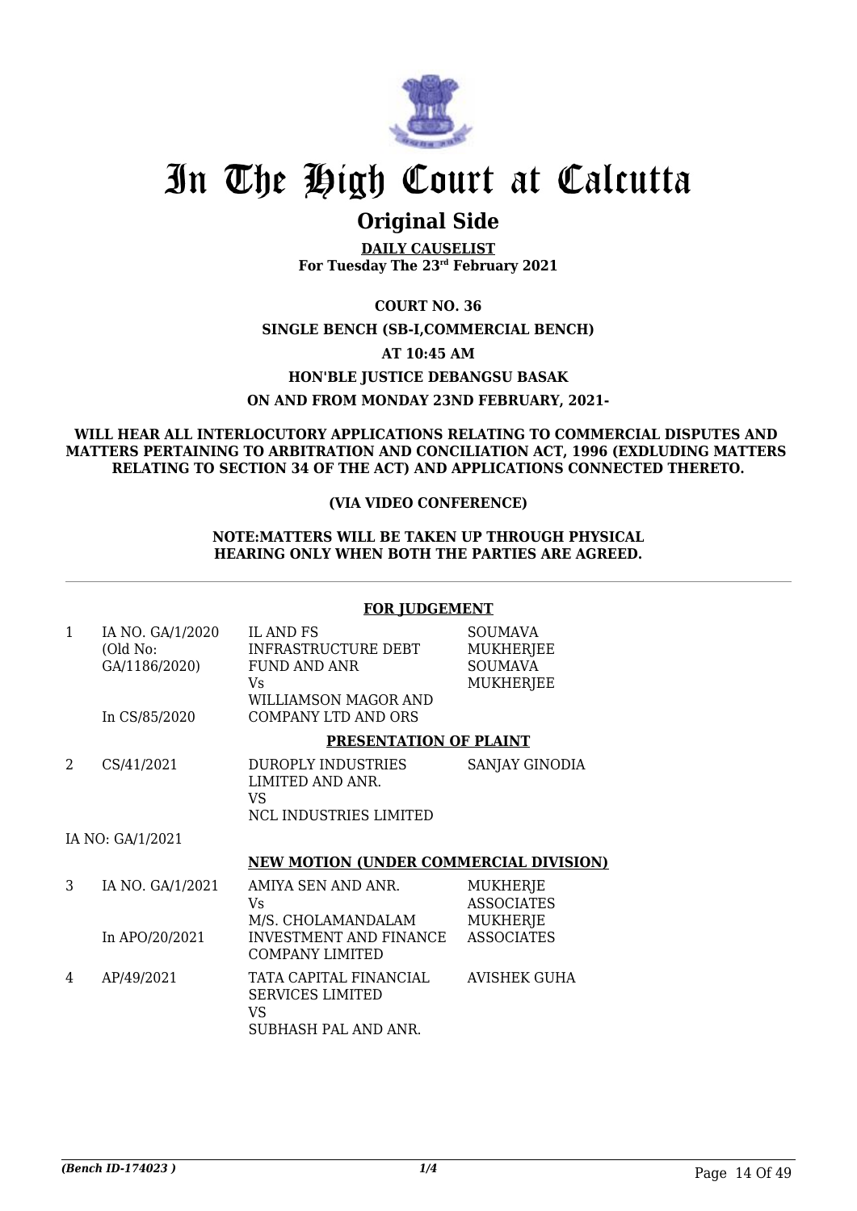# In The High Court at Calcutta

## Original Side

**DAILY CAUSELIST**
**For Tuesday The 23rd February 2021**

**COURT NO. 36**

**SINGLE BENCH (SB-I,COMMERCIAL BENCH)**

**AT 10:45 AM**

**HON'BLE JUSTICE DEBANGSU BASAK**

**ON AND FROM MONDAY 23ND FEBRUARY, 2021-**

**WILL HEAR ALL INTERLOCUTORY APPLICATIONS RELATING TO COMMERCIAL DISPUTES AND MATTERS PERTAINING TO ARBITRATION AND CONCILIATION ACT, 1996 (EXDLUDING MATTERS RELATING TO SECTION 34 OF THE ACT) AND APPLICATIONS CONNECTED THERETO.**

**(VIA VIDEO CONFERENCE)**

**NOTE:MATTERS WILL BE TAKEN UP THROUGH PHYSICAL HEARING ONLY WHEN BOTH THE PARTIES ARE AGREED.**

---

**FOR JUDGEMENT**

| | | | |
|---|---|---|---|
| 1 | IA NO. GA/1/2020 (Old No: GA/1186/2020)<br><br>In CS/85/2020 | IL AND FS INFRASTRUCTURE DEBT FUND AND ANR<br>Vs<br>WILLIAMSON MAGOR AND COMPANY LTD AND ORS | SOUMAVA MUKHERJEE<br>SOUMAVA MUKHERJEE |

**PRESENTATION OF PLAINT**

| | | | |
|---|---|---|---|
| 2 | CS/41/2021 | DUROPLY INDUSTRIES LIMITED AND ANR.<br>VS<br>NCL INDUSTRIES LIMITED | SANJAY GINODIA |

IA NO: GA/1/2021

**NEW MOTION (UNDER COMMERCIAL DIVISION)**

| | | | |
|---|---|---|---|
| 3 | IA NO. GA/1/2021<br><br>In APO/20/2021 | AMIYA SEN AND ANR.<br>Vs<br>M/S. CHOLAMANDALAM INVESTMENT AND FINANCE COMPANY LIMITED | MUKHERJE ASSOCIATES<br>MUKHERJE ASSOCIATES |
| 4 | AP/49/2021 | TATA CAPITAL FINANCIAL SERVICES LIMITED<br>VS<br>SUBHASH PAL AND ANR. | AVISHEK GUHA |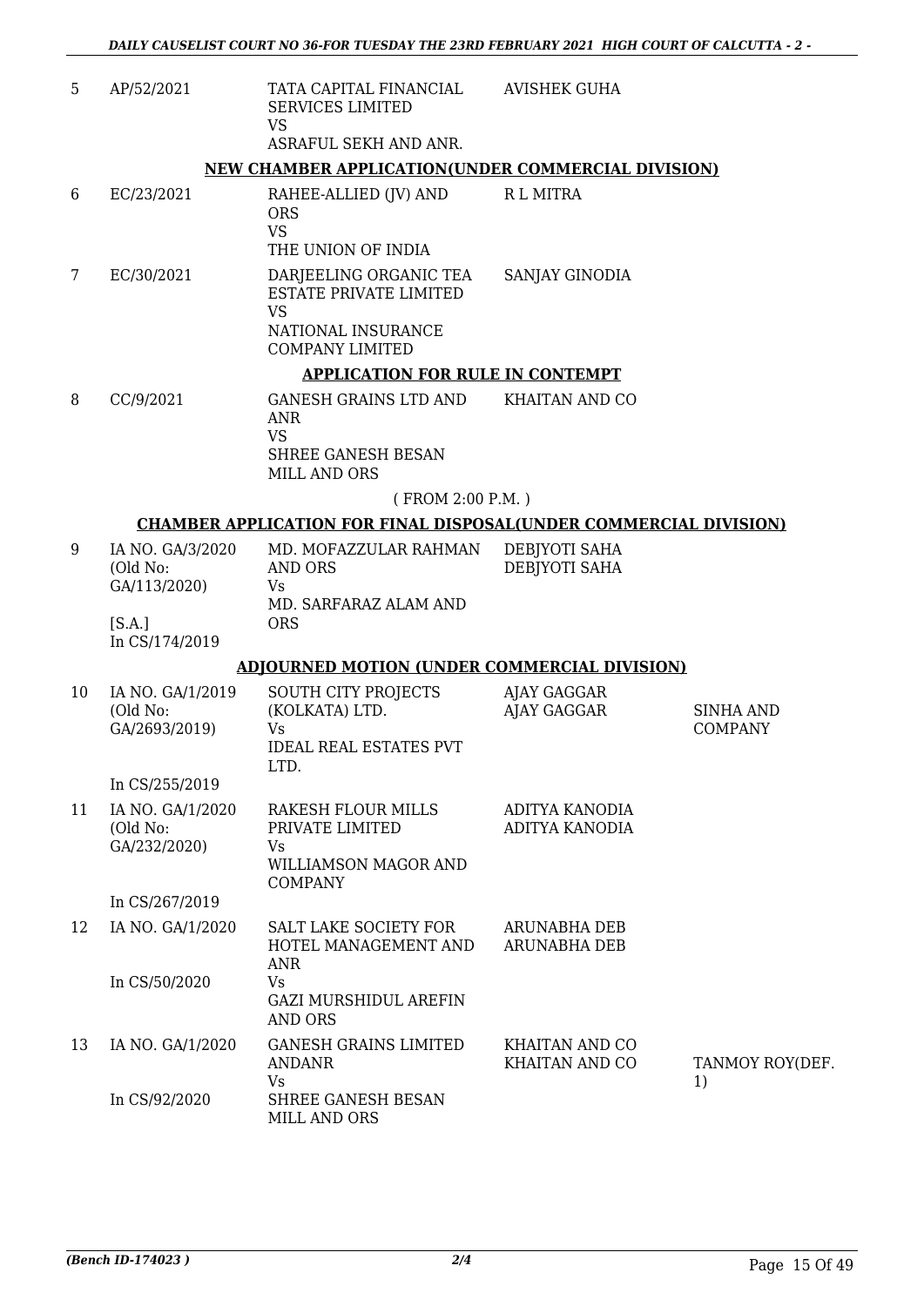| | | | | |
|---|---|---|---|---|
| 5 | AP/52/2021 | TATA CAPITAL FINANCIAL SERVICES LIMITED<br>VS<br>ASRAFUL SEKH AND ANR. | AVISHEK GUHA | |

**NEW CHAMBER APPLICATION(UNDER COMMERCIAL DIVISION)**

| | | | | |
|---|---|---|---|---|
| 6 | EC/23/2021 | RAHEE-ALLIED (JV) AND ORS<br>VS<br>THE UNION OF INDIA | R L MITRA | |
| 7 | EC/30/2021 | DARJEELING ORGANIC TEA ESTATE PRIVATE LIMITED<br>VS<br>NATIONAL INSURANCE COMPANY LIMITED | SANJAY GINODIA | |

**APPLICATION FOR RULE IN CONTEMPT**

| | | | | |
|---|---|---|---|---|
| 8 | CC/9/2021 | GANESH GRAINS LTD AND ANR<br>VS<br>SHREE GANESH BESAN MILL AND ORS | KHAITAN AND CO | |

( FROM 2:00 P.M. )

**CHAMBER APPLICATION FOR FINAL DISPOSAL(UNDER COMMERCIAL DIVISION)**

| | | | | |
|---|---|---|---|---|
| 9 | IA NO. GA/3/2020<br>(Old No: GA/113/2020)<br><br>[S.A.]<br>In CS/174/2019 | MD. MOFAZZULAR RAHMAN AND ORS<br>Vs<br>MD. SARFARAZ ALAM AND ORS | DEBJYOTI SAHA<br>DEBJYOTI SAHA | |

**ADJOURNED MOTION (UNDER COMMERCIAL DIVISION)**

| | | | | |
|---|---|---|---|---|
| 10 | IA NO. GA/1/2019<br>(Old No: GA/2693/2019)<br><br>In CS/255/2019 | SOUTH CITY PROJECTS (KOLKATA) LTD.<br>Vs<br>IDEAL REAL ESTATES PVT LTD. | AJAY GAGGAR<br>AJAY GAGGAR | SINHA AND COMPANY |
| 11 | IA NO. GA/1/2020<br>(Old No: GA/232/2020)<br><br>In CS/267/2019 | RAKESH FLOUR MILLS PRIVATE LIMITED<br>Vs<br>WILLIAMSON MAGOR AND COMPANY | ADITYA KANODIA<br>ADITYA KANODIA | |
| 12 | IA NO. GA/1/2020<br><br>In CS/50/2020 | SALT LAKE SOCIETY FOR HOTEL MANAGEMENT AND ANR<br>Vs<br>GAZI MURSHIDUL AREFIN AND ORS | ARUNABHA DEB<br>ARUNABHA DEB | |
| 13 | IA NO. GA/1/2020<br><br>In CS/92/2020 | GANESH GRAINS LIMITED ANDANR<br>Vs<br>SHREE GANESH BESAN MILL AND ORS | KHAITAN AND CO<br>KHAITAN AND CO | TANMOY ROY(DEF. 1) |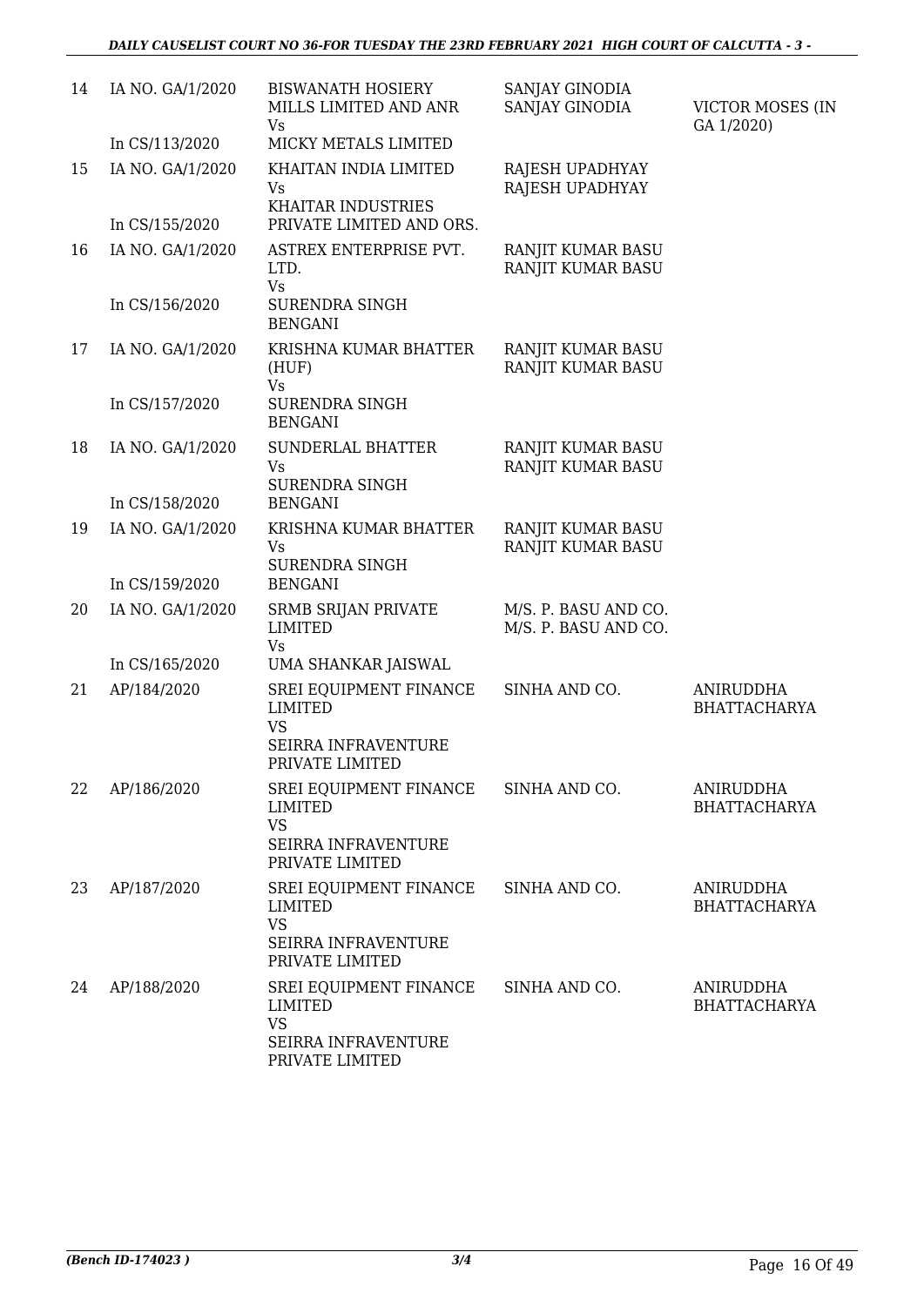| 14 | IA NO. GA/1/2020<br>In CS/113/2020 | BISWANATH HOSIERY MILLS LIMITED AND ANR<br>Vs<br>MICKY METALS LIMITED | SANJAY GINODIA<br>SANJAY GINODIA | VICTOR MOSES (IN GA 1/2020) |
|---|---|---|---|---|
| 15 | IA NO. GA/1/2020<br>In CS/155/2020 | KHAITAN INDIA LIMITED<br>Vs<br>KHAITAR INDUSTRIES PRIVATE LIMITED AND ORS. | RAJESH UPADHYAY<br>RAJESH UPADHYAY | |
| 16 | IA NO. GA/1/2020<br>In CS/156/2020 | ASTREX ENTERPRISE PVT. LTD.<br>Vs<br>SURENDRA SINGH BENGANI | RANJIT KUMAR BASU<br>RANJIT KUMAR BASU | |
| 17 | IA NO. GA/1/2020<br>In CS/157/2020 | KRISHNA KUMAR BHATTER (HUF)<br>Vs<br>SURENDRA SINGH BENGANI | RANJIT KUMAR BASU<br>RANJIT KUMAR BASU | |
| 18 | IA NO. GA/1/2020<br>In CS/158/2020 | SUNDERLAL BHATTER<br>Vs<br>SURENDRA SINGH BENGANI | RANJIT KUMAR BASU<br>RANJIT KUMAR BASU | |
| 19 | IA NO. GA/1/2020<br>In CS/159/2020 | KRISHNA KUMAR BHATTER<br>Vs<br>SURENDRA SINGH BENGANI | RANJIT KUMAR BASU<br>RANJIT KUMAR BASU | |
| 20 | IA NO. GA/1/2020<br>In CS/165/2020 | SRMB SRIJAN PRIVATE LIMITED<br>Vs<br>UMA SHANKAR JAISWAL | M/S. P. BASU AND CO.<br>M/S. P. BASU AND CO. | |
| 21 | AP/184/2020 | SREI EQUIPMENT FINANCE LIMITED<br>VS<br>SEIRRA INFRAVENTURE PRIVATE LIMITED | SINHA AND CO. | ANIRUDDHA BHATTACHARYA |
| 22 | AP/186/2020 | SREI EQUIPMENT FINANCE LIMITED<br>VS<br>SEIRRA INFRAVENTURE PRIVATE LIMITED | SINHA AND CO. | ANIRUDDHA BHATTACHARYA |
| 23 | AP/187/2020 | SREI EQUIPMENT FINANCE LIMITED<br>VS<br>SEIRRA INFRAVENTURE PRIVATE LIMITED | SINHA AND CO. | ANIRUDDHA BHATTACHARYA |
| 24 | AP/188/2020 | SREI EQUIPMENT FINANCE LIMITED<br>VS<br>SEIRRA INFRAVENTURE PRIVATE LIMITED | SINHA AND CO. | ANIRUDDHA BHATTACHARYA |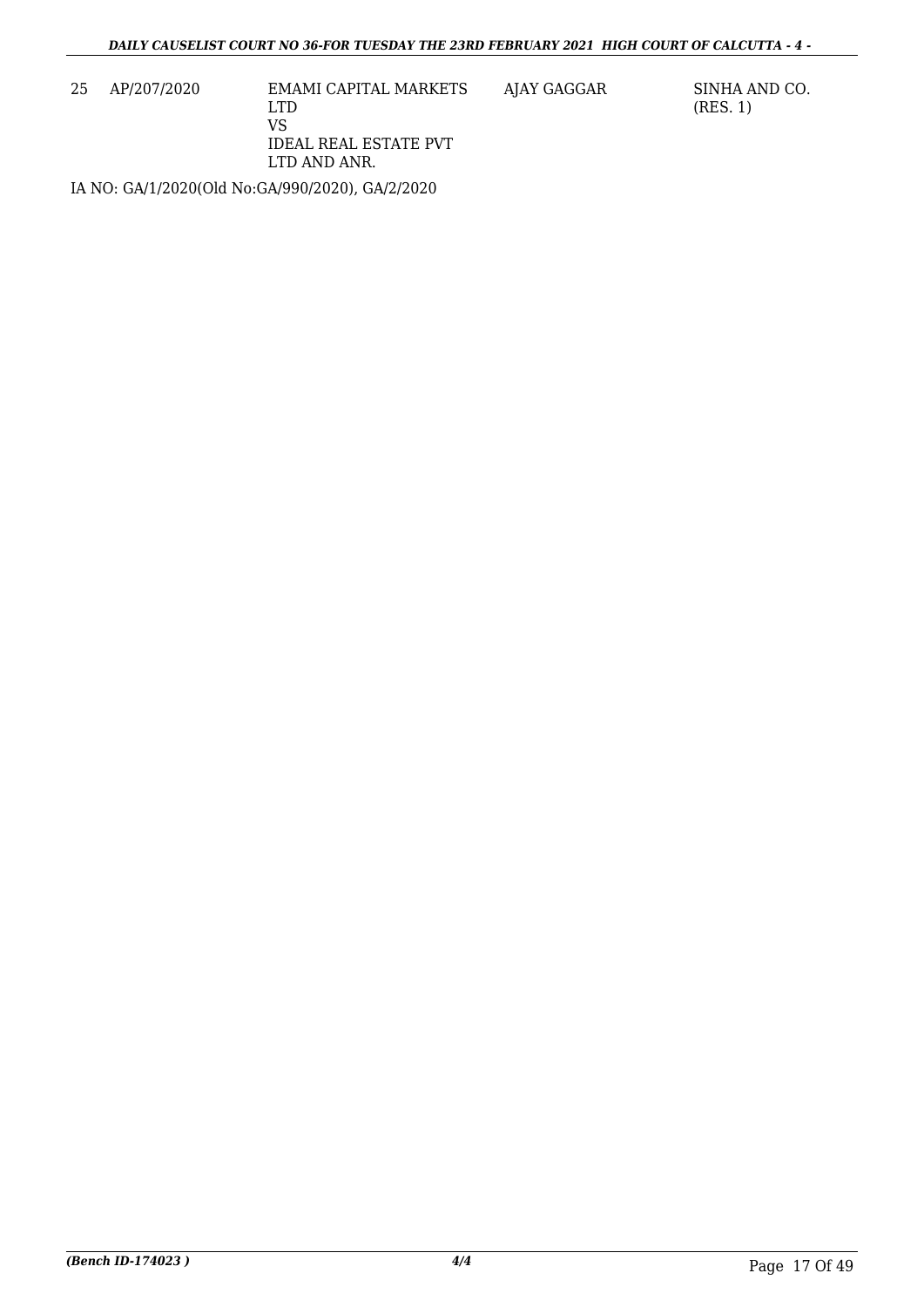| 25 | AP/207/2020 | EMAMI CAPITAL MARKETS LTD<br>VS<br>IDEAL REAL ESTATE PVT LTD AND ANR. | AJAY GAGGAR | SINHA AND CO. (RES. 1) |
|---|---|---|---|---|

IA NO: GA/1/2020(Old No:GA/990/2020), GA/2/2020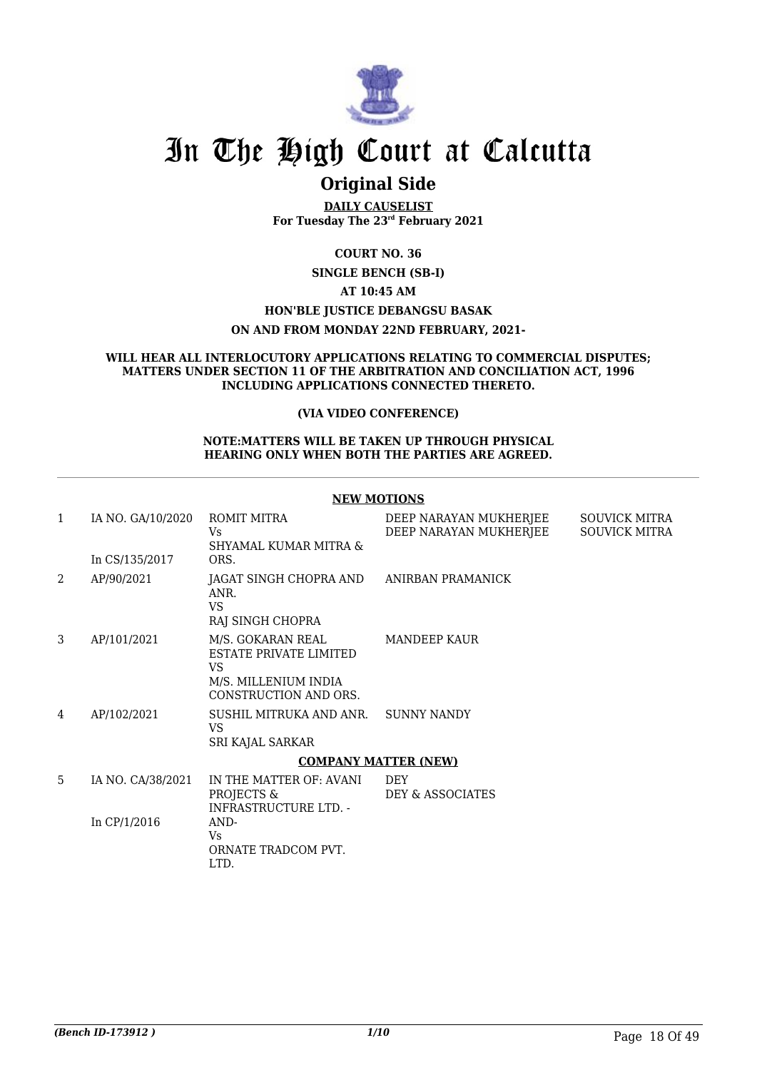# In The High Court at Calcutta

## Original Side

**DAILY CAUSELIST**
**For Tuesday The 23rd February 2021**

**COURT NO. 36**

**SINGLE BENCH (SB-I)**

**AT 10:45 AM**

**HON'BLE JUSTICE DEBANGSU BASAK**

**ON AND FROM MONDAY 22ND FEBRUARY, 2021-**

**WILL HEAR ALL INTERLOCUTORY APPLICATIONS RELATING TO COMMERCIAL DISPUTES; MATTERS UNDER SECTION 11 OF THE ARBITRATION AND CONCILIATION ACT, 1996 INCLUDING APPLICATIONS CONNECTED THERETO.**

**(VIA VIDEO CONFERENCE)**

**NOTE:MATTERS WILL BE TAKEN UP THROUGH PHYSICAL HEARING ONLY WHEN BOTH THE PARTIES ARE AGREED.**

**NEW MOTIONS**

| | | | | |
|---|---|---|---|---|
| 1 | IA NO. GA/10/2020<br><br>In CS/135/2017 | ROMIT MITRA<br>Vs<br>SHYAMAL KUMAR MITRA & ORS. | DEEP NARAYAN MUKHERJEE<br>DEEP NARAYAN MUKHERJEE | SOUVICK MITRA<br>SOUVICK MITRA |
| 2 | AP/90/2021 | JAGAT SINGH CHOPRA AND ANR.<br>VS<br>RAJ SINGH CHOPRA | ANIRBAN PRAMANICK | |
| 3 | AP/101/2021 | M/S. GOKARAN REAL ESTATE PRIVATE LIMITED<br>VS<br>M/S. MILLENIUM INDIA CONSTRUCTION AND ORS. | MANDEEP KAUR | |
| 4 | AP/102/2021 | SUSHIL MITRUKA AND ANR.<br>VS<br>SRI KAJAL SARKAR | SUNNY NANDY | |

**COMPANY MATTER (NEW)**

| | | | | |
|---|---|---|---|---|
| 5 | IA NO. CA/38/2021<br><br>In CP/1/2016 | IN THE MATTER OF: AVANI PROJECTS & INFRASTRUCTURE LTD. -AND-<br>Vs<br>ORNATE TRADCOM PVT. LTD. | DEY<br>DEY & ASSOCIATES | |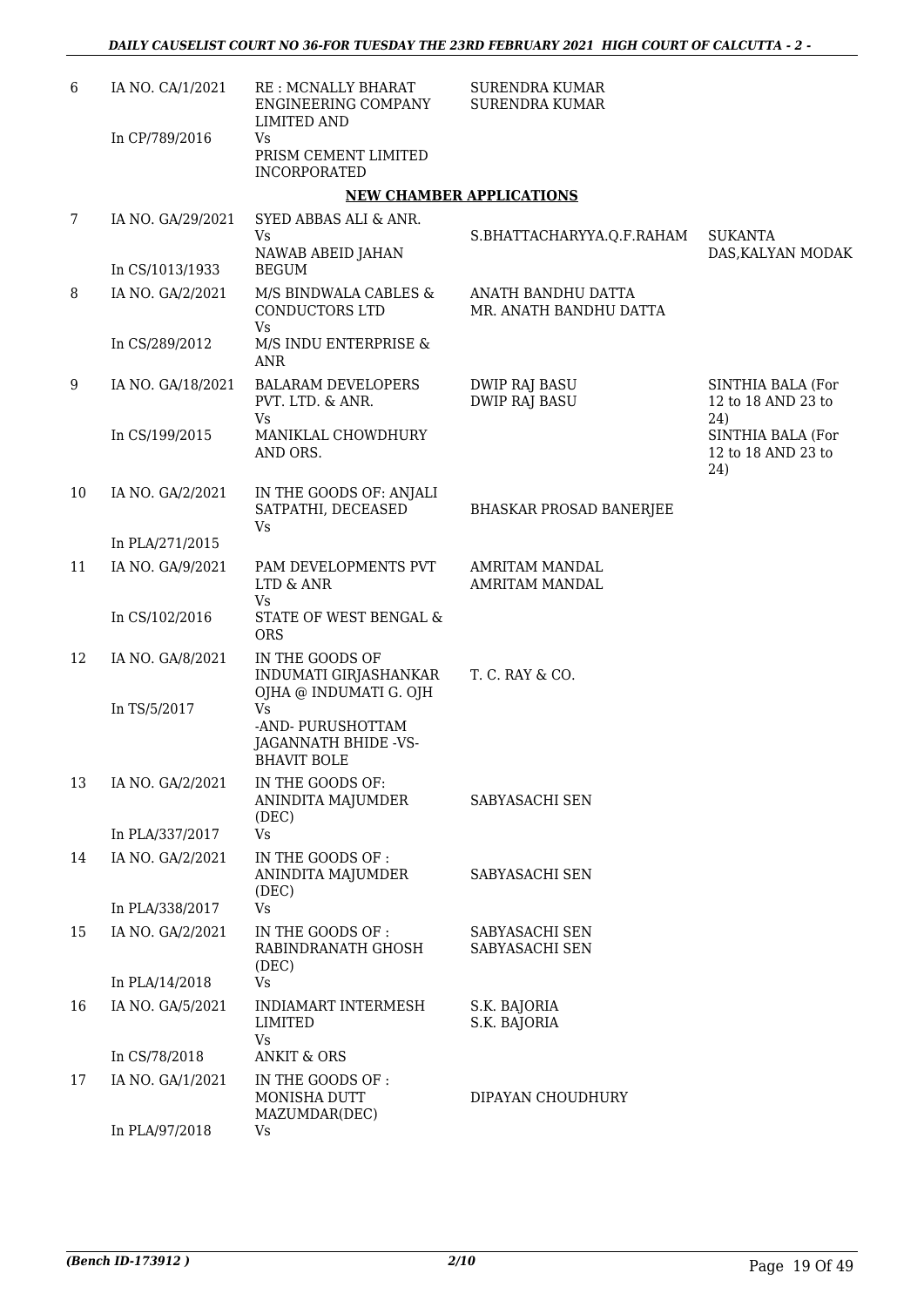| 6 | IA NO. CA/1/2021<br><br>In CP/789/2016 | RE : MCNALLY BHARAT ENGINEERING COMPANY LIMITED AND<br>Vs<br>PRISM CEMENT LIMITED INCORPORATED | SURENDRA KUMAR<br>SURENDRA KUMAR | |
|---|---|---|---|---|

**NEW CHAMBER APPLICATIONS**

| 7 | IA NO. GA/29/2021<br><br>In CS/1013/1933 | SYED ABBAS ALI & ANR.<br>Vs<br>NAWAB ABEID JAHAN BEGUM | S.BHATTACHARYYA.Q.F.RAHAM | SUKANTA DAS,KALYAN MODAK |
|---|---|---|---|---|
| 8 | IA NO. GA/2/2021<br><br>In CS/289/2012 | M/S BINDWALA CABLES & CONDUCTORS LTD<br>Vs<br>M/S INDU ENTERPRISE & ANR | ANATH BANDHU DATTA<br>MR. ANATH BANDHU DATTA | |
| 9 | IA NO. GA/18/2021<br><br>In CS/199/2015 | BALARAM DEVELOPERS PVT. LTD. & ANR.<br>Vs<br>MANIKLAL CHOWDHURY AND ORS. | DWIP RAJ BASU<br>DWIP RAJ BASU | SINTHIA BALA (For 12 to 18 AND 23 to 24)<br>SINTHIA BALA (For 12 to 18 AND 23 to 24) |
| 10 | IA NO. GA/2/2021<br><br>In PLA/271/2015 | IN THE GOODS OF: ANJALI SATPATHI, DECEASED<br>Vs | BHASKAR PROSAD BANERJEE | |
| 11 | IA NO. GA/9/2021<br><br>In CS/102/2016 | PAM DEVELOPMENTS PVT LTD & ANR<br>Vs<br>STATE OF WEST BENGAL & ORS | AMRITAM MANDAL<br>AMRITAM MANDAL | |
| 12 | IA NO. GA/8/2021<br><br>In TS/5/2017 | IN THE GOODS OF INDUMATI GIRJASHANKAR OJHA @ INDUMATI G. OJH<br>Vs<br>-AND- PURUSHOTTAM JAGANNATH BHIDE -VS- BHAVIT BOLE | T. C. RAY & CO. | |
| 13 | IA NO. GA/2/2021<br><br>In PLA/337/2017 | IN THE GOODS OF: ANINDITA MAJUMDER (DEC)<br>Vs | SABYASACHI SEN | |
| 14 | IA NO. GA/2/2021<br><br>In PLA/338/2017 | IN THE GOODS OF : ANINDITA MAJUMDER (DEC)<br>Vs | SABYASACHI SEN | |
| 15 | IA NO. GA/2/2021<br><br>In PLA/14/2018 | IN THE GOODS OF : RABINDRANATH GHOSH (DEC)<br>Vs | SABYASACHI SEN<br>SABYASACHI SEN | |
| 16 | IA NO. GA/5/2021<br><br>In CS/78/2018 | INDIAMART INTERMESH LIMITED<br>Vs<br>ANKIT & ORS | S.K. BAJORIA<br>S.K. BAJORIA | |
| 17 | IA NO. GA/1/2021<br><br>In PLA/97/2018 | IN THE GOODS OF : MONISHA DUTT MAZUMDAR(DEC)<br>Vs | DIPAYAN CHOUDHURY | |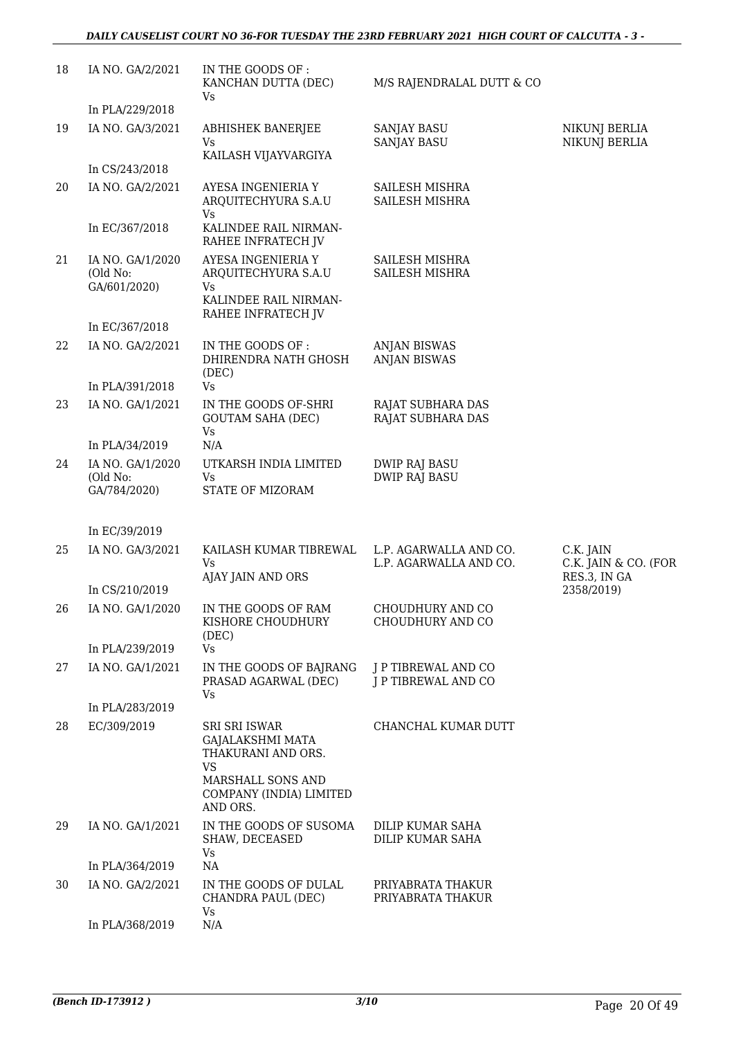| | | | | |
|---|---|---|---|---|
| 18 | IA NO. GA/2/2021<br><br>In PLA/229/2018 | IN THE GOODS OF : KANCHAN DUTTA (DEC)<br>Vs | M/S RAJENDRALAL DUTT & CO | |
| 19 | IA NO. GA/3/2021<br><br>In CS/243/2018 | ABHISHEK BANERJEE<br>Vs<br>KAILASH VIJAYVARGIYA | SANJAY BASU<br>SANJAY BASU | NIKUNJ BERLIA<br>NIKUNJ BERLIA |
| 20 | IA NO. GA/2/2021<br><br>In EC/367/2018 | AYESA INGENIERIA Y ARQUITECHYURA S.A.U<br>Vs<br>KALINDEE RAIL NIRMAN-RAHEE INFRATECH JV | SAILESH MISHRA<br>SAILESH MISHRA | |
| 21 | IA NO. GA/1/2020 (Old No: GA/601/2020)<br><br>In EC/367/2018 | AYESA INGENIERIA Y ARQUITECHYURA S.A.U<br>Vs<br>KALINDEE RAIL NIRMAN-RAHEE INFRATECH JV | SAILESH MISHRA<br>SAILESH MISHRA | |
| 22 | IA NO. GA/2/2021<br><br>In PLA/391/2018 | IN THE GOODS OF : DHIRENDRA NATH GHOSH (DEC)<br>Vs | ANJAN BISWAS<br>ANJAN BISWAS | |
| 23 | IA NO. GA/1/2021<br><br>In PLA/34/2019 | IN THE GOODS OF-SHRI GOUTAM SAHA (DEC)<br>Vs<br>N/A | RAJAT SUBHARA DAS<br>RAJAT SUBHARA DAS | |
| 24 | IA NO. GA/1/2020 (Old No: GA/784/2020)<br><br>In EC/39/2019 | UTKARSH INDIA LIMITED<br>Vs<br>STATE OF MIZORAM | DWIP RAJ BASU<br>DWIP RAJ BASU | |
| 25 | IA NO. GA/3/2021<br><br>In CS/210/2019 | KAILASH KUMAR TIBREWAL<br>Vs<br>AJAY JAIN AND ORS | L.P. AGARWALLA AND CO.<br>L.P. AGARWALLA AND CO. | C.K. JAIN<br>C.K. JAIN & CO. (FOR RES.3, IN GA 2358/2019) |
| 26 | IA NO. GA/1/2020<br><br>In PLA/239/2019 | IN THE GOODS OF RAM KISHORE CHOUDHURY (DEC)<br>Vs | CHOUDHURY AND CO<br>CHOUDHURY AND CO | |
| 27 | IA NO. GA/1/2021<br><br>In PLA/283/2019 | IN THE GOODS OF BAJRANG PRASAD AGARWAL (DEC)<br>Vs | J P TIBREWAL AND CO<br>J P TIBREWAL AND CO | |
| 28 | EC/309/2019 | SRI SRI ISWAR GAJALAKSHMI MATA THAKURANI AND ORS.<br>VS<br>MARSHALL SONS AND COMPANY (INDIA) LIMITED AND ORS. | CHANCHAL KUMAR DUTT | |
| 29 | IA NO. GA/1/2021<br><br>In PLA/364/2019 | IN THE GOODS OF SUSOMA SHAW, DECEASED<br>Vs<br>NA | DILIP KUMAR SAHA<br>DILIP KUMAR SAHA | |
| 30 | IA NO. GA/2/2021<br><br>In PLA/368/2019 | IN THE GOODS OF DULAL CHANDRA PAUL (DEC)<br>Vs<br>N/A | PRIYABRATA THAKUR<br>PRIYABRATA THAKUR | |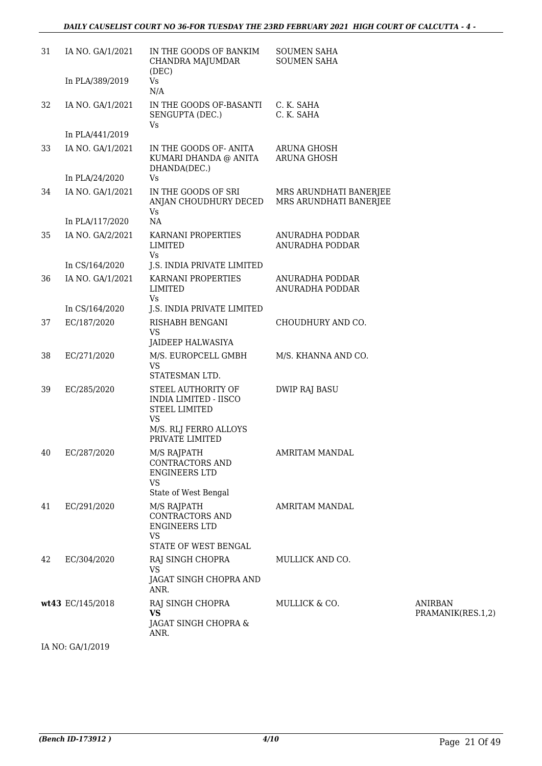| | | | | |
|---|---|---|---|---|
| 31 | IA NO. GA/1/2021<br>In PLA/389/2019 | IN THE GOODS OF BANKIM CHANDRA MAJUMDAR (DEC)<br>Vs<br>N/A | SOUMEN SAHA<br>SOUMEN SAHA | |
| 32 | IA NO. GA/1/2021<br>In PLA/441/2019 | IN THE GOODS OF-BASANTI SENGUPTA (DEC.)<br>Vs | C. K. SAHA<br>C. K. SAHA | |
| 33 | IA NO. GA/1/2021<br>In PLA/24/2020 | IN THE GOODS OF- ANITA KUMARI DHANDA @ ANITA DHANDA(DEC.)<br>Vs | ARUNA GHOSH<br>ARUNA GHOSH | |
| 34 | IA NO. GA/1/2021<br>In PLA/117/2020 | IN THE GOODS OF SRI ANJAN CHOUDHURY DECED<br>Vs<br>NA | MRS ARUNDHATI BANERJEE<br>MRS ARUNDHATI BANERJEE | |
| 35 | IA NO. GA/2/2021<br>In CS/164/2020 | KARNANI PROPERTIES LIMITED<br>Vs<br>J.S. INDIA PRIVATE LIMITED | ANURADHA PODDAR<br>ANURADHA PODDAR | |
| 36 | IA NO. GA/1/2021<br>In CS/164/2020 | KARNANI PROPERTIES LIMITED<br>Vs<br>J.S. INDIA PRIVATE LIMITED | ANURADHA PODDAR<br>ANURADHA PODDAR | |
| 37 | EC/187/2020 | RISHABH BENGANI<br>VS<br>JAIDEEP HALWASIYA | CHOUDHURY AND CO. | |
| 38 | EC/271/2020 | M/S. EUROPCELL GMBH<br>VS<br>STATESMAN LTD. | M/S. KHANNA AND CO. | |
| 39 | EC/285/2020 | STEEL AUTHORITY OF INDIA LIMITED - IISCO STEEL LIMITED<br>VS<br>M/S. RLJ FERRO ALLOYS PRIVATE LIMITED | DWIP RAJ BASU | |
| 40 | EC/287/2020 | M/S RAJPATH CONTRACTORS AND ENGINEERS LTD<br>VS<br>State of West Bengal | AMRITAM MANDAL | |
| 41 | EC/291/2020 | M/S RAJPATH CONTRACTORS AND ENGINEERS LTD<br>VS<br>STATE OF WEST BENGAL | AMRITAM MANDAL | |
| 42 | EC/304/2020 | RAJ SINGH CHOPRA<br>VS<br>JAGAT SINGH CHOPRA AND ANR. | MULLICK AND CO. | |
| **wt43** | EC/145/2018 | RAJ SINGH CHOPRA<br>**VS**<br>JAGAT SINGH CHOPRA & ANR. | MULLICK & CO. | ANIRBAN PRAMANIK(RES.1,2) |

IA NO: GA/1/2019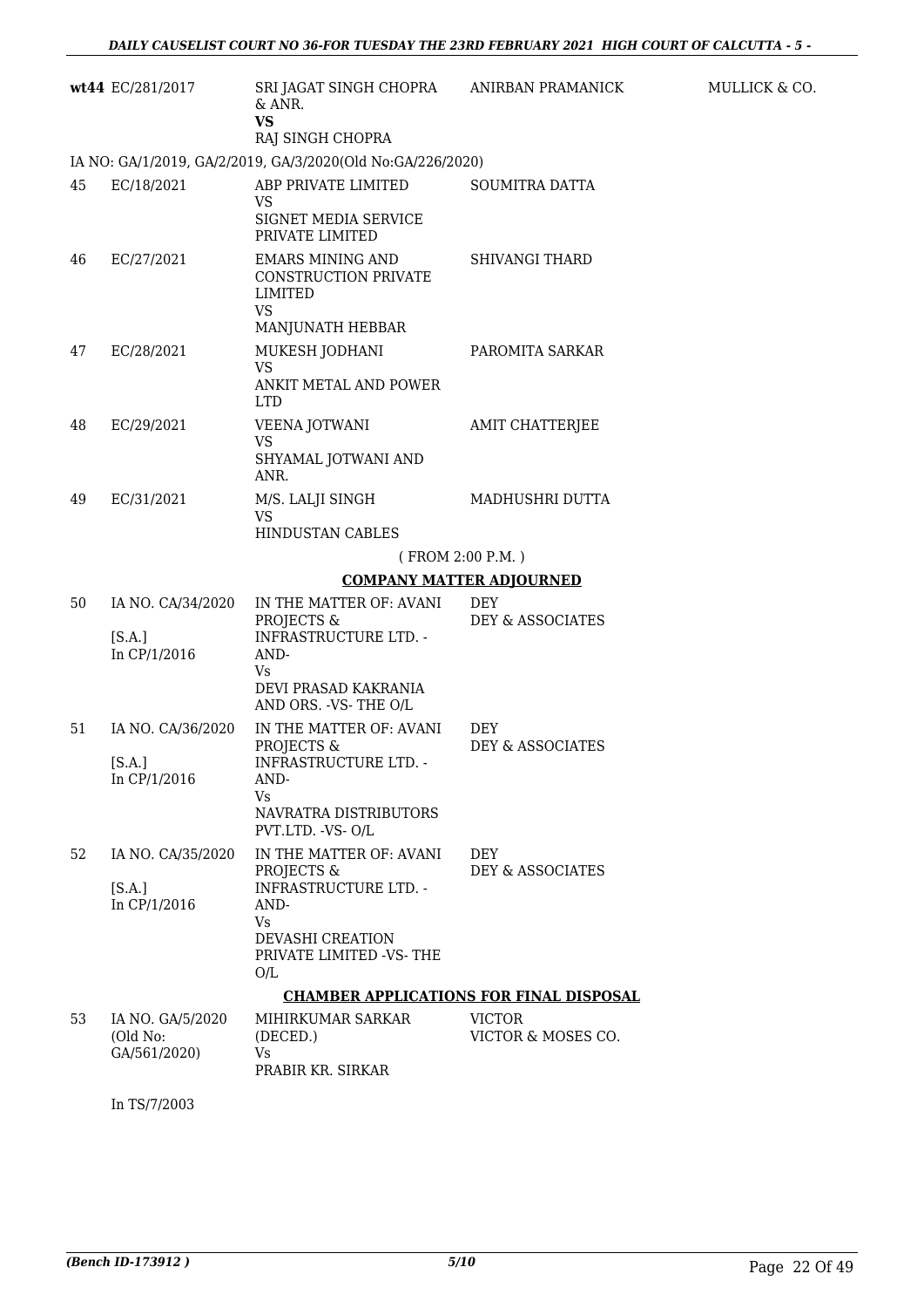| | | | | |
|---|---|---|---|---|
| **wt44** | EC/281/2017 | SRI JAGAT SINGH CHOPRA & ANR.<br>**VS**<br>RAJ SINGH CHOPRA | ANIRBAN PRAMANICK | MULLICK & CO. |

IA NO: GA/1/2019, GA/2/2019, GA/3/2020(Old No:GA/226/2020)

| | | | |
|---|---|---|---|
| 45 | EC/18/2021 | ABP PRIVATE LIMITED<br>VS<br>SIGNET MEDIA SERVICE PRIVATE LIMITED | SOUMITRA DATTA |
| 46 | EC/27/2021 | EMARS MINING AND CONSTRUCTION PRIVATE LIMITED<br>VS<br>MANJUNATH HEBBAR | SHIVANGI THARD |
| 47 | EC/28/2021 | MUKESH JODHANI<br>VS<br>ANKIT METAL AND POWER LTD | PAROMITA SARKAR |
| 48 | EC/29/2021 | VEENA JOTWANI<br>VS<br>SHYAMAL JOTWANI AND ANR. | AMIT CHATTERJEE |
| 49 | EC/31/2021 | M/S. LALJI SINGH<br>VS<br>HINDUSTAN CABLES | MADHUSHRI DUTTA |

( FROM 2:00 P.M. )

**COMPANY MATTER ADJOURNED**

| | | | |
|---|---|---|---|
| 50 | IA NO. CA/34/2020<br>[S.A.]<br>In CP/1/2016 | IN THE MATTER OF: AVANI PROJECTS & INFRASTRUCTURE LTD. -AND-<br>Vs<br>DEVI PRASAD KAKRANIA AND ORS. -VS- THE O/L | DEY<br>DEY & ASSOCIATES |
| 51 | IA NO. CA/36/2020<br>[S.A.]<br>In CP/1/2016 | IN THE MATTER OF: AVANI PROJECTS & INFRASTRUCTURE LTD. -AND-<br>Vs<br>NAVRATRA DISTRIBUTORS PVT.LTD. -VS- O/L | DEY<br>DEY & ASSOCIATES |
| 52 | IA NO. CA/35/2020<br>[S.A.]<br>In CP/1/2016 | IN THE MATTER OF: AVANI PROJECTS & INFRASTRUCTURE LTD. -AND-<br>Vs<br>DEVASHI CREATION PRIVATE LIMITED -VS- THE O/L | DEY<br>DEY & ASSOCIATES |

**CHAMBER APPLICATIONS FOR FINAL DISPOSAL**

| | | | |
|---|---|---|---|
| 53 | IA NO. GA/5/2020<br>(Old No: GA/561/2020) | MIHIRKUMAR SARKAR (DECED.)<br>Vs<br>PRABIR KR. SIRKAR | VICTOR<br>VICTOR & MOSES CO. |

In TS/7/2003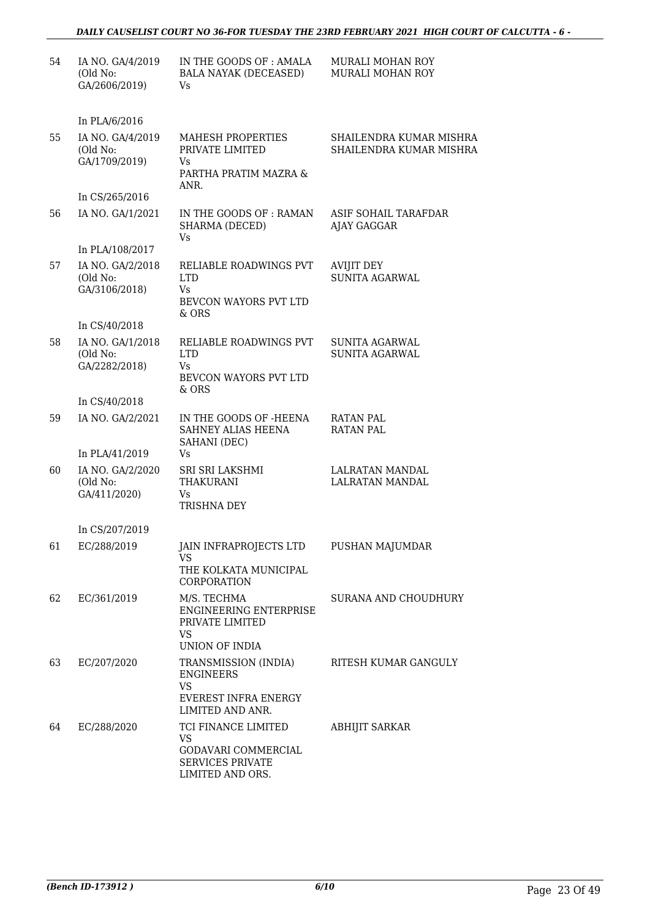| | | | |
|---|---|---|---|
| 54 | IA NO. GA/4/2019 (Old No: GA/2606/2019)<br><br>In PLA/6/2016 | IN THE GOODS OF : AMALA BALA NAYAK (DECEASED)<br>Vs | MURALI MOHAN ROY<br>MURALI MOHAN ROY |
| 55 | IA NO. GA/4/2019 (Old No: GA/1709/2019)<br><br>In CS/265/2016 | MAHESH PROPERTIES PRIVATE LIMITED<br>Vs<br>PARTHA PRATIM MAZRA & ANR. | SHAILENDRA KUMAR MISHRA<br>SHAILENDRA KUMAR MISHRA |
| 56 | IA NO. GA/1/2021<br><br>In PLA/108/2017 | IN THE GOODS OF : RAMAN SHARMA (DECED)<br>Vs | ASIF SOHAIL TARAFDAR<br>AJAY GAGGAR |
| 57 | IA NO. GA/2/2018 (Old No: GA/3106/2018)<br><br>In CS/40/2018 | RELIABLE ROADWINGS PVT LTD<br>Vs<br>BEVCON WAYORS PVT LTD & ORS | AVIJIT DEY<br>SUNITA AGARWAL |
| 58 | IA NO. GA/1/2018 (Old No: GA/2282/2018)<br><br>In CS/40/2018 | RELIABLE ROADWINGS PVT LTD<br>Vs<br>BEVCON WAYORS PVT LTD & ORS | SUNITA AGARWAL<br>SUNITA AGARWAL |
| 59 | IA NO. GA/2/2021<br><br>In PLA/41/2019 | IN THE GOODS OF -HEENA SAHNEY ALIAS HEENA SAHANI (DEC)<br>Vs | RATAN PAL<br>RATAN PAL |
| 60 | IA NO. GA/2/2020 (Old No: GA/411/2020)<br><br>In CS/207/2019 | SRI SRI LAKSHMI THAKURANI<br>Vs<br>TRISHNA DEY | LALRATAN MANDAL<br>LALRATAN MANDAL |
| 61 | EC/288/2019 | JAIN INFRAPROJECTS LTD<br>VS<br>THE KOLKATA MUNICIPAL CORPORATION | PUSHAN MAJUMDAR |
| 62 | EC/361/2019 | M/S. TECHMA ENGINEERING ENTERPRISE PRIVATE LIMITED<br>VS<br>UNION OF INDIA | SURANA AND CHOUDHURY |
| 63 | EC/207/2020 | TRANSMISSION (INDIA) ENGINEERS<br>VS<br>EVEREST INFRA ENERGY LIMITED AND ANR. | RITESH KUMAR GANGULY |
| 64 | EC/288/2020 | TCI FINANCE LIMITED<br>VS<br>GODAVARI COMMERCIAL SERVICES PRIVATE LIMITED AND ORS. | ABHIJIT SARKAR |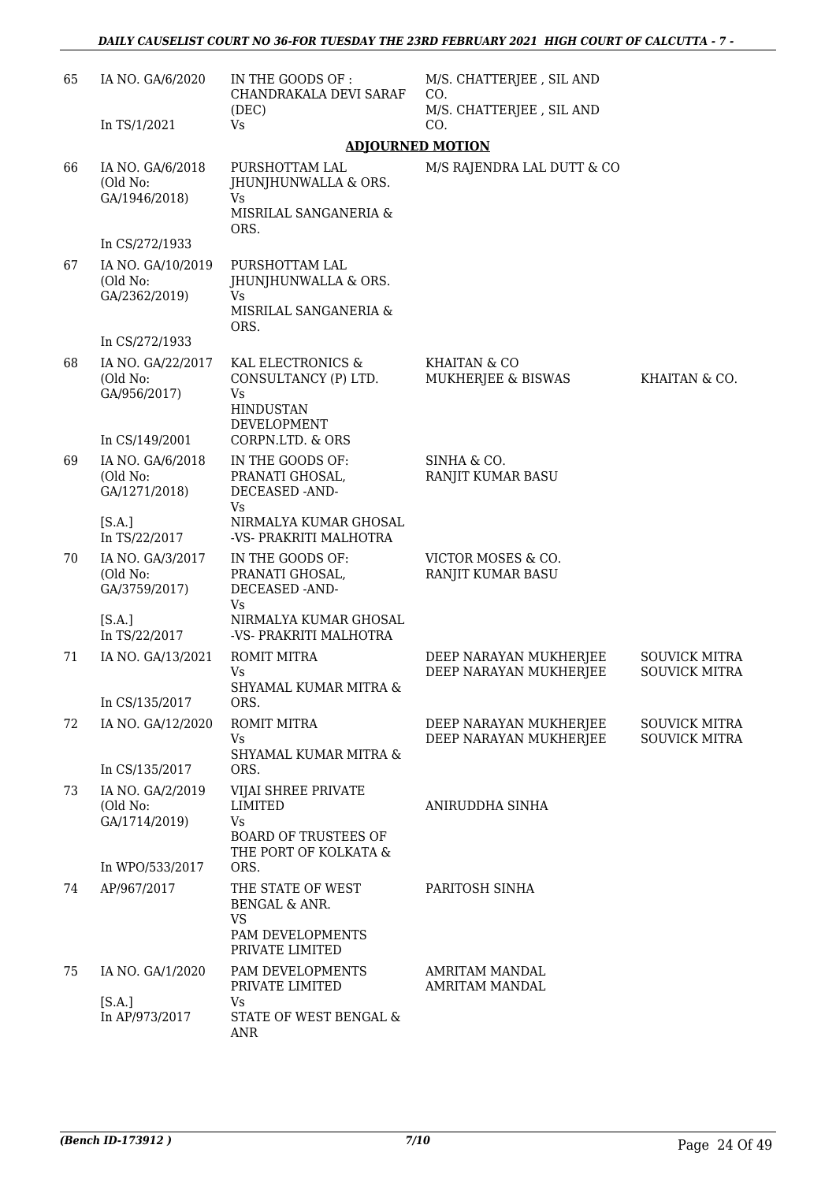| | | | | |
|---|---|---|---|---|
| 65 | IA NO. GA/6/2020<br><br>In TS/1/2021 | IN THE GOODS OF : CHANDRAKALA DEVI SARAF (DEC)<br>Vs | M/S. CHATTERJEE , SIL AND CO.<br>M/S. CHATTERJEE , SIL AND CO. | |

**ADJOURNED MOTION**

| | | | | |
|---|---|---|---|---|
| 66 | IA NO. GA/6/2018 (Old No: GA/1946/2018)<br><br>In CS/272/1933 | PURSHOTTAM LAL JHUNJHUNWALLA & ORS.<br>Vs<br>MISRILAL SANGANERIA & ORS. | M/S RAJENDRA LAL DUTT & CO | |
| 67 | IA NO. GA/10/2019 (Old No: GA/2362/2019)<br><br>In CS/272/1933 | PURSHOTTAM LAL JHUNJHUNWALLA & ORS.<br>Vs<br>MISRILAL SANGANERIA & ORS. | | |
| 68 | IA NO. GA/22/2017 (Old No: GA/956/2017)<br><br>In CS/149/2001 | KAL ELECTRONICS & CONSULTANCY (P) LTD.<br>Vs<br>HINDUSTAN DEVELOPMENT CORPN.LTD. & ORS | KHAITAN & CO<br>MUKHERJEE & BISWAS | KHAITAN & CO. |
| 69 | IA NO. GA/6/2018 (Old No: GA/1271/2018)<br><br>[S.A.]<br>In TS/22/2017 | IN THE GOODS OF: PRANATI GHOSAL, DECEASED -AND-<br>Vs<br>NIRMALYA KUMAR GHOSAL -VS- PRAKRITI MALHOTRA | SINHA & CO.<br>RANJIT KUMAR BASU | |
| 70 | IA NO. GA/3/2017 (Old No: GA/3759/2017)<br><br>[S.A.]<br>In TS/22/2017 | IN THE GOODS OF: PRANATI GHOSAL, DECEASED -AND-<br>Vs<br>NIRMALYA KUMAR GHOSAL -VS- PRAKRITI MALHOTRA | VICTOR MOSES & CO.<br>RANJIT KUMAR BASU | |
| 71 | IA NO. GA/13/2021<br><br>In CS/135/2017 | ROMIT MITRA<br>Vs<br>SHYAMAL KUMAR MITRA & ORS. | DEEP NARAYAN MUKHERJEE<br>DEEP NARAYAN MUKHERJEE | SOUVICK MITRA<br>SOUVICK MITRA |
| 72 | IA NO. GA/12/2020<br><br>In CS/135/2017 | ROMIT MITRA<br>Vs<br>SHYAMAL KUMAR MITRA & ORS. | DEEP NARAYAN MUKHERJEE<br>DEEP NARAYAN MUKHERJEE | SOUVICK MITRA<br>SOUVICK MITRA |
| 73 | IA NO. GA/2/2019 (Old No: GA/1714/2019)<br><br>In WPO/533/2017 | VIJAI SHREE PRIVATE LIMITED<br>Vs<br>BOARD OF TRUSTEES OF THE PORT OF KOLKATA & ORS. | ANIRUDDHA SINHA | |
| 74 | AP/967/2017 | THE STATE OF WEST BENGAL & ANR.<br>VS<br>PAM DEVELOPMENTS PRIVATE LIMITED | PARITOSH SINHA | |
| 75 | IA NO. GA/1/2020<br><br>[S.A.]<br>In AP/973/2017 | PAM DEVELOPMENTS PRIVATE LIMITED<br>Vs<br>STATE OF WEST BENGAL & ANR | AMRITAM MANDAL<br>AMRITAM MANDAL | |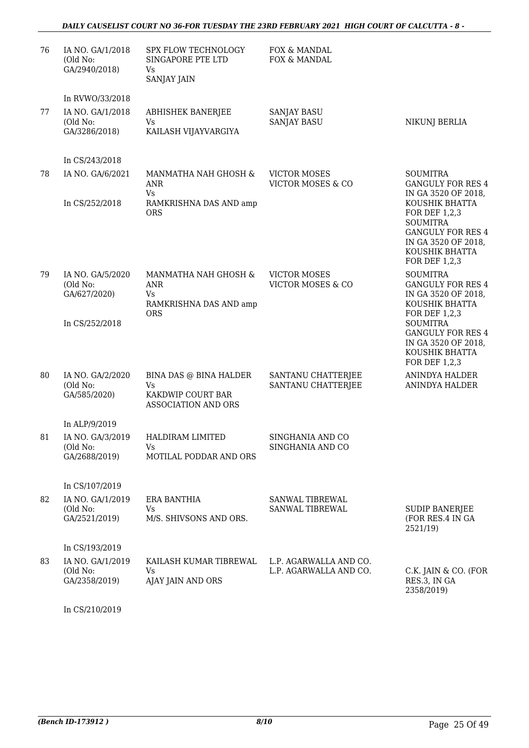| | | | | |
|---|---|---|---|---|
| 76 | IA NO. GA/1/2018 (Old No: GA/2940/2018) | SPX FLOW TECHNOLOGY SINGAPORE PTE LTD Vs SANJAY JAIN | FOX & MANDAL FOX & MANDAL | |
| | In RVWO/33/2018 | | | |
| 77 | IA NO. GA/1/2018 (Old No: GA/3286/2018) | ABHISHEK BANERJEE Vs KAILASH VIJAYVARGIYA | SANJAY BASU SANJAY BASU | NIKUNJ BERLIA |
| | In CS/243/2018 | | | |
| 78 | IA NO. GA/6/2021 | MANMATHA NAH GHOSH & ANR Vs RAMKRISHNA DAS AND amp ORS | VICTOR MOSES VICTOR MOSES & CO | SOUMITRA GANGULY FOR RES 4 IN GA 3520 OF 2018, KOUSHIK BHATTA FOR DEF 1,2,3 SOUMITRA GANGULY FOR RES 4 IN GA 3520 OF 2018, KOUSHIK BHATTA FOR DEF 1,2,3 |
| | In CS/252/2018 | | | |
| 79 | IA NO. GA/5/2020 (Old No: GA/627/2020) | MANMATHA NAH GHOSH & ANR Vs RAMKRISHNA DAS AND amp ORS | VICTOR MOSES VICTOR MOSES & CO | SOUMITRA GANGULY FOR RES 4 IN GA 3520 OF 2018, KOUSHIK BHATTA FOR DEF 1,2,3 SOUMITRA GANGULY FOR RES 4 IN GA 3520 OF 2018, KOUSHIK BHATTA FOR DEF 1,2,3 |
| | In CS/252/2018 | | | |
| 80 | IA NO. GA/2/2020 (Old No: GA/585/2020) | BINA DAS @ BINA HALDER Vs KAKDWIP COURT BAR ASSOCIATION AND ORS | SANTANU CHATTERJEE SANTANU CHATTERJEE | ANINDYA HALDER ANINDYA HALDER |
| | In ALP/9/2019 | | | |
| 81 | IA NO. GA/3/2019 (Old No: GA/2688/2019) | HALDIRAM LIMITED Vs MOTILAL PODDAR AND ORS | SINGHANIA AND CO SINGHANIA AND CO | |
| | In CS/107/2019 | | | |
| 82 | IA NO. GA/1/2019 (Old No: GA/2521/2019) | ERA BANTHIA Vs M/S. SHIVSONS AND ORS. | SANWAL TIBREWAL SANWAL TIBREWAL | SUDIP BANERJEE (FOR RES.4 IN GA 2521/19) |
| | In CS/193/2019 | | | |
| 83 | IA NO. GA/1/2019 (Old No: GA/2358/2019) | KAILASH KUMAR TIBREWAL Vs AJAY JAIN AND ORS | L.P. AGARWALLA AND CO. L.P. AGARWALLA AND CO. | C.K. JAIN & CO. (FOR RES.3, IN GA 2358/2019) |
| | In CS/210/2019 | | | |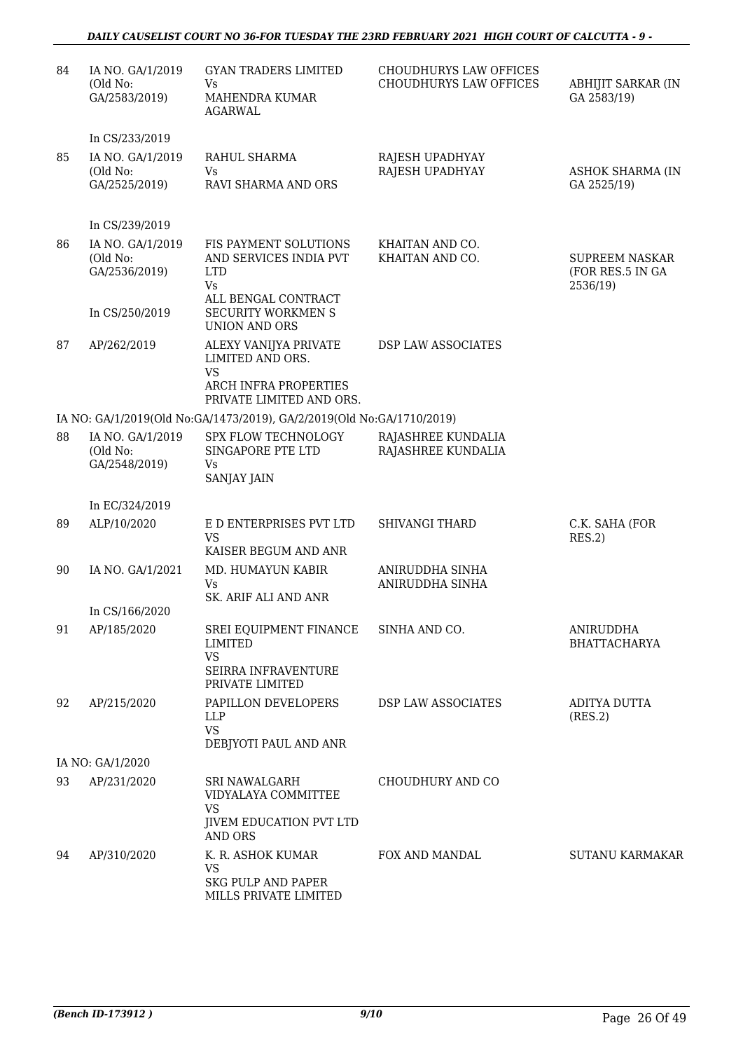| | | | | |
|---|---|---|---|---|
| 84 | IA NO. GA/1/2019 (Old No: GA/2583/2019) | GYAN TRADERS LIMITED Vs MAHENDRA KUMAR AGARWAL | CHOUDHURYS LAW OFFICES CHOUDHURYS LAW OFFICES | ABHIJIT SARKAR (IN GA 2583/19) |
| | In CS/233/2019 | | | |
| 85 | IA NO. GA/1/2019 (Old No: GA/2525/2019) | RAHUL SHARMA Vs RAVI SHARMA AND ORS | RAJESH UPADHYAY RAJESH UPADHYAY | ASHOK SHARMA (IN GA 2525/19) |
| | In CS/239/2019 | | | |
| 86 | IA NO. GA/1/2019 (Old No: GA/2536/2019) | FIS PAYMENT SOLUTIONS AND SERVICES INDIA PVT LTD Vs ALL BENGAL CONTRACT SECURITY WORKMEN S UNION AND ORS | KHAITAN AND CO. KHAITAN AND CO. | SUPREEM NASKAR (FOR RES.5 IN GA 2536/19) |
| | In CS/250/2019 | | | |
| 87 | AP/262/2019 | ALEXY VANIJYA PRIVATE LIMITED AND ORS. VS ARCH INFRA PROPERTIES PRIVATE LIMITED AND ORS. | DSP LAW ASSOCIATES | |
| | IA NO: GA/1/2019(Old No:GA/1473/2019), GA/2/2019(Old No:GA/1710/2019) | | | |
| 88 | IA NO. GA/1/2019 (Old No: GA/2548/2019) | SPX FLOW TECHNOLOGY SINGAPORE PTE LTD Vs SANJAY JAIN | RAJASHREE KUNDALIA RAJASHREE KUNDALIA | |
| | In EC/324/2019 | | | |
| 89 | ALP/10/2020 | E D ENTERPRISES PVT LTD VS KAISER BEGUM AND ANR | SHIVANGI THARD | C.K. SAHA (FOR RES.2) |
| 90 | IA NO. GA/1/2021 | MD. HUMAYUN KABIR Vs SK. ARIF ALI AND ANR | ANIRUDDHA SINHA ANIRUDDHA SINHA | |
| | In CS/166/2020 | | | |
| 91 | AP/185/2020 | SREI EQUIPMENT FINANCE LIMITED VS SEIRRA INFRAVENTURE PRIVATE LIMITED | SINHA AND CO. | ANIRUDDHA BHATTACHARYA |
| 92 | AP/215/2020 | PAPILLON DEVELOPERS LLP VS DEBJYOTI PAUL AND ANR | DSP LAW ASSOCIATES | ADITYA DUTTA (RES.2) |
| | IA NO: GA/1/2020 | | | |
| 93 | AP/231/2020 | SRI NAWALGARH VIDYALAYA COMMITTEE VS JIVEM EDUCATION PVT LTD AND ORS | CHOUDHURY AND CO | |
| 94 | AP/310/2020 | K. R. ASHOK KUMAR VS SKG PULP AND PAPER MILLS PRIVATE LIMITED | FOX AND MANDAL | SUTANU KARMAKAR |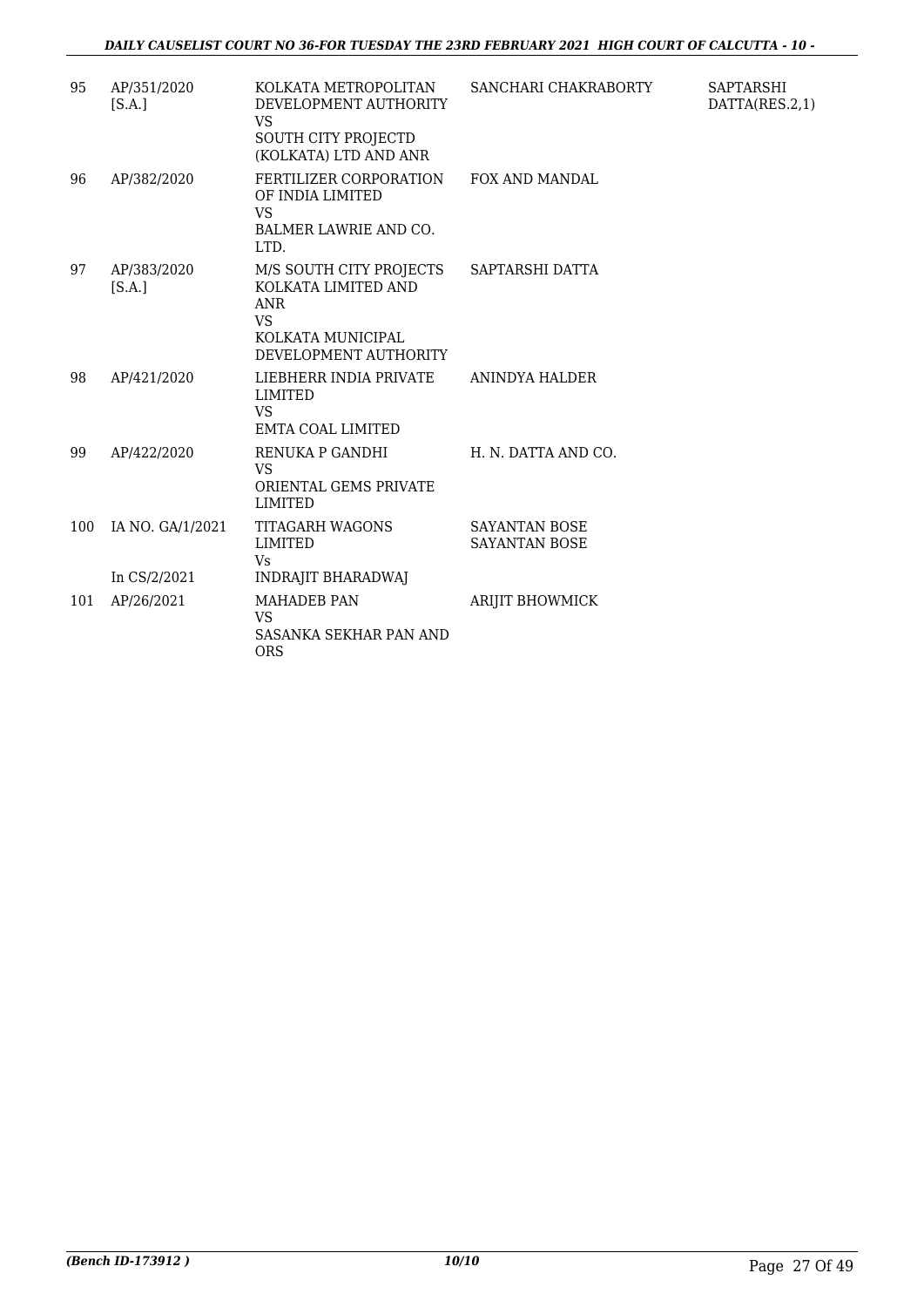| 95 | AP/351/2020 [S.A.] | KOLKATA METROPOLITAN DEVELOPMENT AUTHORITY VS SOUTH CITY PROJECTD (KOLKATA) LTD AND ANR | SANCHARI CHAKRABORTY | SAPTARSHI DATTA(RES.2,1) |
|---|---|---|---|---|
| 96 | AP/382/2020 | FERTILIZER CORPORATION OF INDIA LIMITED VS BALMER LAWRIE AND CO. LTD. | FOX AND MANDAL | |
| 97 | AP/383/2020 [S.A.] | M/S SOUTH CITY PROJECTS KOLKATA LIMITED AND ANR VS KOLKATA MUNICIPAL DEVELOPMENT AUTHORITY | SAPTARSHI DATTA | |
| 98 | AP/421/2020 | LIEBHERR INDIA PRIVATE LIMITED VS EMTA COAL LIMITED | ANINDYA HALDER | |
| 99 | AP/422/2020 | RENUKA P GANDHI VS ORIENTAL GEMS PRIVATE LIMITED | H. N. DATTA AND CO. | |
| 100 | IA NO. GA/1/2021 In CS/2/2021 | TITAGARH WAGONS LIMITED Vs INDRAJIT BHARADWAJ | SAYANTAN BOSE SAYANTAN BOSE | |
| 101 | AP/26/2021 | MAHADEB PAN VS SASANKA SEKHAR PAN AND ORS | ARIJIT BHOWMICK | |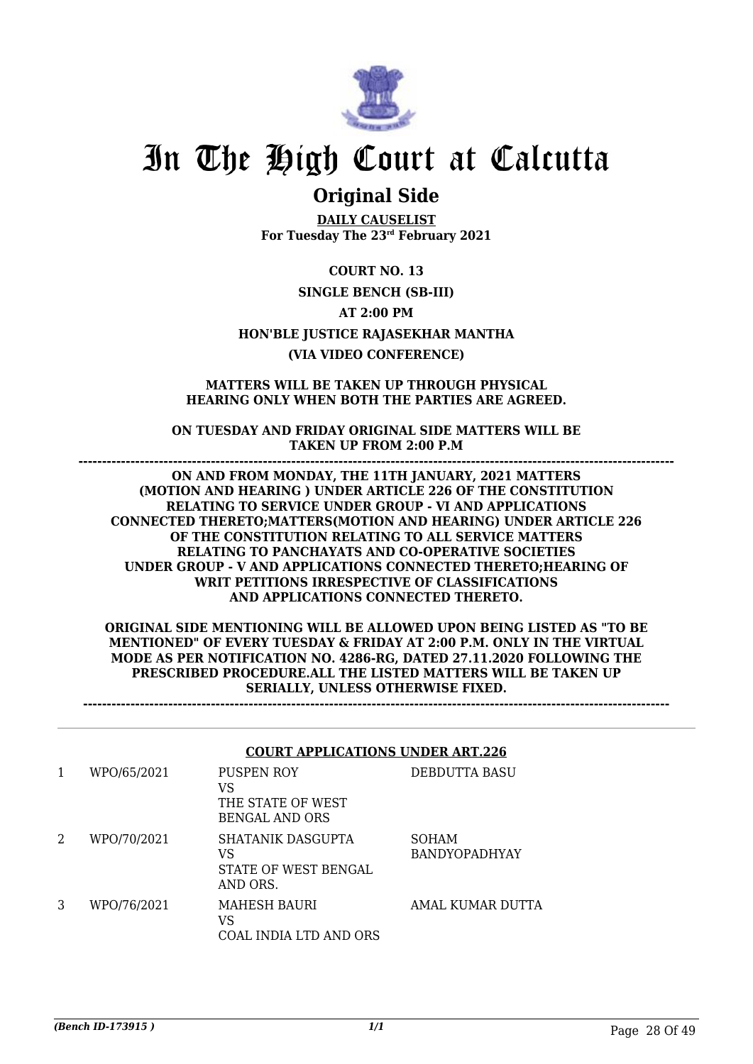# In The High Court at Calcutta

## Original Side

**DAILY CAUSELIST**
**For Tuesday The 23rd February 2021**

**COURT NO. 13**

**SINGLE BENCH (SB-III)**

**AT 2:00 PM**

**HON'BLE JUSTICE RAJASEKHAR MANTHA**

**(VIA VIDEO CONFERENCE)**

**MATTERS WILL BE TAKEN UP THROUGH PHYSICAL HEARING ONLY WHEN BOTH THE PARTIES ARE AGREED.**

**ON TUESDAY AND FRIDAY ORIGINAL SIDE MATTERS WILL BE TAKEN UP FROM 2:00 P.M**

**-------------------------------------------------------------------------------------------------------------------------**

**ON AND FROM MONDAY, THE 11TH JANUARY, 2021 MATTERS (MOTION AND HEARING ) UNDER ARTICLE 226 OF THE CONSTITUTION RELATING TO SERVICE UNDER GROUP - VI AND APPLICATIONS CONNECTED THERETO;MATTERS(MOTION AND HEARING) UNDER ARTICLE 226 OF THE CONSTITUTION RELATING TO ALL SERVICE MATTERS RELATING TO PANCHAYATS AND CO-OPERATIVE SOCIETIES UNDER GROUP - V AND APPLICATIONS CONNECTED THERETO;HEARING OF WRIT PETITIONS IRRESPECTIVE OF CLASSIFICATIONS AND APPLICATIONS CONNECTED THERETO.**

**ORIGINAL SIDE MENTIONING WILL BE ALLOWED UPON BEING LISTED AS "TO BE MENTIONED" OF EVERY TUESDAY & FRIDAY AT 2:00 P.M. ONLY IN THE VIRTUAL MODE AS PER NOTIFICATION NO. 4286-RG, DATED 27.11.2020 FOLLOWING THE PRESCRIBED PROCEDURE.ALL THE LISTED MATTERS WILL BE TAKEN UP SERIALLY, UNLESS OTHERWISE FIXED.**

**-------------------------------------------------------------------------------------------------------------------------**

### COURT APPLICATIONS UNDER ART.226

| | | | |
|---|---|---|---|
| 1 | WPO/65/2021 | PUSPEN ROY<br>VS<br>THE STATE OF WEST BENGAL AND ORS | DEBDUTTA BASU |
| 2 | WPO/70/2021 | SHATANIK DASGUPTA<br>VS<br>STATE OF WEST BENGAL AND ORS. | SOHAM BANDYOPADHYAY |
| 3 | WPO/76/2021 | MAHESH BAURI<br>VS<br>COAL INDIA LTD AND ORS | AMAL KUMAR DUTTA |

*(Bench ID-173915 )*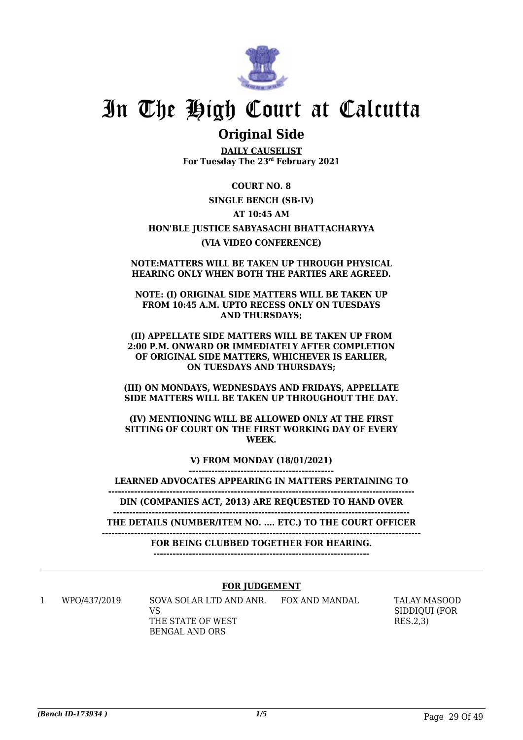# In The High Court at Calcutta

## Original Side

**DAILY CAUSELIST**
**For Tuesday The 23rd February 2021**

**COURT NO. 8**

**SINGLE BENCH (SB-IV)**

**AT 10:45 AM**

**HON'BLE JUSTICE SABYASACHI BHATTACHARYYA**

**(VIA VIDEO CONFERENCE)**

**NOTE:MATTERS WILL BE TAKEN UP THROUGH PHYSICAL HEARING ONLY WHEN BOTH THE PARTIES ARE AGREED.**

**NOTE: (I) ORIGINAL SIDE MATTERS WILL BE TAKEN UP FROM 10:45 A.M. UPTO RECESS ONLY ON TUESDAYS AND THURSDAYS;**

**(II) APPELLATE SIDE MATTERS WILL BE TAKEN UP FROM 2:00 P.M. ONWARD OR IMMEDIATELY AFTER COMPLETION OF ORIGINAL SIDE MATTERS, WHICHEVER IS EARLIER, ON TUESDAYS AND THURSDAYS;**

**(III) ON MONDAYS, WEDNESDAYS AND FRIDAYS, APPELLATE SIDE MATTERS WILL BE TAKEN UP THROUGHOUT THE DAY.**

**(IV) MENTIONING WILL BE ALLOWED ONLY AT THE FIRST SITTING OF COURT ON THE FIRST WORKING DAY OF EVERY WEEK.**

**V) FROM MONDAY (18/01/2021)**

**LEARNED ADVOCATES APPEARING IN MATTERS PERTAINING TO**

**DIN (COMPANIES ACT, 2013) ARE REQUESTED TO HAND OVER**

**THE DETAILS (NUMBER/ITEM NO. .... ETC.) TO THE COURT OFFICER**

**FOR BEING CLUBBED TOGETHER FOR HEARING.**

**FOR JUDGEMENT**

| | | | | |
|---|---|---|---|---|
| 1 | WPO/437/2019 | SOVA SOLAR LTD AND ANR. VS THE STATE OF WEST BENGAL AND ORS | FOX AND MANDAL | TALAY MASOOD SIDDIQUI (FOR RES.2,3) |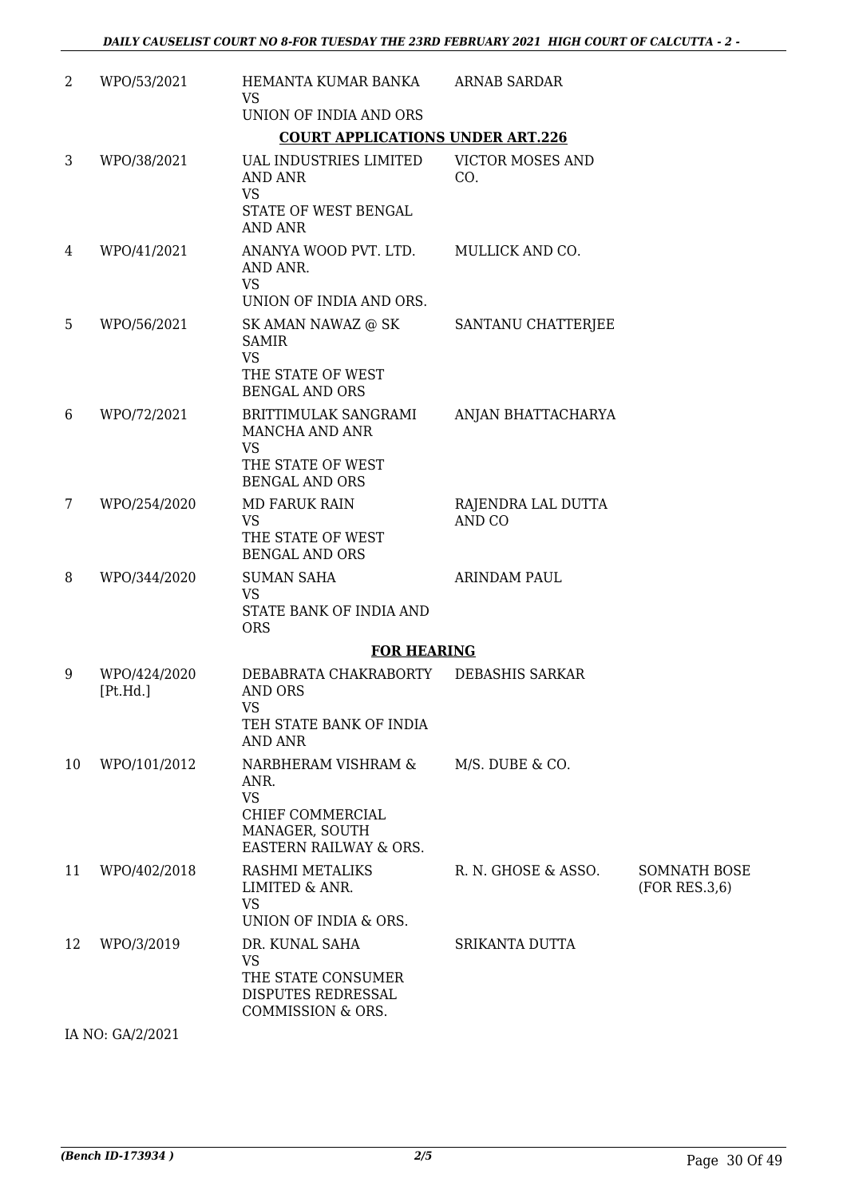| | | | | |
|---|---|---|---|---|
| 2 | WPO/53/2021 | HEMANTA KUMAR BANKA<br>VS<br>UNION OF INDIA AND ORS | ARNAB SARDAR | |

**COURT APPLICATIONS UNDER ART.226**

| | | | | |
|---|---|---|---|---|
| 3 | WPO/38/2021 | UAL INDUSTRIES LIMITED AND ANR<br>VS<br>STATE OF WEST BENGAL AND ANR | VICTOR MOSES AND CO. | |
| 4 | WPO/41/2021 | ANANYA WOOD PVT. LTD. AND ANR.<br>VS<br>UNION OF INDIA AND ORS. | MULLICK AND CO. | |
| 5 | WPO/56/2021 | SK AMAN NAWAZ @ SK SAMIR<br>VS<br>THE STATE OF WEST BENGAL AND ORS | SANTANU CHATTERJEE | |
| 6 | WPO/72/2021 | BRITTIMULAK SANGRAMI MANCHA AND ANR<br>VS<br>THE STATE OF WEST BENGAL AND ORS | ANJAN BHATTACHARYA | |
| 7 | WPO/254/2020 | MD FARUK RAIN<br>VS<br>THE STATE OF WEST BENGAL AND ORS | RAJENDRA LAL DUTTA AND CO | |
| 8 | WPO/344/2020 | SUMAN SAHA<br>VS<br>STATE BANK OF INDIA AND ORS | ARINDAM PAUL | |

**FOR HEARING**

| | | | | |
|---|---|---|---|---|
| 9 | WPO/424/2020 [Pt.Hd.] | DEBABRATA CHAKRABORTY AND ORS<br>VS<br>TEH STATE BANK OF INDIA AND ANR | DEBASHIS SARKAR | |
| 10 | WPO/101/2012 | NARBHERAM VISHRAM & ANR.<br>VS<br>CHIEF COMMERCIAL MANAGER, SOUTH EASTERN RAILWAY & ORS. | M/S. DUBE & CO. | |
| 11 | WPO/402/2018 | RASHMI METALIKS LIMITED & ANR.<br>VS<br>UNION OF INDIA & ORS. | R. N. GHOSE & ASSO. | SOMNATH BOSE (FOR RES.3,6) |
| 12 | WPO/3/2019 | DR. KUNAL SAHA<br>VS<br>THE STATE CONSUMER DISPUTES REDRESSAL COMMISSION & ORS. | SRIKANTA DUTTA | |

IA NO: GA/2/2021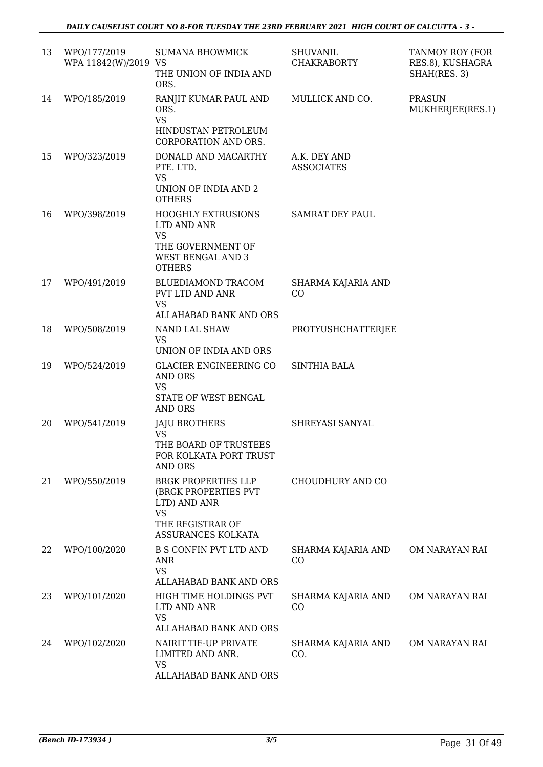| 13 | WPO/177/2019<br>WPA 11842(W)/2019 | SUMANA BHOWMICK<br>VS<br>THE UNION OF INDIA AND ORS. | SHUVANIL CHAKRABORTY | TANMOY ROY (FOR RES.8), KUSHAGRA SHAH(RES. 3) |
|---|---|---|---|---|
| 14 | WPO/185/2019 | RANJIT KUMAR PAUL AND ORS.<br>VS<br>HINDUSTAN PETROLEUM CORPORATION AND ORS. | MULLICK AND CO. | PRASUN MUKHERJEE(RES.1) |
| 15 | WPO/323/2019 | DONALD AND MACARTHY PTE. LTD.<br>VS<br>UNION OF INDIA AND 2 OTHERS | A.K. DEY AND ASSOCIATES | |
| 16 | WPO/398/2019 | HOOGHLY EXTRUSIONS LTD AND ANR<br>VS<br>THE GOVERNMENT OF WEST BENGAL AND 3 OTHERS | SAMRAT DEY PAUL | |
| 17 | WPO/491/2019 | BLUEDIAMOND TRACOM PVT LTD AND ANR<br>VS<br>ALLAHABAD BANK AND ORS | SHARMA KAJARIA AND CO | |
| 18 | WPO/508/2019 | NAND LAL SHAW<br>VS<br>UNION OF INDIA AND ORS | PROTYUSHCHATTERJEE | |
| 19 | WPO/524/2019 | GLACIER ENGINEERING CO AND ORS<br>VS<br>STATE OF WEST BENGAL AND ORS | SINTHIA BALA | |
| 20 | WPO/541/2019 | JAJU BROTHERS<br>VS<br>THE BOARD OF TRUSTEES FOR KOLKATA PORT TRUST AND ORS | SHREYASI SANYAL | |
| 21 | WPO/550/2019 | BRGK PROPERTIES LLP (BRGK PROPERTIES PVT LTD) AND ANR<br>VS<br>THE REGISTRAR OF ASSURANCES KOLKATA | CHOUDHURY AND CO | |
| 22 | WPO/100/2020 | B S CONFIN PVT LTD AND ANR<br>VS<br>ALLAHABAD BANK AND ORS | SHARMA KAJARIA AND CO | OM NARAYAN RAI |
| 23 | WPO/101/2020 | HIGH TIME HOLDINGS PVT LTD AND ANR<br>VS<br>ALLAHABAD BANK AND ORS | SHARMA KAJARIA AND CO | OM NARAYAN RAI |
| 24 | WPO/102/2020 | NAIRIT TIE-UP PRIVATE LIMITED AND ANR.<br>VS<br>ALLAHABAD BANK AND ORS | SHARMA KAJARIA AND CO. | OM NARAYAN RAI |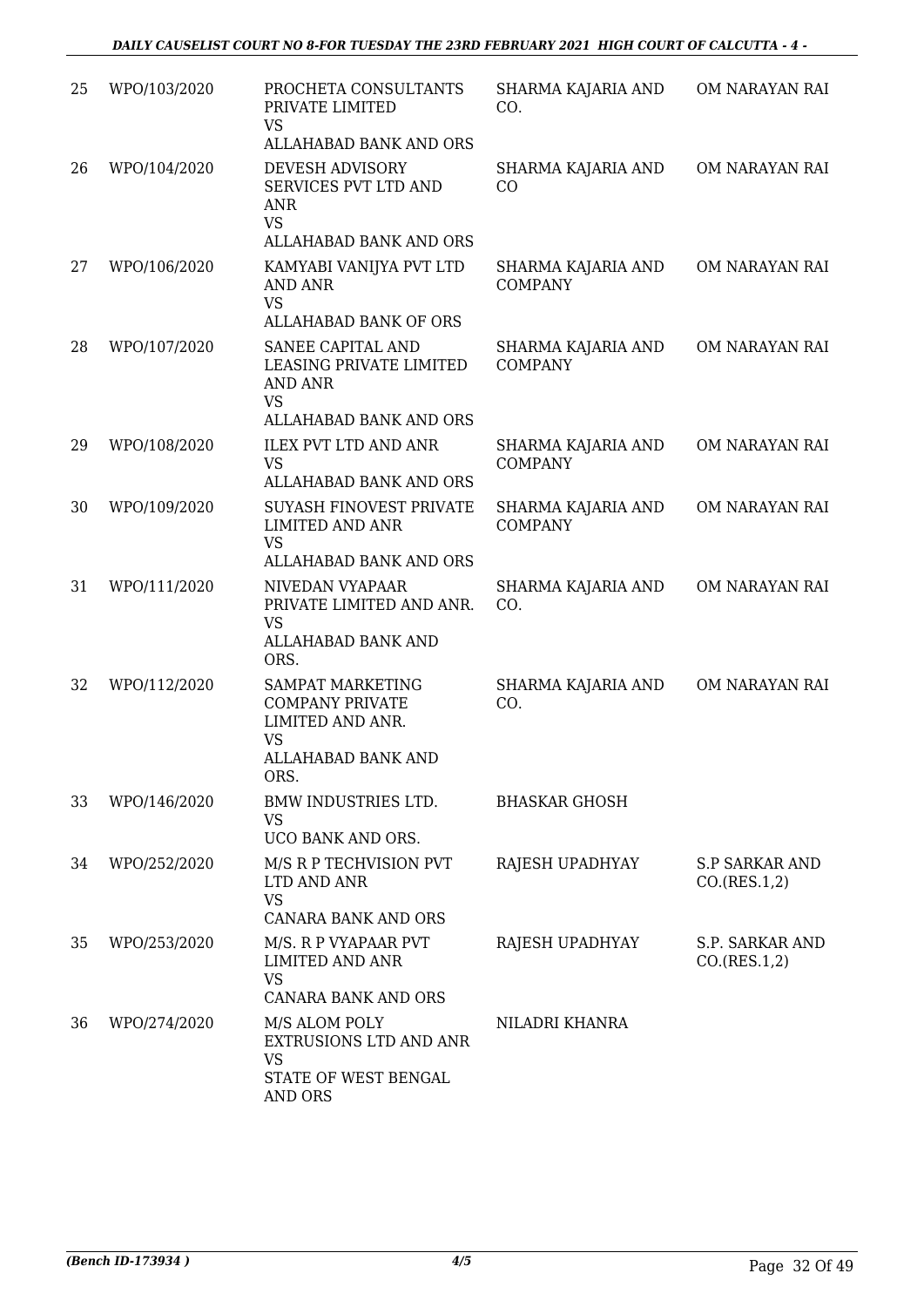| 25 | WPO/103/2020 | PROCHETA CONSULTANTS PRIVATE LIMITED<br>VS<br>ALLAHABAD BANK AND ORS | SHARMA KAJARIA AND CO. | OM NARAYAN RAI |
|---|---|---|---|---|
| 26 | WPO/104/2020 | DEVESH ADVISORY SERVICES PVT LTD AND ANR<br>VS<br>ALLAHABAD BANK AND ORS | SHARMA KAJARIA AND CO | OM NARAYAN RAI |
| 27 | WPO/106/2020 | KAMYABI VANIJYA PVT LTD AND ANR<br>VS<br>ALLAHABAD BANK OF ORS | SHARMA KAJARIA AND COMPANY | OM NARAYAN RAI |
| 28 | WPO/107/2020 | SANEE CAPITAL AND LEASING PRIVATE LIMITED AND ANR<br>VS<br>ALLAHABAD BANK AND ORS | SHARMA KAJARIA AND COMPANY | OM NARAYAN RAI |
| 29 | WPO/108/2020 | ILEX PVT LTD AND ANR<br>VS<br>ALLAHABAD BANK AND ORS | SHARMA KAJARIA AND COMPANY | OM NARAYAN RAI |
| 30 | WPO/109/2020 | SUYASH FINOVEST PRIVATE LIMITED AND ANR<br>VS<br>ALLAHABAD BANK AND ORS | SHARMA KAJARIA AND COMPANY | OM NARAYAN RAI |
| 31 | WPO/111/2020 | NIVEDAN VYAPAAR PRIVATE LIMITED AND ANR.<br>VS<br>ALLAHABAD BANK AND ORS. | SHARMA KAJARIA AND CO. | OM NARAYAN RAI |
| 32 | WPO/112/2020 | SAMPAT MARKETING COMPANY PRIVATE LIMITED AND ANR.<br>VS<br>ALLAHABAD BANK AND ORS. | SHARMA KAJARIA AND CO. | OM NARAYAN RAI |
| 33 | WPO/146/2020 | BMW INDUSTRIES LTD.<br>VS<br>UCO BANK AND ORS. | BHASKAR GHOSH | |
| 34 | WPO/252/2020 | M/S R P TECHVISION PVT LTD AND ANR<br>VS<br>CANARA BANK AND ORS | RAJESH UPADHYAY | S.P SARKAR AND CO.(RES.1,2) |
| 35 | WPO/253/2020 | M/S. R P VYAPAAR PVT LIMITED AND ANR<br>VS<br>CANARA BANK AND ORS | RAJESH UPADHYAY | S.P. SARKAR AND CO.(RES.1,2) |
| 36 | WPO/274/2020 | M/S ALOM POLY EXTRUSIONS LTD AND ANR<br>VS<br>STATE OF WEST BENGAL AND ORS | NILADRI KHANRA | |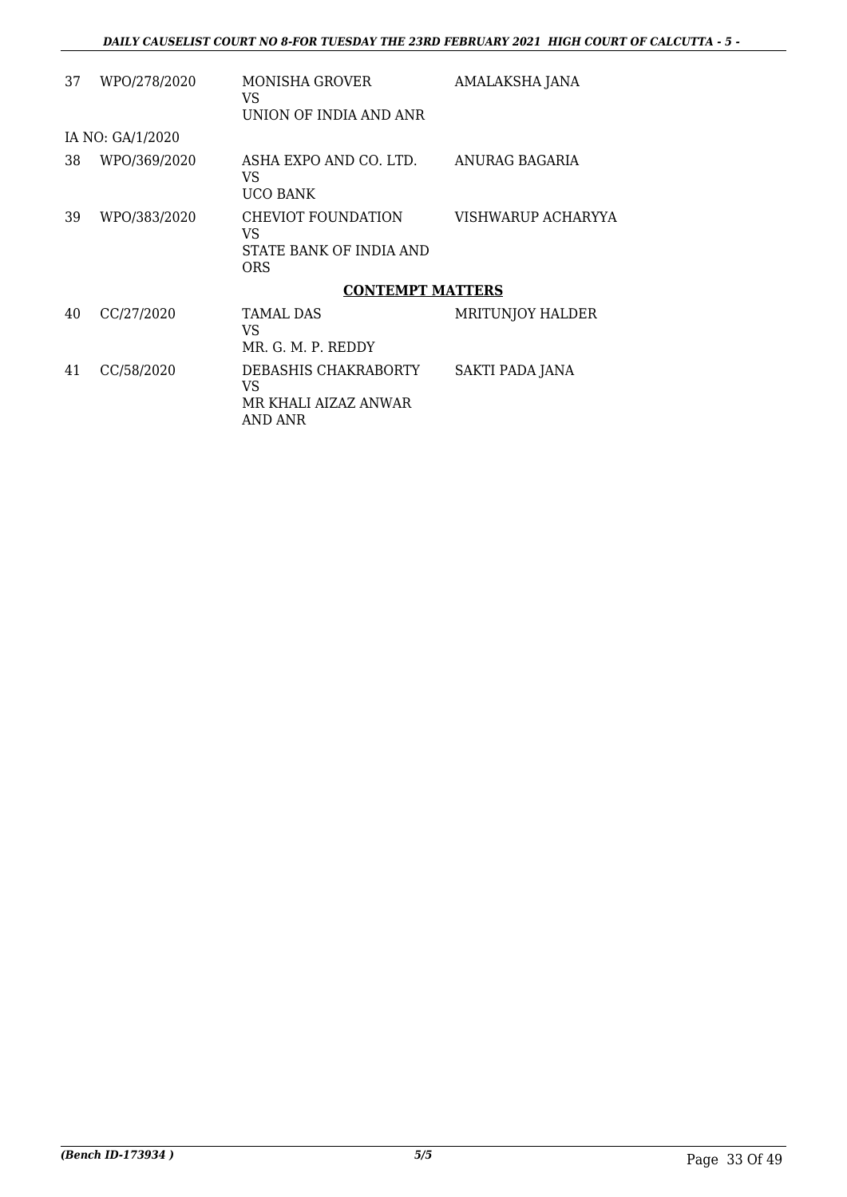| | | | |
|---|---|---|---|
| 37 | WPO/278/2020 | MONISHA GROVER<br>VS<br>UNION OF INDIA AND ANR | AMALAKSHA JANA |
| IA NO: GA/1/2020 | | | |
| 38 | WPO/369/2020 | ASHA EXPO AND CO. LTD.<br>VS<br>UCO BANK | ANURAG BAGARIA |
| 39 | WPO/383/2020 | CHEVIOT FOUNDATION<br>VS<br>STATE BANK OF INDIA AND ORS | VISHWARUP ACHARYYA |

**CONTEMPT MATTERS**

| | | | |
|---|---|---|---|
| 40 | CC/27/2020 | TAMAL DAS<br>VS<br>MR. G. M. P. REDDY | MRITUNJOY HALDER |
| 41 | CC/58/2020 | DEBASHIS CHAKRABORTY<br>VS<br>MR KHALI AIZAZ ANWAR AND ANR | SAKTI PADA JANA |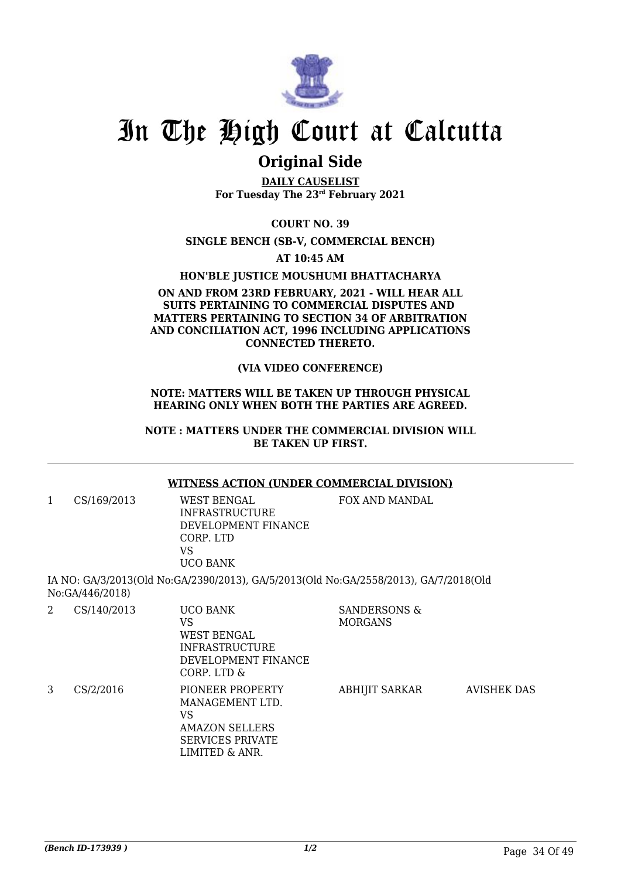# In The High Court at Calcutta

## Original Side

**DAILY CAUSELIST**
**For Tuesday The 23rd February 2021**

**COURT NO. 39**

**SINGLE BENCH (SB-V, COMMERCIAL BENCH)**

**AT 10:45 AM**

**HON'BLE JUSTICE MOUSHUMI BHATTACHARYA**

**ON AND FROM 23RD FEBRUARY, 2021 - WILL HEAR ALL SUITS PERTAINING TO COMMERCIAL DISPUTES AND MATTERS PERTAINING TO SECTION 34 OF ARBITRATION AND CONCILIATION ACT, 1996 INCLUDING APPLICATIONS CONNECTED THERETO.**

**(VIA VIDEO CONFERENCE)**

**NOTE: MATTERS WILL BE TAKEN UP THROUGH PHYSICAL HEARING ONLY WHEN BOTH THE PARTIES ARE AGREED.**

**NOTE : MATTERS UNDER THE COMMERCIAL DIVISION WILL BE TAKEN UP FIRST.**

---

**WITNESS ACTION (UNDER COMMERCIAL DIVISION)**

| | | | | |
|---|---|---|---|---|
| 1 | CS/169/2013 | WEST BENGAL INFRASTRUCTURE DEVELOPMENT FINANCE CORP. LTD VS UCO BANK | FOX AND MANDAL | |

IA NO: GA/3/2013(Old No:GA/2390/2013), GA/5/2013(Old No:GA/2558/2013), GA/7/2018(Old No:GA/446/2018)

| | | | | |
|---|---|---|---|---|
| 2 | CS/140/2013 | UCO BANK VS WEST BENGAL INFRASTRUCTURE DEVELOPMENT FINANCE CORP. LTD & | SANDERSONS & MORGANS | |
| 3 | CS/2/2016 | PIONEER PROPERTY MANAGEMENT LTD. VS AMAZON SELLERS SERVICES PRIVATE LIMITED & ANR. | ABHIJIT SARKAR | AVISHEK DAS |

*(Bench ID-173939 )*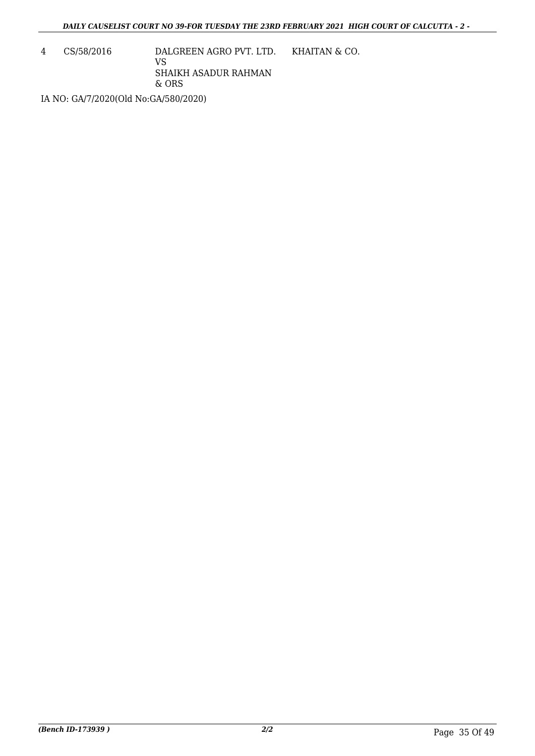| 4 | CS/58/2016 | DALGREEN AGRO PVT. LTD.<br>VS<br>SHAIKH ASADUR RAHMAN<br>& ORS | KHAITAN & CO. |
|---|---|---|---|

IA NO: GA/7/2020(Old No:GA/580/2020)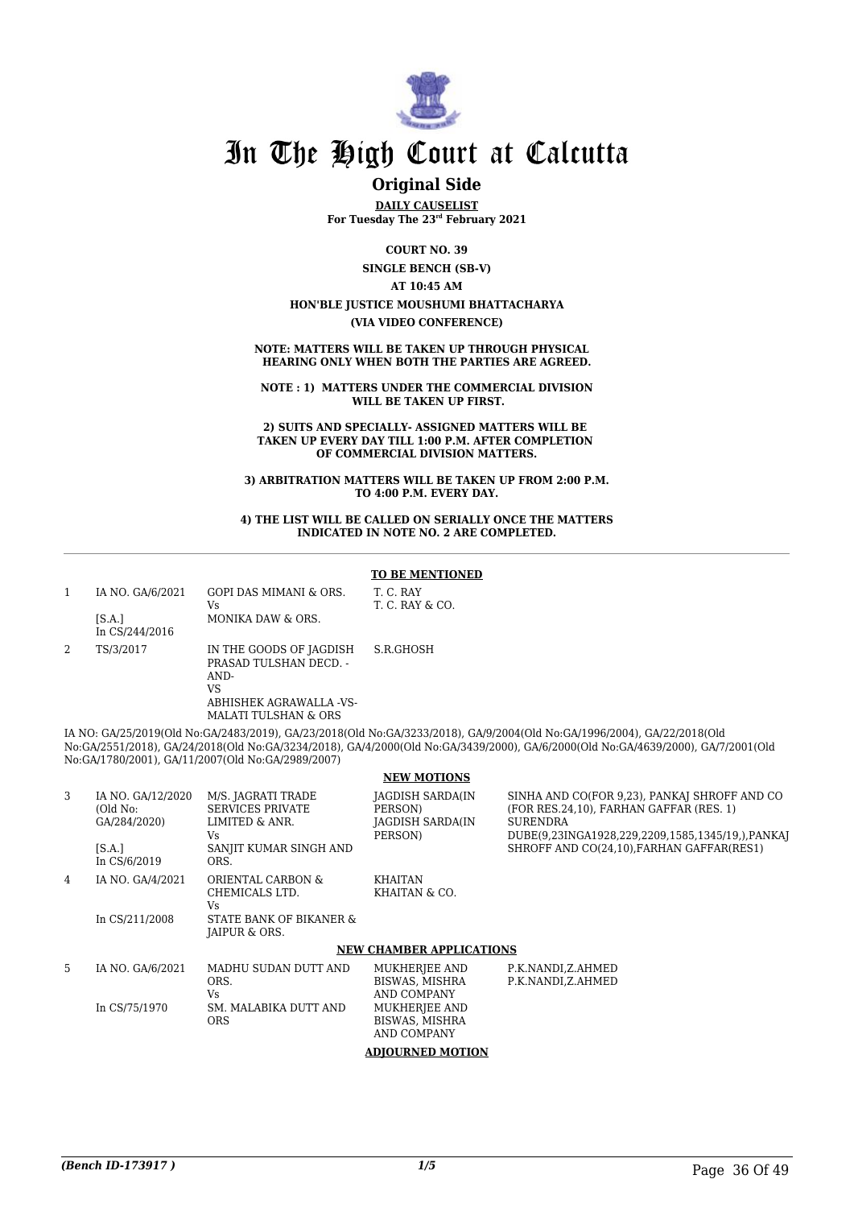# In The High Court at Calcutta

## Original Side

**DAILY CAUSELIST**

**For Tuesday The 23rd February 2021**

**COURT NO. 39**

**SINGLE BENCH (SB-V)**

**AT 10:45 AM**

**HON'BLE JUSTICE MOUSHUMI BHATTACHARYA**

**(VIA VIDEO CONFERENCE)**

**NOTE: MATTERS WILL BE TAKEN UP THROUGH PHYSICAL HEARING ONLY WHEN BOTH THE PARTIES ARE AGREED.**

**NOTE : 1) MATTERS UNDER THE COMMERCIAL DIVISION WILL BE TAKEN UP FIRST.**

**2) SUITS AND SPECIALLY- ASSIGNED MATTERS WILL BE TAKEN UP EVERY DAY TILL 1:00 P.M. AFTER COMPLETION OF COMMERCIAL DIVISION MATTERS.**

**3) ARBITRATION MATTERS WILL BE TAKEN UP FROM 2:00 P.M. TO 4:00 P.M. EVERY DAY.**

**4) THE LIST WILL BE CALLED ON SERIALLY ONCE THE MATTERS INDICATED IN NOTE NO. 2 ARE COMPLETED.**

### TO BE MENTIONED

| | | | | |
|---|---|---|---|---|
| 1 | IA NO. GA/6/2021<br>[S.A.]<br>In CS/244/2016 | GOPI DAS MIMANI & ORS.<br>Vs<br>MONIKA DAW & ORS. | T. C. RAY<br>T. C. RAY & CO. | |
| 2 | TS/3/2017 | IN THE GOODS OF JAGDISH PRASAD TULSHAN DECD. -AND-<br>VS<br>ABHISHEK AGRAWALLA -VS-MALATI TULSHAN & ORS | S.R.GHOSH | |

IA NO: GA/25/2019(Old No:GA/2483/2019), GA/23/2018(Old No:GA/3233/2018), GA/9/2004(Old No:GA/1996/2004), GA/22/2018(Old No:GA/2551/2018), GA/24/2018(Old No:GA/3234/2018), GA/4/2000(Old No:GA/3439/2000), GA/6/2000(Old No:GA/4639/2000), GA/7/2001(Old No:GA/1780/2001), GA/11/2007(Old No:GA/2989/2007)

### NEW MOTIONS

| | | | | |
|---|---|---|---|---|
| 3 | IA NO. GA/12/2020<br>(Old No:<br>GA/284/2020)<br>[S.A.]<br>In CS/6/2019 | M/S. JAGRATI TRADE SERVICES PRIVATE LIMITED & ANR.<br>Vs<br>SANJIT KUMAR SINGH AND ORS. | JAGDISH SARDA(IN PERSON)<br>JAGDISH SARDA(IN PERSON) | SINHA AND CO(FOR 9,23), PANKAJ SHROFF AND CO (FOR RES.24,10), FARHAN GAFFAR (RES. 1)<br>SURENDRA DUBE(9,23INGA1928,229,2209,1585,1345/19,),PANKAJ SHROFF AND CO(24,10),FARHAN GAFFAR(RES1) |
| 4 | IA NO. GA/4/2021<br>In CS/211/2008 | ORIENTAL CARBON & CHEMICALS LTD.<br>Vs<br>STATE BANK OF BIKANER & JAIPUR & ORS. | KHAITAN<br>KHAITAN & CO. | |

### NEW CHAMBER APPLICATIONS

| | | | | |
|---|---|---|---|---|
| 5 | IA NO. GA/6/2021<br>In CS/75/1970 | MADHU SUDAN DUTT AND ORS.<br>Vs<br>SM. MALABIKA DUTT AND ORS | MUKHERJEE AND BISWAS, MISHRA AND COMPANY<br>MUKHERJEE AND BISWAS, MISHRA AND COMPANY | P.K.NANDI,Z.AHMED<br>P.K.NANDI,Z.AHMED |

### ADJOURNED MOTION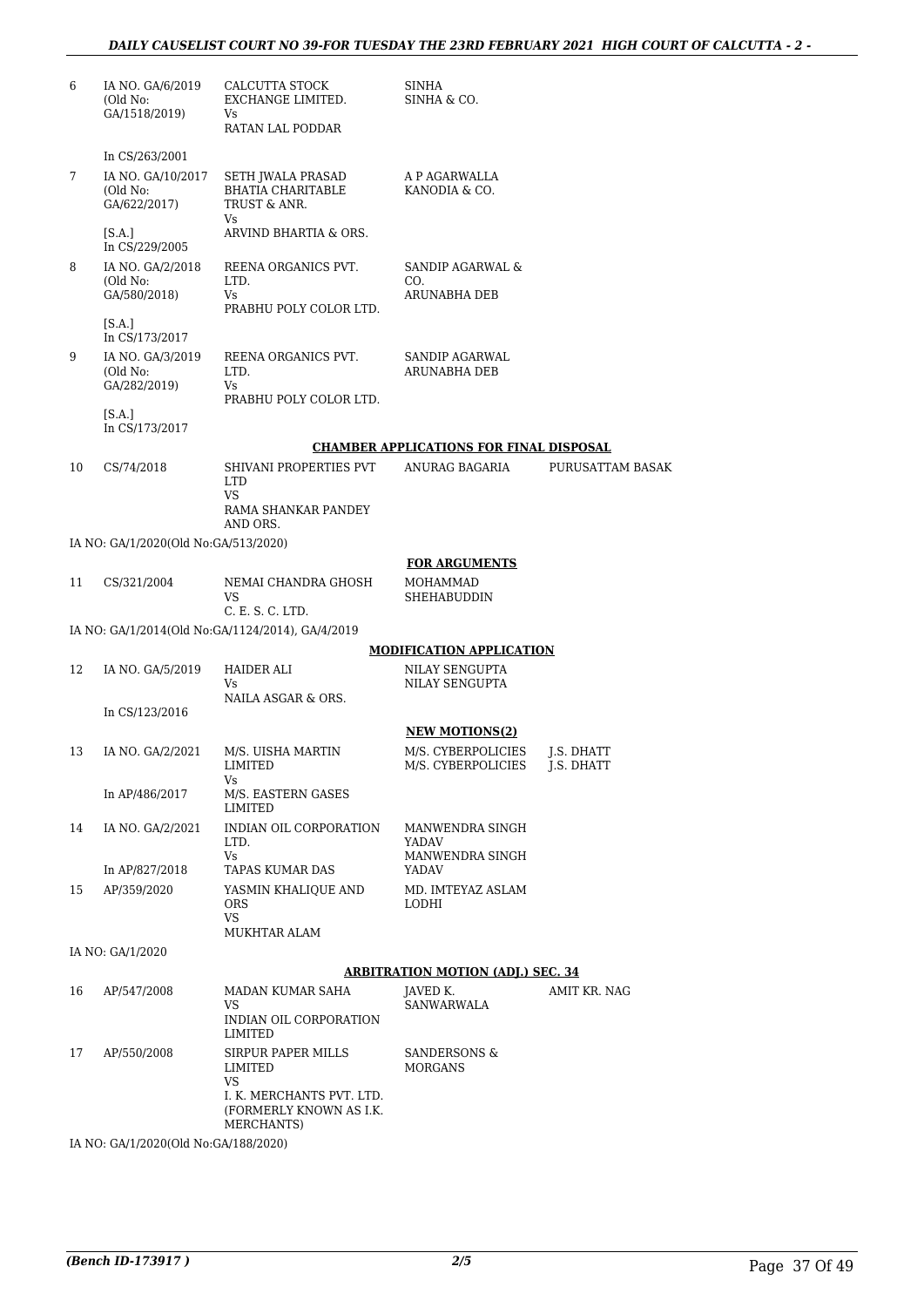| | | | | |
|---|---|---|---|---|
| 6 | IA NO. GA/6/2019 (Old No: GA/1518/2019) | CALCUTTA STOCK EXCHANGE LIMITED. Vs RATAN LAL PODDAR | SINHA SINHA & CO. | |
| | In CS/263/2001 | | | |
| 7 | IA NO. GA/10/2017 (Old No: GA/622/2017) | SETH JWALA PRASAD BHATIA CHARITABLE TRUST & ANR. Vs ARVIND BHARTIA & ORS. | A P AGARWALLA KANODIA & CO. | |
| | [S.A.] In CS/229/2005 | | | |
| 8 | IA NO. GA/2/2018 (Old No: GA/580/2018) | REENA ORGANICS PVT. LTD. Vs PRABHU POLY COLOR LTD. | SANDIP AGARWAL & CO. ARUNABHA DEB | |
| | [S.A.] In CS/173/2017 | | | |
| 9 | IA NO. GA/3/2019 (Old No: GA/282/2019) | REENA ORGANICS PVT. LTD. Vs PRABHU POLY COLOR LTD. | SANDIP AGARWAL ARUNABHA DEB | |
| | [S.A.] In CS/173/2017 | | | |

**CHAMBER APPLICATIONS FOR FINAL DISPOSAL**

| | | | | |
|---|---|---|---|---|
| 10 | CS/74/2018 | SHIVANI PROPERTIES PVT LTD VS RAMA SHANKAR PANDEY AND ORS. | ANURAG BAGARIA | PURUSATTAM BASAK |

IA NO: GA/1/2020(Old No:GA/513/2020)

**FOR ARGUMENTS**

| | | | | |
|---|---|---|---|---|
| 11 | CS/321/2004 | NEMAI CHANDRA GHOSH VS C. E. S. C. LTD. | MOHAMMAD SHEHABUDDIN | |

IA NO: GA/1/2014(Old No:GA/1124/2014), GA/4/2019

**MODIFICATION APPLICATION**

| | | | | |
|---|---|---|---|---|
| 12 | IA NO. GA/5/2019 | HAIDER ALI Vs NAILA ASGAR & ORS. | NILAY SENGUPTA NILAY SENGUPTA | |
| | In CS/123/2016 | | | |

**NEW MOTIONS(2)**

| | | | | |
|---|---|---|---|---|
| 13 | IA NO. GA/2/2021 | M/S. UISHA MARTIN LIMITED Vs M/S. EASTERN GASES LIMITED | M/S. CYBERPOLICIES M/S. CYBERPOLICIES | J.S. DHATT J.S. DHATT |
| | In AP/486/2017 | | | |
| 14 | IA NO. GA/2/2021 | INDIAN OIL CORPORATION LTD. Vs TAPAS KUMAR DAS | MANWENDRA SINGH YADAV MANWENDRA SINGH YADAV | |
| | In AP/827/2018 | | | |
| 15 | AP/359/2020 | YASMIN KHALIQUE AND ORS VS MUKHTAR ALAM | MD. IMTEYAZ ASLAM LODHI | |

IA NO: GA/1/2020

**ARBITRATION MOTION (ADJ.) SEC. 34**

| | | | | |
|---|---|---|---|---|
| 16 | AP/547/2008 | MADAN KUMAR SAHA VS INDIAN OIL CORPORATION LIMITED | JAVED K. SANWARWALA | AMIT KR. NAG |
| 17 | AP/550/2008 | SIRPUR PAPER MILLS LIMITED VS I. K. MERCHANTS PVT. LTD. (FORMERLY KNOWN AS I.K. MERCHANTS) | SANDERSONS & MORGANS | |

IA NO: GA/1/2020(Old No:GA/188/2020)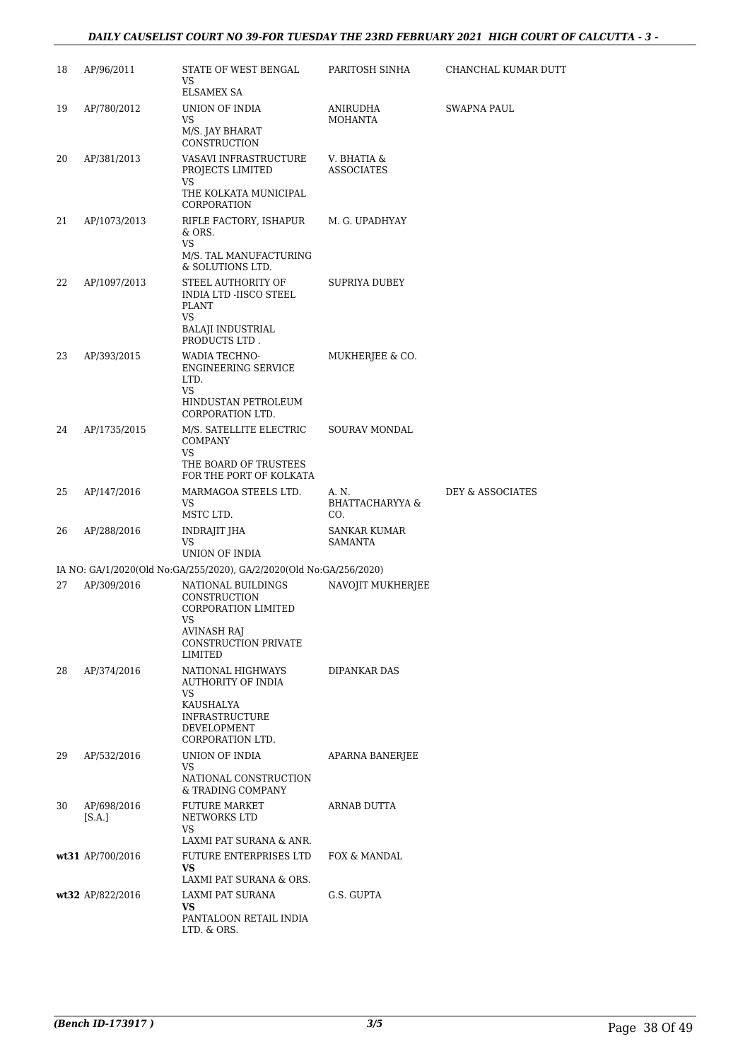| | | | | |
|---|---|---|---|---|
| 18 | AP/96/2011 | STATE OF WEST BENGAL<br>VS<br>ELSAMEX SA | PARITOSH SINHA | CHANCHAL KUMAR DUTT |
| 19 | AP/780/2012 | UNION OF INDIA<br>VS<br>M/S. JAY BHARAT CONSTRUCTION | ANIRUDHA MOHANTA | SWAPNA PAUL |
| 20 | AP/381/2013 | VASAVI INFRASTRUCTURE PROJECTS LIMITED<br>VS<br>THE KOLKATA MUNICIPAL CORPORATION | V. BHATIA & ASSOCIATES | |
| 21 | AP/1073/2013 | RIFLE FACTORY, ISHAPUR & ORS.<br>VS<br>M/S. TAL MANUFACTURING & SOLUTIONS LTD. | M. G. UPADHYAY | |
| 22 | AP/1097/2013 | STEEL AUTHORITY OF INDIA LTD -IISCO STEEL PLANT<br>VS<br>BALAJI INDUSTRIAL PRODUCTS LTD . | SUPRIYA DUBEY | |
| 23 | AP/393/2015 | WADIA TECHNO-ENGINEERING SERVICE LTD.<br>VS<br>HINDUSTAN PETROLEUM CORPORATION LTD. | MUKHERJEE & CO. | |
| 24 | AP/1735/2015 | M/S. SATELLITE ELECTRIC COMPANY<br>VS<br>THE BOARD OF TRUSTEES FOR THE PORT OF KOLKATA | SOURAV MONDAL | |
| 25 | AP/147/2016 | MARMAGOA STEELS LTD.<br>VS<br>MSTC LTD. | A. N. BHATTACHARYYA & CO. | DEY & ASSOCIATES |
| 26 | AP/288/2016 | INDRAJIT JHA<br>VS<br>UNION OF INDIA | SANKAR KUMAR SAMANTA | |
| | IA NO: GA/1/2020(Old No:GA/255/2020), GA/2/2020(Old No:GA/256/2020) | | | |
| 27 | AP/309/2016 | NATIONAL BUILDINGS CONSTRUCTION CORPORATION LIMITED<br>VS<br>AVINASH RAJ CONSTRUCTION PRIVATE LIMITED | NAVOJIT MUKHERJEE | |
| 28 | AP/374/2016 | NATIONAL HIGHWAYS AUTHORITY OF INDIA<br>VS<br>KAUSHALYA INFRASTRUCTURE DEVELOPMENT CORPORATION LTD. | DIPANKAR DAS | |
| 29 | AP/532/2016 | UNION OF INDIA<br>VS<br>NATIONAL CONSTRUCTION & TRADING COMPANY | APARNA BANERJEE | |
| 30 | AP/698/2016 [S.A.] | FUTURE MARKET NETWORKS LTD<br>VS<br>LAXMI PAT SURANA & ANR. | ARNAB DUTTA | |
| **wt31** | AP/700/2016 | FUTURE ENTERPRISES LTD<br>**VS**<br>LAXMI PAT SURANA & ORS. | FOX & MANDAL | |
| **wt32** | AP/822/2016 | LAXMI PAT SURANA<br>**VS**<br>PANTALOON RETAIL INDIA LTD. & ORS. | G.S. GUPTA | |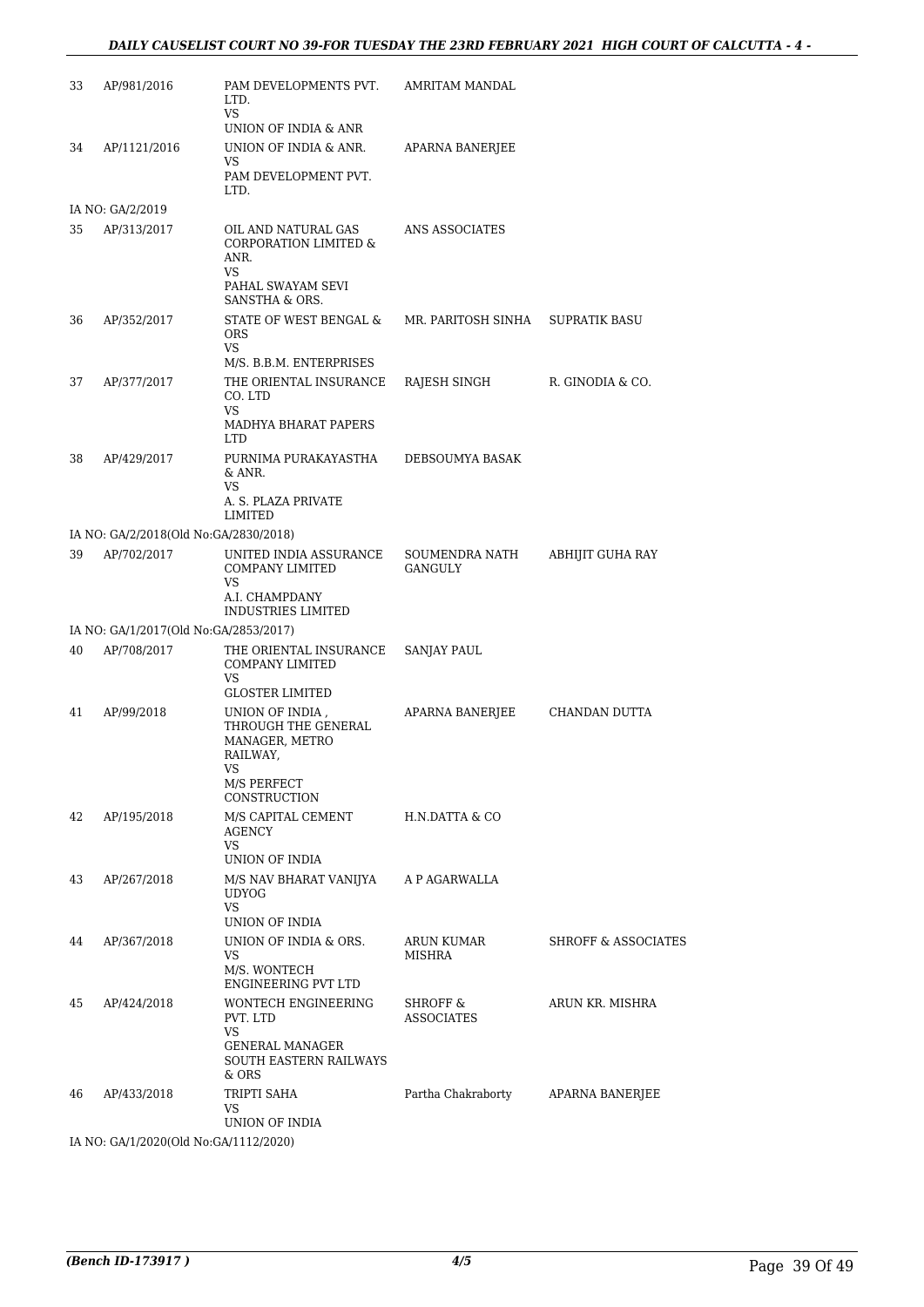| | | | | |
|---|---|---|---|---|
| 33 | AP/981/2016 | PAM DEVELOPMENTS PVT. LTD.<br>VS<br>UNION OF INDIA & ANR | AMRITAM MANDAL | |
| 34 | AP/1121/2016 | UNION OF INDIA & ANR.<br>VS<br>PAM DEVELOPMENT PVT. LTD. | APARNA BANERJEE | |
| IA NO: GA/2/2019 | | | | |
| 35 | AP/313/2017 | OIL AND NATURAL GAS CORPORATION LIMITED & ANR.<br>VS<br>PAHAL SWAYAM SEVI SANSTHA & ORS. | ANS ASSOCIATES | |
| 36 | AP/352/2017 | STATE OF WEST BENGAL & ORS<br>VS<br>M/S. B.B.M. ENTERPRISES | MR. PARITOSH SINHA | SUPRATIK BASU |
| 37 | AP/377/2017 | THE ORIENTAL INSURANCE CO. LTD<br>VS<br>MADHYA BHARAT PAPERS LTD | RAJESH SINGH | R. GINODIA & CO. |
| 38 | AP/429/2017 | PURNIMA PURAKAYASTHA & ANR.<br>VS<br>A. S. PLAZA PRIVATE LIMITED | DEBSOUMYA BASAK | |
| IA NO: GA/2/2018(Old No:GA/2830/2018) | | | | |
| 39 | AP/702/2017 | UNITED INDIA ASSURANCE COMPANY LIMITED<br>VS<br>A.I. CHAMPDANY INDUSTRIES LIMITED | SOUMENDRA NATH GANGULY | ABHIJIT GUHA RAY |
| IA NO: GA/1/2017(Old No:GA/2853/2017) | | | | |
| 40 | AP/708/2017 | THE ORIENTAL INSURANCE COMPANY LIMITED<br>VS<br>GLOSTER LIMITED | SANJAY PAUL | |
| 41 | AP/99/2018 | UNION OF INDIA , THROUGH THE GENERAL MANAGER, METRO RAILWAY,<br>VS<br>M/S PERFECT CONSTRUCTION | APARNA BANERJEE | CHANDAN DUTTA |
| 42 | AP/195/2018 | M/S CAPITAL CEMENT AGENCY<br>VS<br>UNION OF INDIA | H.N.DATTA & CO | |
| 43 | AP/267/2018 | M/S NAV BHARAT VANIJYA UDYOG<br>VS<br>UNION OF INDIA | A P AGARWALLA | |
| 44 | AP/367/2018 | UNION OF INDIA & ORS.<br>VS<br>M/S. WONTECH ENGINEERING PVT LTD | ARUN KUMAR MISHRA | SHROFF & ASSOCIATES |
| 45 | AP/424/2018 | WONTECH ENGINEERING PVT. LTD<br>VS<br>GENERAL MANAGER SOUTH EASTERN RAILWAYS & ORS | SHROFF & ASSOCIATES | ARUN KR. MISHRA |
| 46 | AP/433/2018 | TRIPTI SAHA<br>VS<br>UNION OF INDIA | Partha Chakraborty | APARNA BANERJEE |
| IA NO: GA/1/2020(Old No:GA/1112/2020) | | | | |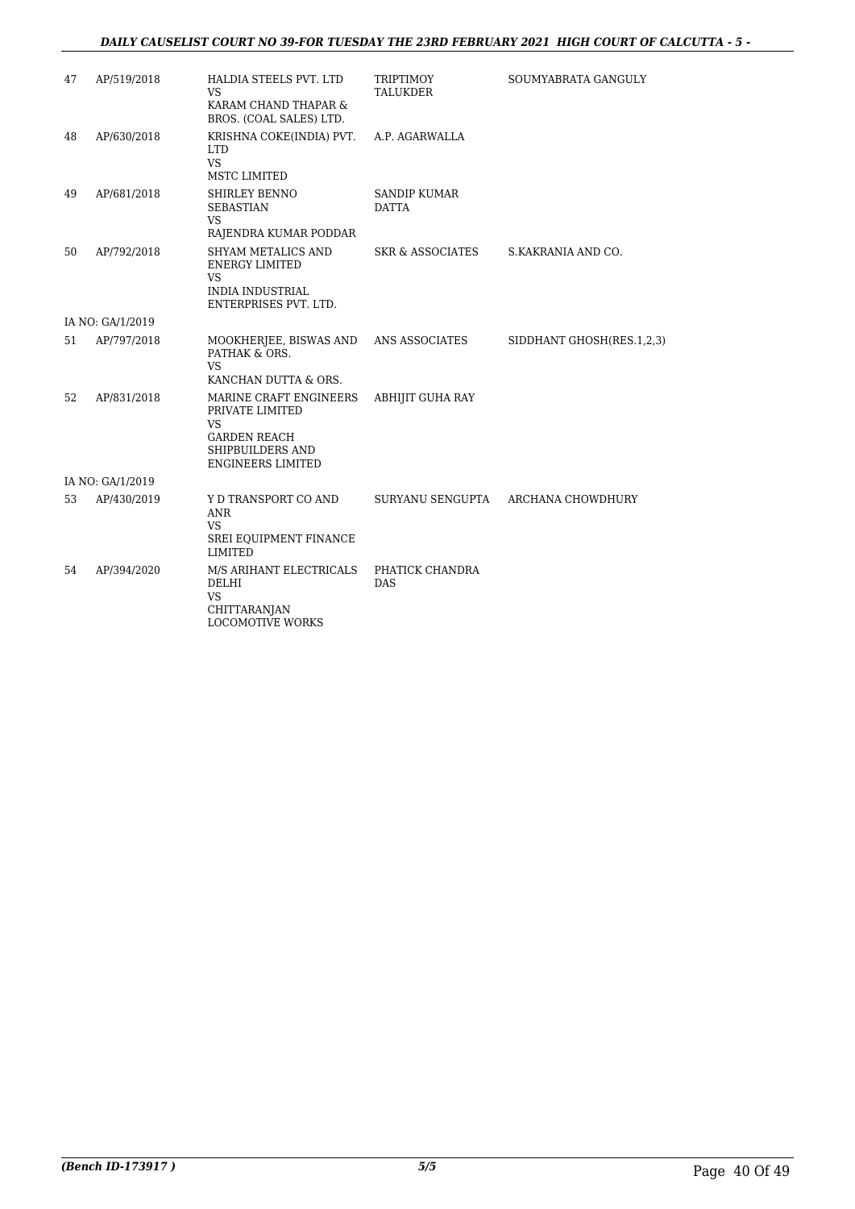| | | | | |
|---|---|---|---|---|
| 47 | AP/519/2018 | HALDIA STEELS PVT. LTD<br>VS<br>KARAM CHAND THAPAR & BROS. (COAL SALES) LTD. | TRIPTIMOY TALUKDER | SOUMYABRATA GANGULY |
| 48 | AP/630/2018 | KRISHNA COKE(INDIA) PVT. LTD<br>VS<br>MSTC LIMITED | A.P. AGARWALLA | |
| 49 | AP/681/2018 | SHIRLEY BENNO SEBASTIAN<br>VS<br>RAJENDRA KUMAR PODDAR | SANDIP KUMAR DATTA | |
| 50 | AP/792/2018 | SHYAM METALICS AND ENERGY LIMITED<br>VS<br>INDIA INDUSTRIAL ENTERPRISES PVT. LTD. | SKR & ASSOCIATES | S.KAKRANIA AND CO. |
| IA NO: GA/1/2019 | | | | |
| 51 | AP/797/2018 | MOOKHERJEE, BISWAS AND PATHAK & ORS.<br>VS<br>KANCHAN DUTTA & ORS. | ANS ASSOCIATES | SIDDHANT GHOSH(RES.1,2,3) |
| 52 | AP/831/2018 | MARINE CRAFT ENGINEERS PRIVATE LIMITED<br>VS<br>GARDEN REACH SHIPBUILDERS AND ENGINEERS LIMITED | ABHIJIT GUHA RAY | |
| IA NO: GA/1/2019 | | | | |
| 53 | AP/430/2019 | Y D TRANSPORT CO AND ANR<br>VS<br>SREI EQUIPMENT FINANCE LIMITED | SURYANU SENGUPTA | ARCHANA CHOWDHURY |
| 54 | AP/394/2020 | M/S ARIHANT ELECTRICALS DELHI<br>VS<br>CHITTARANJAN LOCOMOTIVE WORKS | PHATICK CHANDRA DAS | |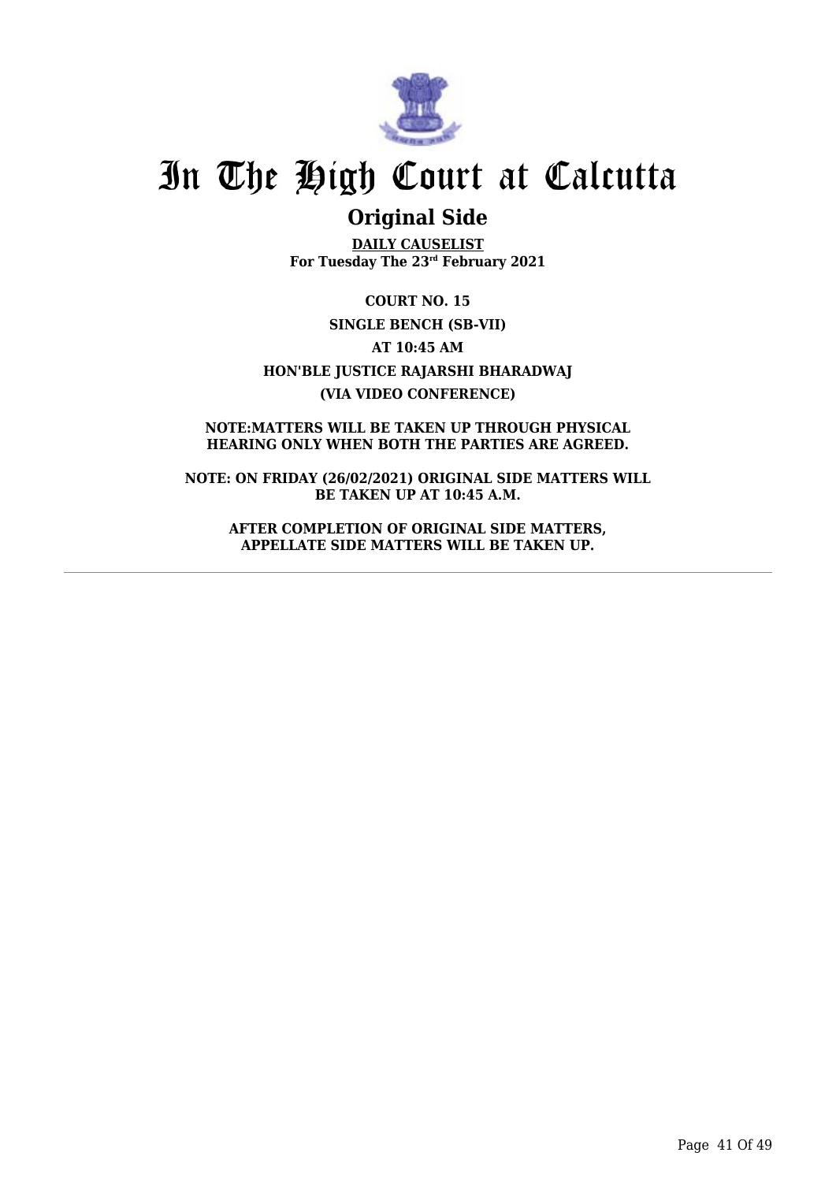# In The High Court at Calcutta

## Original Side

**DAILY CAUSELIST**
**For Tuesday The 23rd February 2021**

**COURT NO. 15**

**SINGLE BENCH (SB-VII)**

**AT 10:45 AM**

**HON'BLE JUSTICE RAJARSHI BHARADWAJ**

**(VIA VIDEO CONFERENCE)**

**NOTE:MATTERS WILL BE TAKEN UP THROUGH PHYSICAL HEARING ONLY WHEN BOTH THE PARTIES ARE AGREED.**

**NOTE: ON FRIDAY (26/02/2021) ORIGINAL SIDE MATTERS WILL BE TAKEN UP AT 10:45 A.M.**

**AFTER COMPLETION OF ORIGINAL SIDE MATTERS, APPELLATE SIDE MATTERS WILL BE TAKEN UP.**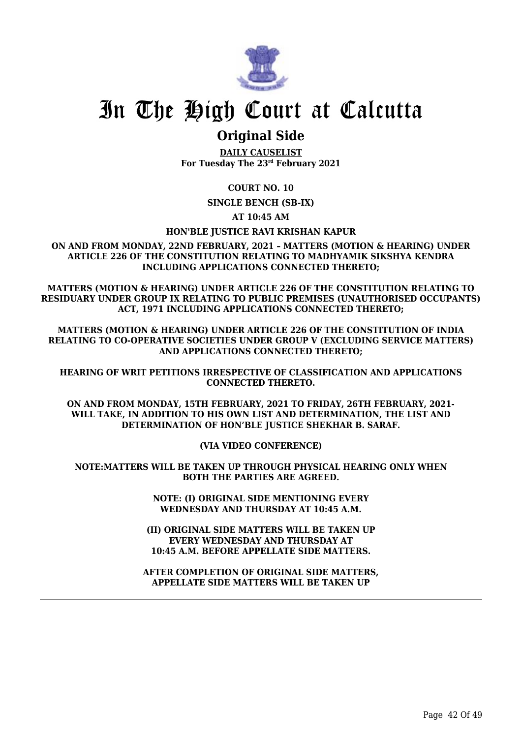# In The High Court at Calcutta

## Original Side

**DAILY CAUSELIST**
**For Tuesday The 23rd February 2021**

**COURT NO. 10**

**SINGLE BENCH (SB-IX)**

**AT 10:45 AM**

**HON'BLE JUSTICE RAVI KRISHAN KAPUR**

**ON AND FROM MONDAY, 22ND FEBRUARY, 2021 – MATTERS (MOTION & HEARING) UNDER ARTICLE 226 OF THE CONSTITUTION RELATING TO MADHYAMIK SIKSHYA KENDRA INCLUDING APPLICATIONS CONNECTED THERETO;**

**MATTERS (MOTION & HEARING) UNDER ARTICLE 226 OF THE CONSTITUTION RELATING TO RESIDUARY UNDER GROUP IX RELATING TO PUBLIC PREMISES (UNAUTHORISED OCCUPANTS) ACT, 1971 INCLUDING APPLICATIONS CONNECTED THERETO;**

**MATTERS (MOTION & HEARING) UNDER ARTICLE 226 OF THE CONSTITUTION OF INDIA RELATING TO CO-OPERATIVE SOCIETIES UNDER GROUP V (EXCLUDING SERVICE MATTERS) AND APPLICATIONS CONNECTED THERETO;**

**HEARING OF WRIT PETITIONS IRRESPECTIVE OF CLASSIFICATION AND APPLICATIONS CONNECTED THERETO.**

**ON AND FROM MONDAY, 15TH FEBRUARY, 2021 TO FRIDAY, 26TH FEBRUARY, 2021- WILL TAKE, IN ADDITION TO HIS OWN LIST AND DETERMINATION, THE LIST AND DETERMINATION OF HON'BLE JUSTICE SHEKHAR B. SARAF.**

**(VIA VIDEO CONFERENCE)**

**NOTE:MATTERS WILL BE TAKEN UP THROUGH PHYSICAL HEARING ONLY WHEN BOTH THE PARTIES ARE AGREED.**

**NOTE: (I) ORIGINAL SIDE MENTIONING EVERY WEDNESDAY AND THURSDAY AT 10:45 A.M.**

**(II) ORIGINAL SIDE MATTERS WILL BE TAKEN UP EVERY WEDNESDAY AND THURSDAY AT 10:45 A.M. BEFORE APPELLATE SIDE MATTERS.**

**AFTER COMPLETION OF ORIGINAL SIDE MATTERS, APPELLATE SIDE MATTERS WILL BE TAKEN UP**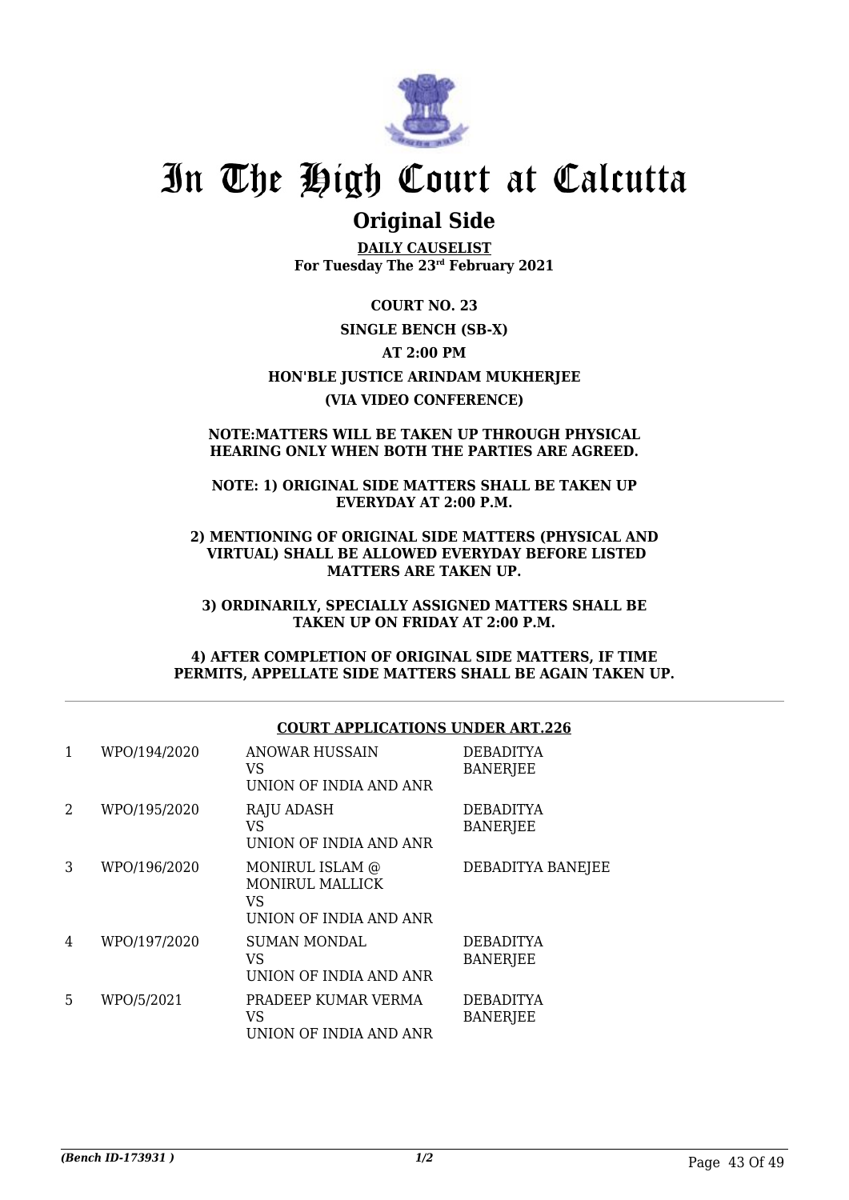# In The High Court at Calcutta

## Original Side

**DAILY CAUSELIST**
**For Tuesday The 23rd February 2021**

**COURT NO. 23**

**SINGLE BENCH (SB-X)**

**AT 2:00 PM**

**HON'BLE JUSTICE ARINDAM MUKHERJEE**

**(VIA VIDEO CONFERENCE)**

**NOTE:MATTERS WILL BE TAKEN UP THROUGH PHYSICAL HEARING ONLY WHEN BOTH THE PARTIES ARE AGREED.**

**NOTE: 1) ORIGINAL SIDE MATTERS SHALL BE TAKEN UP EVERYDAY AT 2:00 P.M.**

**2) MENTIONING OF ORIGINAL SIDE MATTERS (PHYSICAL AND VIRTUAL) SHALL BE ALLOWED EVERYDAY BEFORE LISTED MATTERS ARE TAKEN UP.**

**3) ORDINARILY, SPECIALLY ASSIGNED MATTERS SHALL BE TAKEN UP ON FRIDAY AT 2:00 P.M.**

**4) AFTER COMPLETION OF ORIGINAL SIDE MATTERS, IF TIME PERMITS, APPELLATE SIDE MATTERS SHALL BE AGAIN TAKEN UP.**

**COURT APPLICATIONS UNDER ART.226**

| | | | |
|---|---|---|---|
| 1 | WPO/194/2020 | ANOWAR HUSSAIN<br>VS<br>UNION OF INDIA AND ANR | DEBADITYA BANERJEE |
| 2 | WPO/195/2020 | RAJU ADASH<br>VS<br>UNION OF INDIA AND ANR | DEBADITYA BANERJEE |
| 3 | WPO/196/2020 | MONIRUL ISLAM @ MONIRUL MALLICK<br>VS<br>UNION OF INDIA AND ANR | DEBADITYA BANEJEE |
| 4 | WPO/197/2020 | SUMAN MONDAL<br>VS<br>UNION OF INDIA AND ANR | DEBADITYA BANERJEE |
| 5 | WPO/5/2021 | PRADEEP KUMAR VERMA<br>VS<br>UNION OF INDIA AND ANR | DEBADITYA BANERJEE |

*(Bench ID-173931 )* 1/2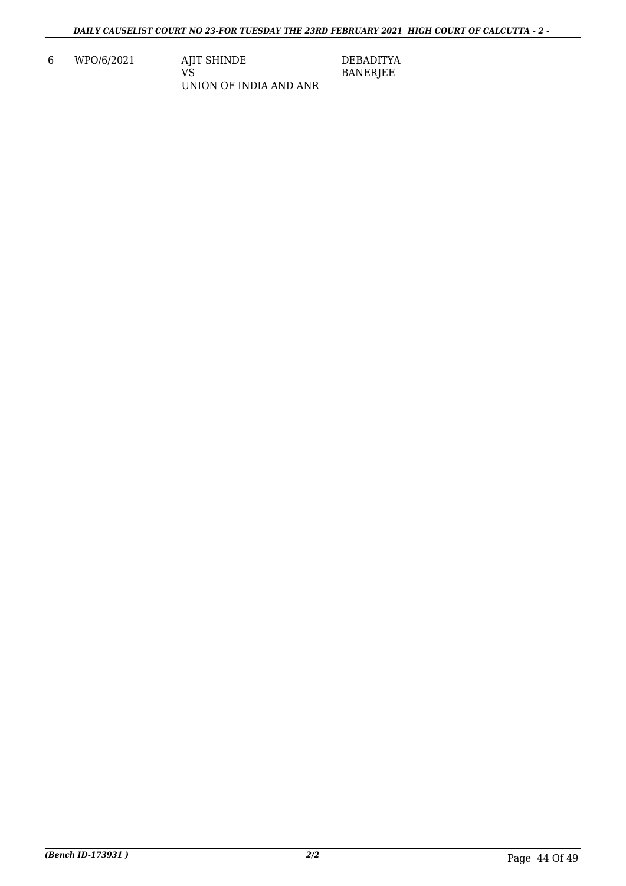| 6 | WPO/6/2021 | AJIT SHINDE<br>VS<br>UNION OF INDIA AND ANR | DEBADITYA<br>BANERJEE |
|---|---|---|---|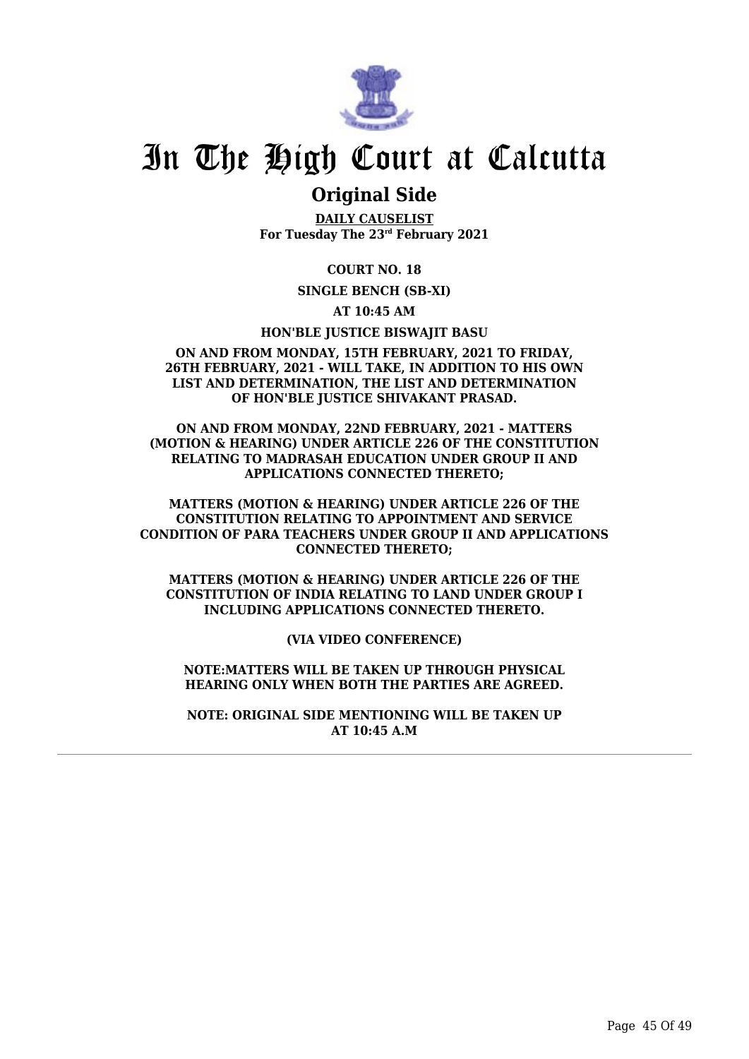# In The High Court at Calcutta

## Original Side

**DAILY CAUSELIST**
**For Tuesday The 23rd February 2021**

**COURT NO. 18**

**SINGLE BENCH (SB-XI)**

**AT 10:45 AM**

**HON'BLE JUSTICE BISWAJIT BASU**

**ON AND FROM MONDAY, 15TH FEBRUARY, 2021 TO FRIDAY, 26TH FEBRUARY, 2021 - WILL TAKE, IN ADDITION TO HIS OWN LIST AND DETERMINATION, THE LIST AND DETERMINATION OF HON'BLE JUSTICE SHIVAKANT PRASAD.**

**ON AND FROM MONDAY, 22ND FEBRUARY, 2021 - MATTERS (MOTION & HEARING) UNDER ARTICLE 226 OF THE CONSTITUTION RELATING TO MADRASAH EDUCATION UNDER GROUP II AND APPLICATIONS CONNECTED THERETO;**

**MATTERS (MOTION & HEARING) UNDER ARTICLE 226 OF THE CONSTITUTION RELATING TO APPOINTMENT AND SERVICE CONDITION OF PARA TEACHERS UNDER GROUP II AND APPLICATIONS CONNECTED THERETO;**

**MATTERS (MOTION & HEARING) UNDER ARTICLE 226 OF THE CONSTITUTION OF INDIA RELATING TO LAND UNDER GROUP I INCLUDING APPLICATIONS CONNECTED THERETO.**

**(VIA VIDEO CONFERENCE)**

**NOTE:MATTERS WILL BE TAKEN UP THROUGH PHYSICAL HEARING ONLY WHEN BOTH THE PARTIES ARE AGREED.**

**NOTE: ORIGINAL SIDE MENTIONING WILL BE TAKEN UP AT 10:45 A.M**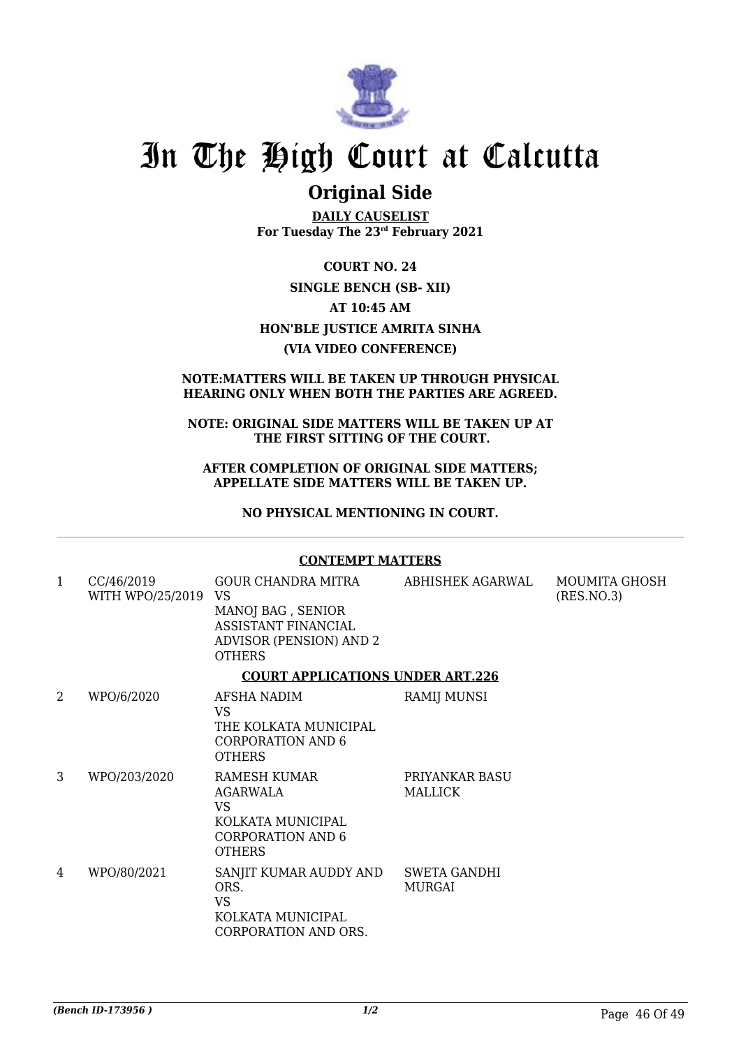# In The High Court at Calcutta

## Original Side

**DAILY CAUSELIST**
**For Tuesday The 23rd February 2021**

**COURT NO. 24**

**SINGLE BENCH (SB- XII)**

**AT 10:45 AM**

**HON'BLE JUSTICE AMRITA SINHA**

**(VIA VIDEO CONFERENCE)**

**NOTE:MATTERS WILL BE TAKEN UP THROUGH PHYSICAL HEARING ONLY WHEN BOTH THE PARTIES ARE AGREED.**

**NOTE: ORIGINAL SIDE MATTERS WILL BE TAKEN UP AT THE FIRST SITTING OF THE COURT.**

**AFTER COMPLETION OF ORIGINAL SIDE MATTERS; APPELLATE SIDE MATTERS WILL BE TAKEN UP.**

**NO PHYSICAL MENTIONING IN COURT.**

**CONTEMPT MATTERS**

| | | | | |
|---|---|---|---|---|
| 1 | CC/46/2019 WITH WPO/25/2019 | GOUR CHANDRA MITRA VS MANOJ BAG , SENIOR ASSISTANT FINANCIAL ADVISOR (PENSION) AND 2 OTHERS | ABHISHEK AGARWAL | MOUMITA GHOSH (RES.NO.3) |

**COURT APPLICATIONS UNDER ART.226**

| | | | | |
|---|---|---|---|---|
| 2 | WPO/6/2020 | AFSHA NADIM VS THE KOLKATA MUNICIPAL CORPORATION AND 6 OTHERS | RAMIJ MUNSI | |
| 3 | WPO/203/2020 | RAMESH KUMAR AGARWALA VS KOLKATA MUNICIPAL CORPORATION AND 6 OTHERS | PRIYANKAR BASU MALLICK | |
| 4 | WPO/80/2021 | SANJIT KUMAR AUDDY AND ORS. VS KOLKATA MUNICIPAL CORPORATION AND ORS. | SWETA GANDHI MURGAI | |

*(Bench ID-173956 )* 1/2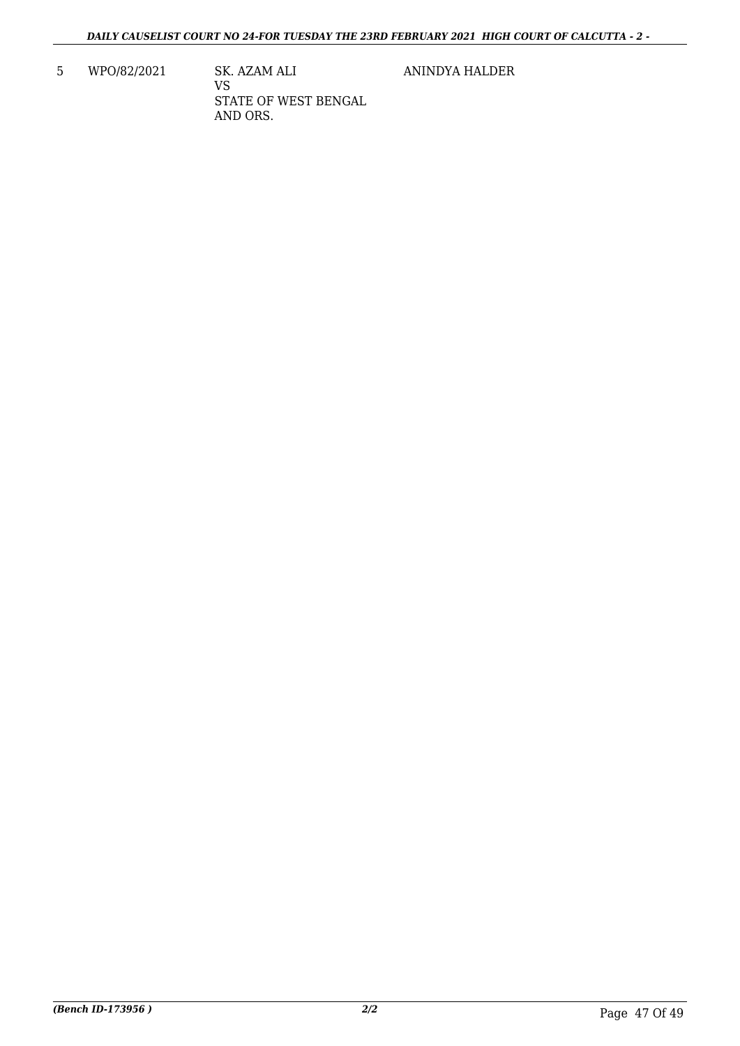| 5 | WPO/82/2021 | SK. AZAM ALI<br>VS<br>STATE OF WEST BENGAL AND ORS. | ANINDYA HALDER |
|---|---|---|---|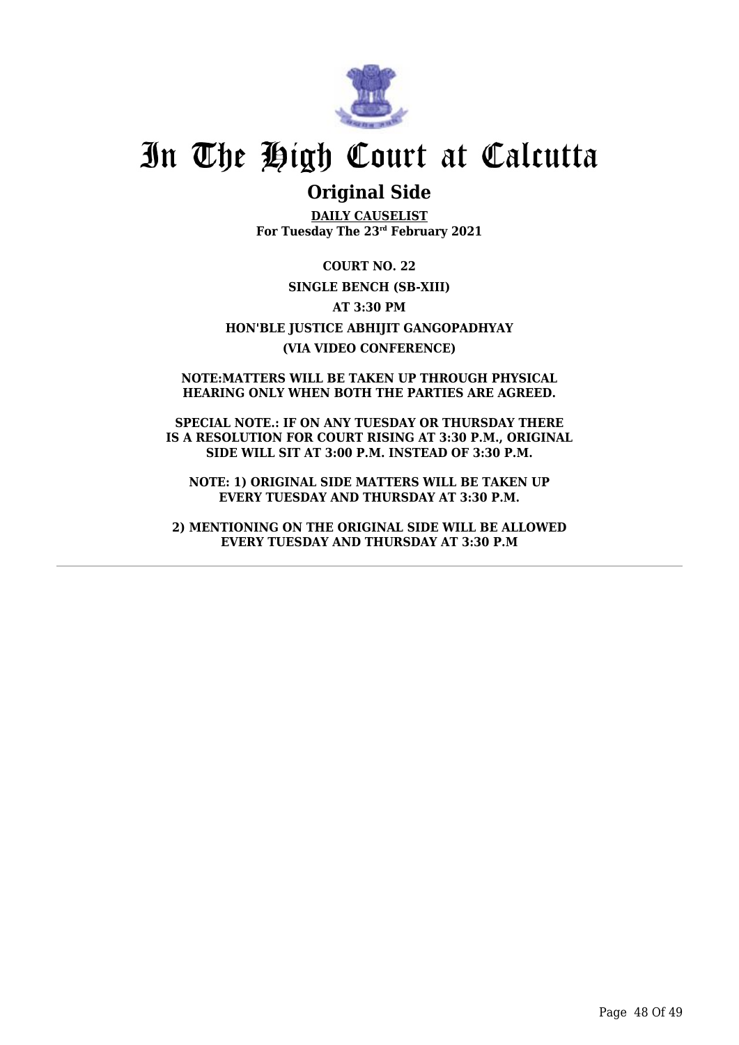# In The High Court at Calcutta

## Original Side

**DAILY CAUSELIST**
**For Tuesday The 23rd February 2021**

**COURT NO. 22**

**SINGLE BENCH (SB-XIII)**

**AT 3:30 PM**

**HON'BLE JUSTICE ABHIJIT GANGOPADHYAY**

**(VIA VIDEO CONFERENCE)**

**NOTE:MATTERS WILL BE TAKEN UP THROUGH PHYSICAL HEARING ONLY WHEN BOTH THE PARTIES ARE AGREED.**

**SPECIAL NOTE.: IF ON ANY TUESDAY OR THURSDAY THERE IS A RESOLUTION FOR COURT RISING AT 3:30 P.M., ORIGINAL SIDE WILL SIT AT 3:00 P.M. INSTEAD OF 3:30 P.M.**

**NOTE: 1) ORIGINAL SIDE MATTERS WILL BE TAKEN UP EVERY TUESDAY AND THURSDAY AT 3:30 P.M.**

**2) MENTIONING ON THE ORIGINAL SIDE WILL BE ALLOWED EVERY TUESDAY AND THURSDAY AT 3:30 P.M**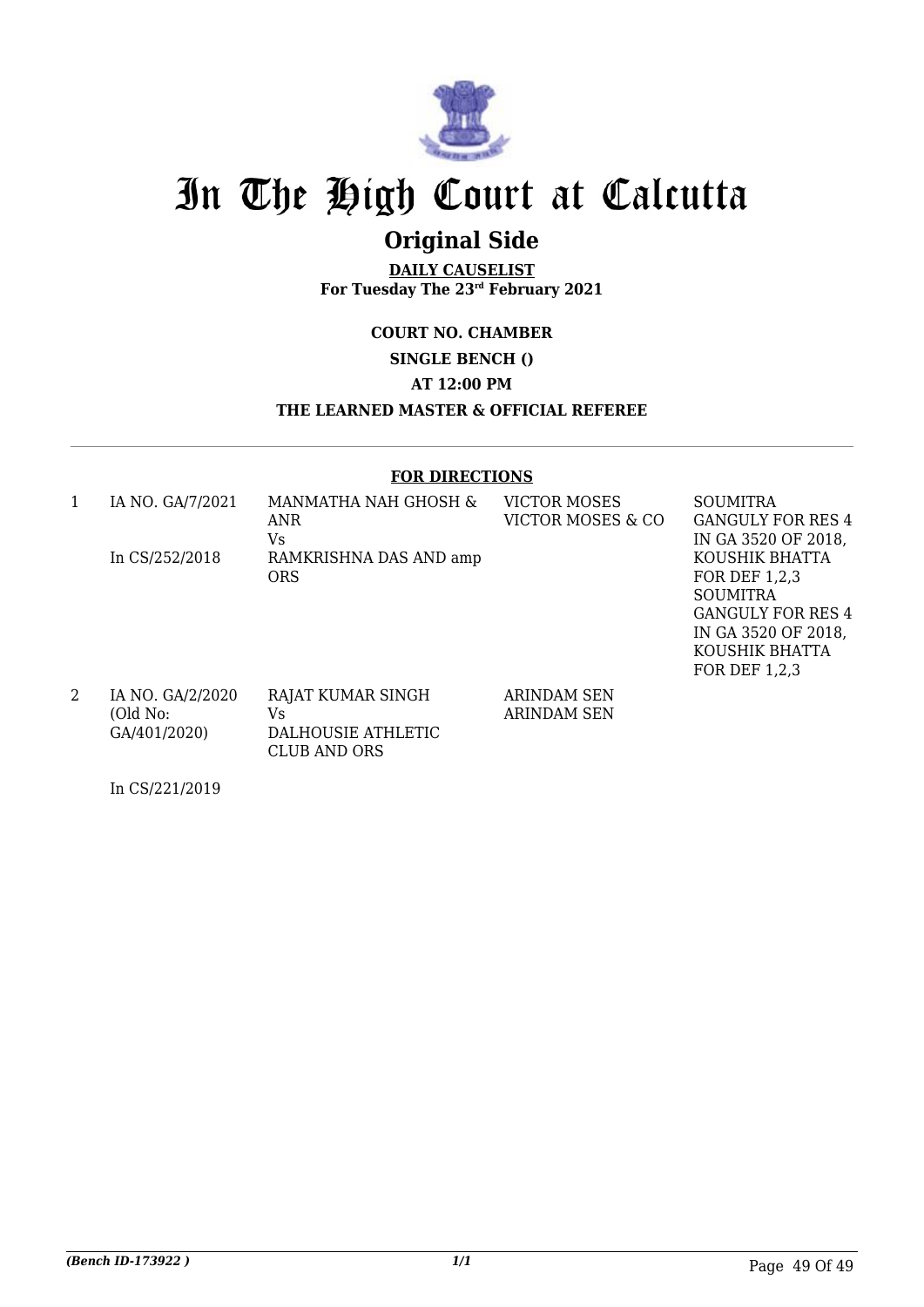# In The High Court at Calcutta

## Original Side

**DAILY CAUSELIST**
**For Tuesday The 23rd February 2021**

**COURT NO. CHAMBER**

**SINGLE BENCH ()**

**AT 12:00 PM**

**THE LEARNED MASTER & OFFICIAL REFEREE**

---

**FOR DIRECTIONS**

| | | | | |
|---|---|---|---|---|
| 1 | IA NO. GA/7/2021<br><br>In CS/252/2018 | MANMATHA NAH GHOSH & ANR<br>Vs<br>RAMKRISHNA DAS AND amp ORS | VICTOR MOSES<br>VICTOR MOSES & CO | SOUMITRA GANGULY FOR RES 4 IN GA 3520 OF 2018, KOUSHIK BHATTA FOR DEF 1,2,3<br>SOUMITRA GANGULY FOR RES 4 IN GA 3520 OF 2018, KOUSHIK BHATTA FOR DEF 1,2,3 |
| 2 | IA NO. GA/2/2020<br>(Old No: GA/401/2020)<br><br>In CS/221/2019 | RAJAT KUMAR SINGH<br>Vs<br>DALHOUSIE ATHLETIC CLUB AND ORS | ARINDAM SEN<br>ARINDAM SEN | |

*(Bench ID-173922 )*